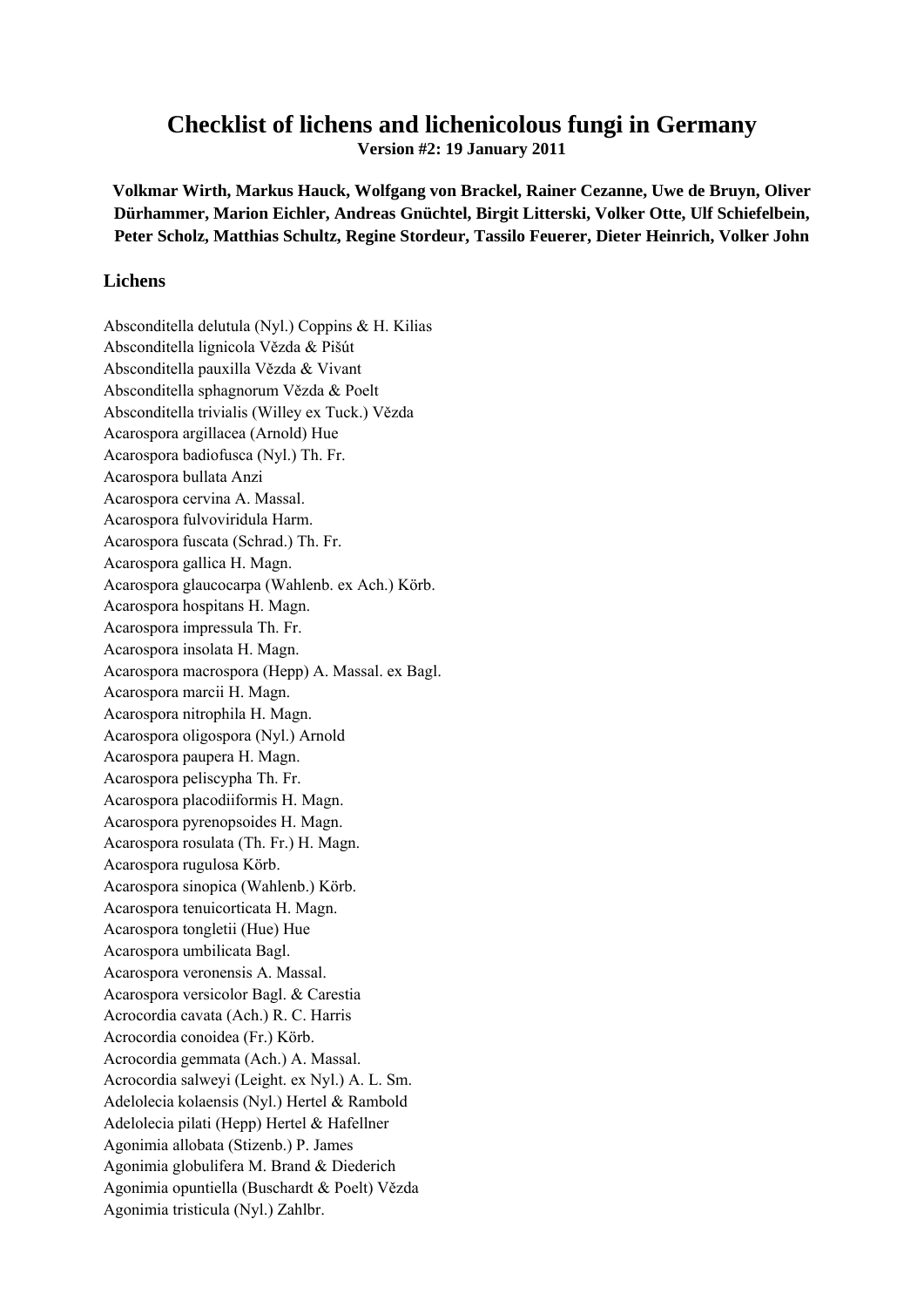# Checklist of lichens and lichenicolous fungi in Germany

**Version #2: 19 January 2011**

**Volkmar Wirth, Markus Hauck, Wolfgang von Brackel, Rainer Cezanne, Uwe de Bruyn, Oliver Dürhammer, Marion Eichler, Andreas Gnüchtel, Birgit Litterski, Volker Otte, Ulf Schiefelbein, Peter Scholz, Matthias Schultz, Regine Stordeur, Tassilo Feuerer, Dieter Heinrich, Volker John**

## Lichens

Absconditella delutula (Nyl.) Coppins & H. Kilias
Absconditella lignicola Vězda & Pišút
Absconditella pauxilla Vězda & Vivant
Absconditella sphagnorum Vězda & Poelt
Absconditella trivialis (Willey ex Tuck.) Vězda
Acarospora argillacea (Arnold) Hue
Acarospora badiofusca (Nyl.) Th. Fr.
Acarospora bullata Anzi
Acarospora cervina A. Massal.
Acarospora fulvoviridula Harm.
Acarospora fuscata (Schrad.) Th. Fr.
Acarospora gallica H. Magn.
Acarospora glaucocarpa (Wahlenb. ex Ach.) Körb.
Acarospora hospitans H. Magn.
Acarospora impressula Th. Fr.
Acarospora insolata H. Magn.
Acarospora macrospora (Hepp) A. Massal. ex Bagl.
Acarospora marcii H. Magn.
Acarospora nitrophila H. Magn.
Acarospora oligospora (Nyl.) Arnold
Acarospora paupera H. Magn.
Acarospora peliscypha Th. Fr.
Acarospora placodiiformis H. Magn.
Acarospora pyrenopsoides H. Magn.
Acarospora rosulata (Th. Fr.) H. Magn.
Acarospora rugulosa Körb.
Acarospora sinopica (Wahlenb.) Körb.
Acarospora tenuicorticata H. Magn.
Acarospora tongletii (Hue) Hue
Acarospora umbilicata Bagl.
Acarospora veronensis A. Massal.
Acarospora versicolor Bagl. & Carestia
Acrocordia cavata (Ach.) R. C. Harris
Acrocordia conoidea (Fr.) Körb.
Acrocordia gemmata (Ach.) A. Massal.
Acrocordia salweyi (Leight. ex Nyl.) A. L. Sm.
Adelolecia kolaensis (Nyl.) Hertel & Rambold
Adelolecia pilati (Hepp) Hertel & Hafellner
Agonimia allobata (Stizenb.) P. James
Agonimia globulifera M. Brand & Diederich
Agonimia opuntiella (Buschardt & Poelt) Vězda
Agonimia tristicula (Nyl.) Zahlbr.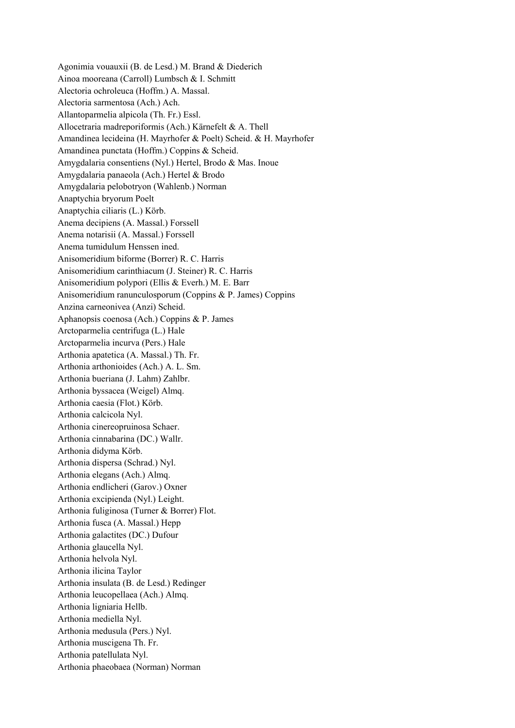Agonimia vouauxii (B. de Lesd.) M. Brand & Diederich
Ainoa mooreana (Carroll) Lumbsch & I. Schmitt
Alectoria ochroleuca (Hoffm.) A. Massal.
Alectoria sarmentosa (Ach.) Ach.
Allantoparmelia alpicola (Th. Fr.) Essl.
Allocetraria madreporiformis (Ach.) Kärnefelt & A. Thell
Amandinea lecideina (H. Mayrhofer & Poelt) Scheid. & H. Mayrhofer
Amandinea punctata (Hoffm.) Coppins & Scheid.
Amygdalaria consentiens (Nyl.) Hertel, Brodo & Mas. Inoue
Amygdalaria panaeola (Ach.) Hertel & Brodo
Amygdalaria pelobotryon (Wahlenb.) Norman
Anaptychia bryorum Poelt
Anaptychia ciliaris (L.) Körb.
Anema decipiens (A. Massal.) Forssell
Anema notarisii (A. Massal.) Forssell
Anema tumidulum Henssen ined.
Anisomeridium biforme (Borrer) R. C. Harris
Anisomeridium carinthiacum (J. Steiner) R. C. Harris
Anisomeridium polypori (Ellis & Everh.) M. E. Barr
Anisomeridium ranunculosporum (Coppins & P. James) Coppins
Anzina carneonivea (Anzi) Scheid.
Aphanopsis coenosa (Ach.) Coppins & P. James
Arctoparmelia centrifuga (L.) Hale
Arctoparmelia incurva (Pers.) Hale
Arthonia apatetica (A. Massal.) Th. Fr.
Arthonia arthonioides (Ach.) A. L. Sm.
Arthonia bueriana (J. Lahm) Zahlbr.
Arthonia byssacea (Weigel) Almq.
Arthonia caesia (Flot.) Körb.
Arthonia calcicola Nyl.
Arthonia cinereopruinosa Schaer.
Arthonia cinnabarina (DC.) Wallr.
Arthonia didyma Körb.
Arthonia dispersa (Schrad.) Nyl.
Arthonia elegans (Ach.) Almq.
Arthonia endlicheri (Garov.) Oxner
Arthonia excipienda (Nyl.) Leight.
Arthonia fuliginosa (Turner & Borrer) Flot.
Arthonia fusca (A. Massal.) Hepp
Arthonia galactites (DC.) Dufour
Arthonia glaucella Nyl.
Arthonia helvola Nyl.
Arthonia ilicina Taylor
Arthonia insulata (B. de Lesd.) Redinger
Arthonia leucopellaea (Ach.) Almq.
Arthonia ligniaria Hellb.
Arthonia mediella Nyl.
Arthonia medusula (Pers.) Nyl.
Arthonia muscigena Th. Fr.
Arthonia patellulata Nyl.
Arthonia phaeobaea (Norman) Norman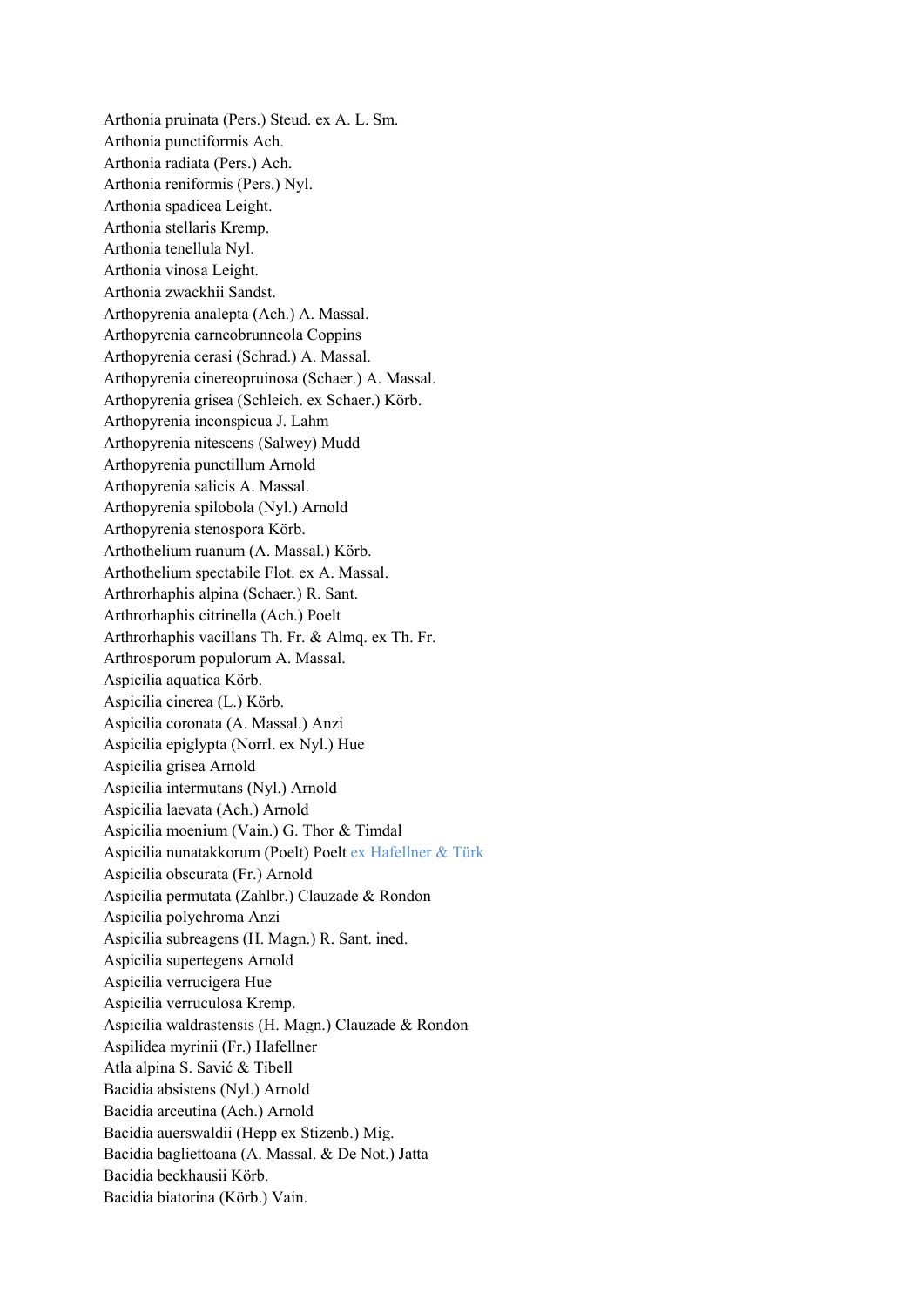Arthonia pruinata (Pers.) Steud. ex A. L. Sm.
Arthonia punctiformis Ach.
Arthonia radiata (Pers.) Ach.
Arthonia reniformis (Pers.) Nyl.
Arthonia spadicea Leight.
Arthonia stellaris Kremp.
Arthonia tenellula Nyl.
Arthonia vinosa Leight.
Arthonia zwackhii Sandst.
Arthopyrenia analepta (Ach.) A. Massal.
Arthopyrenia carneobrunneola Coppins
Arthopyrenia cerasi (Schrad.) A. Massal.
Arthopyrenia cinereopruinosa (Schaer.) A. Massal.
Arthopyrenia grisea (Schleich. ex Schaer.) Körb.
Arthopyrenia inconspicua J. Lahm
Arthopyrenia nitescens (Salwey) Mudd
Arthopyrenia punctillum Arnold
Arthopyrenia salicis A. Massal.
Arthopyrenia spilobola (Nyl.) Arnold
Arthopyrenia stenospora Körb.
Arthothelium ruanum (A. Massal.) Körb.
Arthothelium spectabile Flot. ex A. Massal.
Arthrorhaphis alpina (Schaer.) R. Sant.
Arthrorhaphis citrinella (Ach.) Poelt
Arthrorhaphis vacillans Th. Fr. & Almq. ex Th. Fr.
Arthrosporum populorum A. Massal.
Aspicilia aquatica Körb.
Aspicilia cinerea (L.) Körb.
Aspicilia coronata (A. Massal.) Anzi
Aspicilia epiglypta (Norrl. ex Nyl.) Hue
Aspicilia grisea Arnold
Aspicilia intermutans (Nyl.) Arnold
Aspicilia laevata (Ach.) Arnold
Aspicilia moenium (Vain.) G. Thor & Timdal
Aspicilia nunatakkorum (Poelt) Poelt ex Hafellner & Türk
Aspicilia obscurata (Fr.) Arnold
Aspicilia permutata (Zahlbr.) Clauzade & Rondon
Aspicilia polychroma Anzi
Aspicilia subreagens (H. Magn.) R. Sant. ined.
Aspicilia supertegens Arnold
Aspicilia verrucigera Hue
Aspicilia verruculosa Kremp.
Aspicilia waldrastensis (H. Magn.) Clauzade & Rondon
Aspilidea myrinii (Fr.) Hafellner
Atla alpina S. Savić & Tibell
Bacidia absistens (Nyl.) Arnold
Bacidia arceutina (Ach.) Arnold
Bacidia auerswaldii (Hepp ex Stizenb.) Mig.
Bacidia bagliettoana (A. Massal. & De Not.) Jatta
Bacidia beckhausii Körb.
Bacidia biatorina (Körb.) Vain.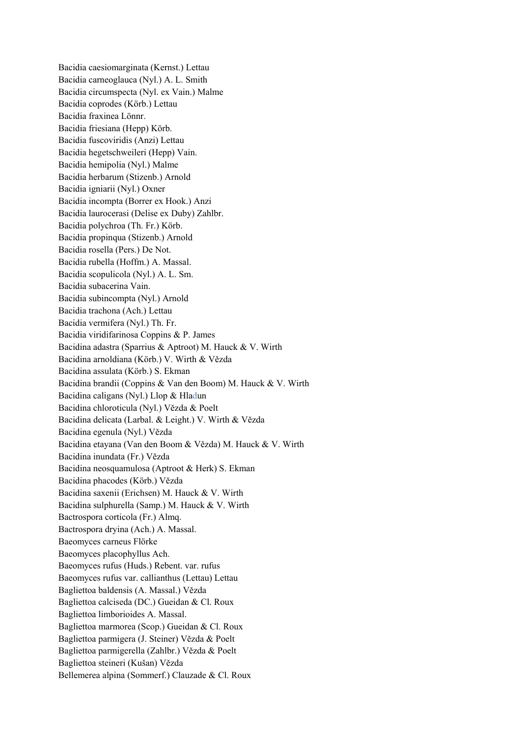Bacidia caesiomarginata (Kernst.) Lettau
Bacidia carneoglauca (Nyl.) A. L. Smith
Bacidia circumspecta (Nyl. ex Vain.) Malme
Bacidia coprodes (Körb.) Lettau
Bacidia fraxinea Lönnr.
Bacidia friesiana (Hepp) Körb.
Bacidia fuscoviridis (Anzi) Lettau
Bacidia hegetschweileri (Hepp) Vain.
Bacidia hemipolia (Nyl.) Malme
Bacidia herbarum (Stizenb.) Arnold
Bacidia igniarii (Nyl.) Oxner
Bacidia incompta (Borrer ex Hook.) Anzi
Bacidia laurocerasi (Delise ex Duby) Zahlbr.
Bacidia polychroa (Th. Fr.) Körb.
Bacidia propinqua (Stizenb.) Arnold
Bacidia rosella (Pers.) De Not.
Bacidia rubella (Hoffm.) A. Massal.
Bacidia scopulicola (Nyl.) A. L. Sm.
Bacidia subacerina Vain.
Bacidia subincompta (Nyl.) Arnold
Bacidia trachona (Ach.) Lettau
Bacidia vermifera (Nyl.) Th. Fr.
Bacidia viridifarinosa Coppins & P. James
Bacidina adastra (Sparrius & Aptroot) M. Hauck & V. Wirth
Bacidina arnoldiana (Körb.) V. Wirth & Vězda
Bacidina assulata (Körb.) S. Ekman
Bacidina brandii (Coppins & Van den Boom) M. Hauck & V. Wirth
Bacidina caligans (Nyl.) Llop & Hladun
Bacidina chloroticula (Nyl.) Vězda & Poelt
Bacidina delicata (Larbal. & Leight.) V. Wirth & Vězda
Bacidina egenula (Nyl.) Vězda
Bacidina etayana (Van den Boom & Vězda) M. Hauck & V. Wirth
Bacidina inundata (Fr.) Vězda
Bacidina neosquamulosa (Aptroot & Herk) S. Ekman
Bacidina phacodes (Körb.) Vězda
Bacidina saxenii (Erichsen) M. Hauck & V. Wirth
Bacidina sulphurella (Samp.) M. Hauck & V. Wirth
Bactrospora corticola (Fr.) Almq.
Bactrospora dryina (Ach.) A. Massal.
Baeomyces carneus Flörke
Baeomyces placophyllus Ach.
Baeomyces rufus (Huds.) Rebent. var. rufus
Baeomyces rufus var. callianthus (Lettau) Lettau
Bagliettoa baldensis (A. Massal.) Vězda
Bagliettoa calciseda (DC.) Gueidan & Cl. Roux
Bagliettoa limborioides A. Massal.
Bagliettoa marmorea (Scop.) Gueidan & Cl. Roux
Bagliettoa parmigera (J. Steiner) Vězda & Poelt
Bagliettoa parmigerella (Zahlbr.) Vězda & Poelt
Bagliettoa steineri (Kušan) Vězda
Bellemerea alpina (Sommerf.) Clauzade & Cl. Roux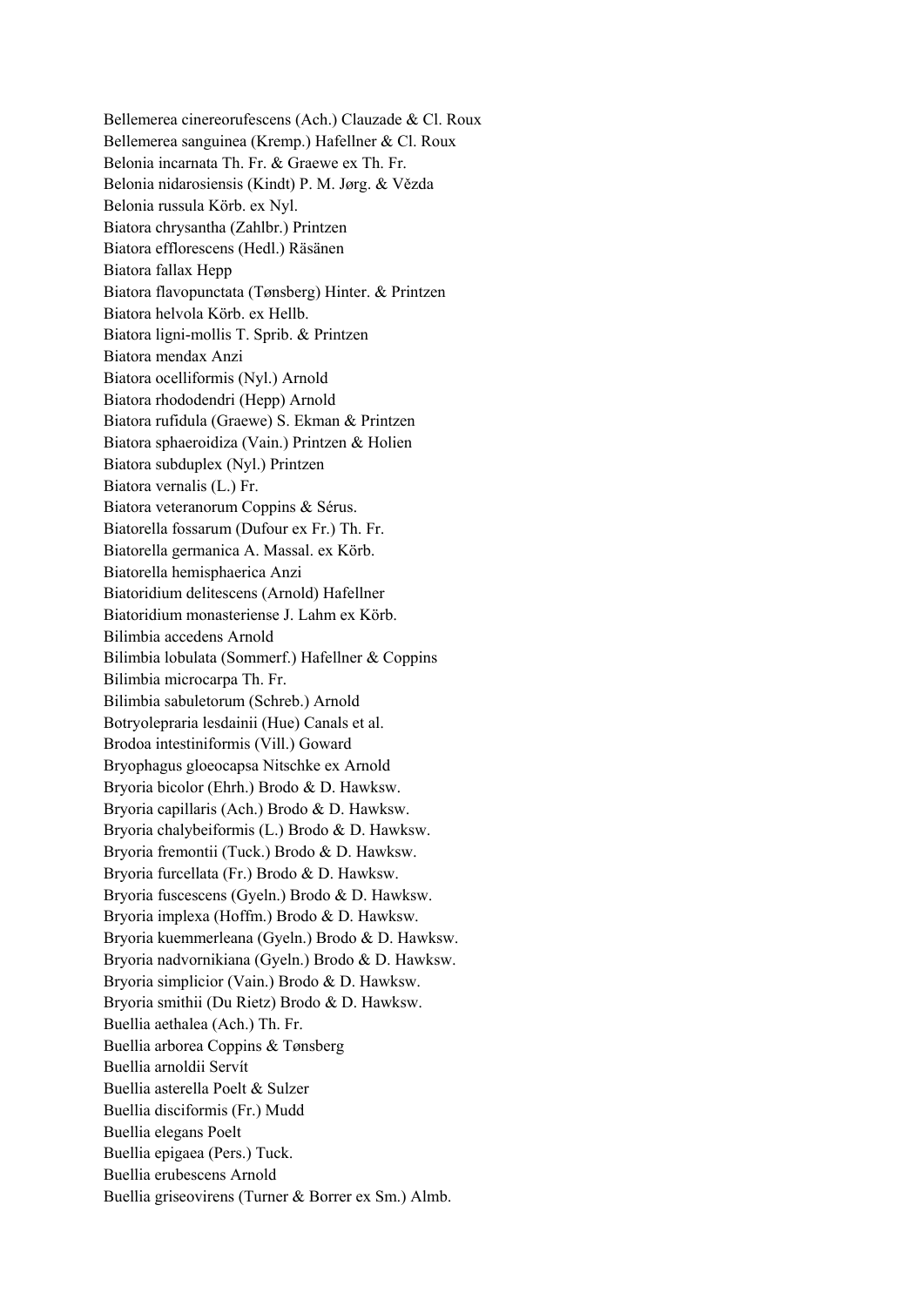Bellemerea cinereorufescens (Ach.) Clauzade & Cl. Roux
Bellemerea sanguinea (Kremp.) Hafellner & Cl. Roux
Belonia incarnata Th. Fr. & Graewe ex Th. Fr.
Belonia nidarosiensis (Kindt) P. M. Jørg. & Vězda
Belonia russula Körb. ex Nyl.
Biatora chrysantha (Zahlbr.) Printzen
Biatora efflorescens (Hedl.) Räsänen
Biatora fallax Hepp
Biatora flavopunctata (Tønsberg) Hinter. & Printzen
Biatora helvola Körb. ex Hellb.
Biatora ligni-mollis T. Sprib. & Printzen
Biatora mendax Anzi
Biatora ocelliformis (Nyl.) Arnold
Biatora rhododendri (Hepp) Arnold
Biatora rufidula (Graewe) S. Ekman & Printzen
Biatora sphaeroidiza (Vain.) Printzen & Holien
Biatora subduplex (Nyl.) Printzen
Biatora vernalis (L.) Fr.
Biatora veteranorum Coppins & Sérus.
Biatorella fossarum (Dufour ex Fr.) Th. Fr.
Biatorella germanica A. Massal. ex Körb.
Biatorella hemisphaerica Anzi
Biatoridium delitescens (Arnold) Hafellner
Biatoridium monasteriense J. Lahm ex Körb.
Bilimbia accedens Arnold
Bilimbia lobulata (Sommerf.) Hafellner & Coppins
Bilimbia microcarpa Th. Fr.
Bilimbia sabuletorum (Schreb.) Arnold
Botryolepraria lesdainii (Hue) Canals et al.
Brodoa intestiniformis (Vill.) Goward
Bryophagus gloeocapsa Nitschke ex Arnold
Bryoria bicolor (Ehrh.) Brodo & D. Hawksw.
Bryoria capillaris (Ach.) Brodo & D. Hawksw.
Bryoria chalybeiformis (L.) Brodo & D. Hawksw.
Bryoria fremontii (Tuck.) Brodo & D. Hawksw.
Bryoria furcellata (Fr.) Brodo & D. Hawksw.
Bryoria fuscescens (Gyeln.) Brodo & D. Hawksw.
Bryoria implexa (Hoffm.) Brodo & D. Hawksw.
Bryoria kuemmerleana (Gyeln.) Brodo & D. Hawksw.
Bryoria nadvornikiana (Gyeln.) Brodo & D. Hawksw.
Bryoria simplicior (Vain.) Brodo & D. Hawksw.
Bryoria smithii (Du Rietz) Brodo & D. Hawksw.
Buellia aethalea (Ach.) Th. Fr.
Buellia arborea Coppins & Tønsberg
Buellia arnoldii Servít
Buellia asterella Poelt & Sulzer
Buellia disciformis (Fr.) Mudd
Buellia elegans Poelt
Buellia epigaea (Pers.) Tuck.
Buellia erubescens Arnold
Buellia griseovirens (Turner & Borrer ex Sm.) Almb.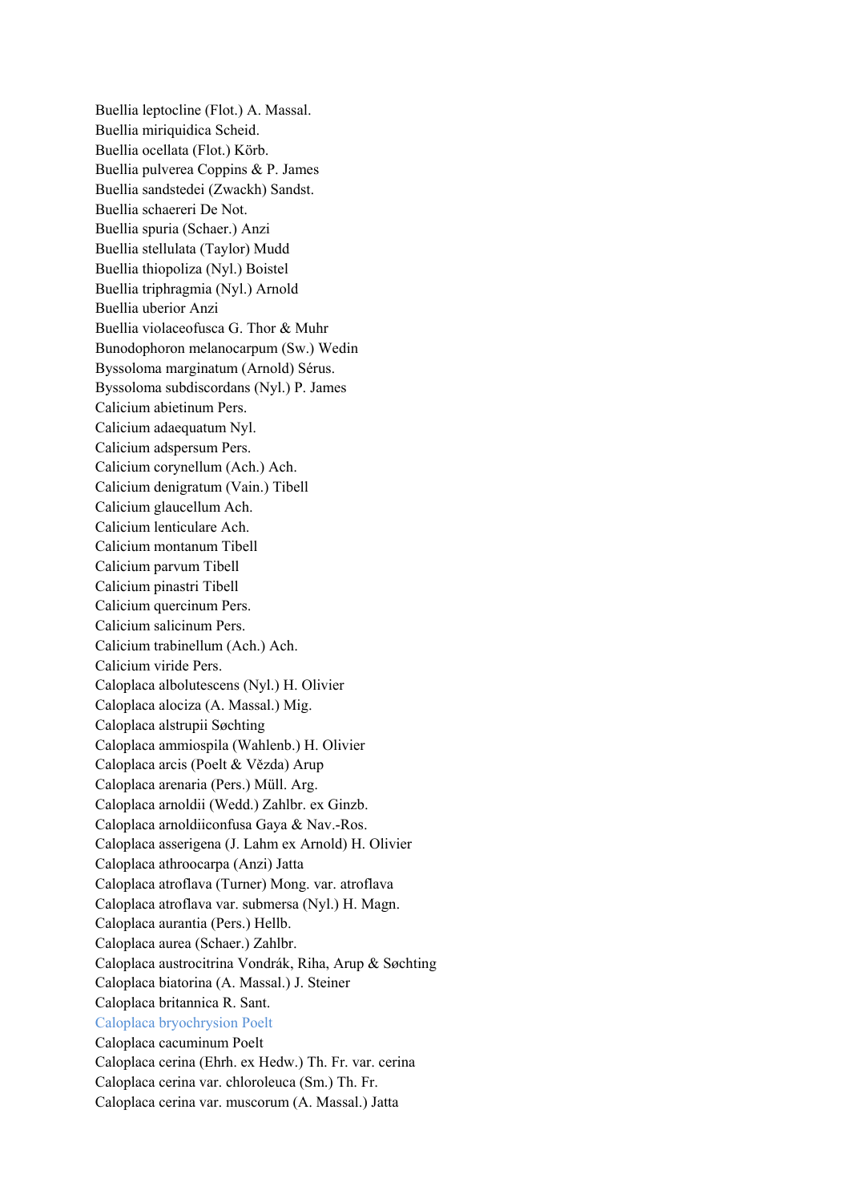Buellia leptocline (Flot.) A. Massal.
Buellia miriquidica Scheid.
Buellia ocellata (Flot.) Körb.
Buellia pulverea Coppins & P. James
Buellia sandstedei (Zwackh) Sandst.
Buellia schaereri De Not.
Buellia spuria (Schaer.) Anzi
Buellia stellulata (Taylor) Mudd
Buellia thiopoliza (Nyl.) Boistel
Buellia triphragmia (Nyl.) Arnold
Buellia uberior Anzi
Buellia violaceofusca G. Thor & Muhr
Bunodophoron melanocarpum (Sw.) Wedin
Byssoloma marginatum (Arnold) Sérus.
Byssoloma subdiscordans (Nyl.) P. James
Calicium abietinum Pers.
Calicium adaequatum Nyl.
Calicium adspersum Pers.
Calicium corynellum (Ach.) Ach.
Calicium denigratum (Vain.) Tibell
Calicium glaucellum Ach.
Calicium lenticulare Ach.
Calicium montanum Tibell
Calicium parvum Tibell
Calicium pinastri Tibell
Calicium quercinum Pers.
Calicium salicinum Pers.
Calicium trabinellum (Ach.) Ach.
Calicium viride Pers.
Caloplaca albolutescens (Nyl.) H. Olivier
Caloplaca alociza (A. Massal.) Mig.
Caloplaca alstrupii Søchting
Caloplaca ammiospila (Wahlenb.) H. Olivier
Caloplaca arcis (Poelt & Vězda) Arup
Caloplaca arenaria (Pers.) Müll. Arg.
Caloplaca arnoldii (Wedd.) Zahlbr. ex Ginzb.
Caloplaca arnoldiiconfusa Gaya & Nav.-Ros.
Caloplaca asserigena (J. Lahm ex Arnold) H. Olivier
Caloplaca athroocarpa (Anzi) Jatta
Caloplaca atroflava (Turner) Mong. var. atroflava
Caloplaca atroflava var. submersa (Nyl.) H. Magn.
Caloplaca aurantia (Pers.) Hellb.
Caloplaca aurea (Schaer.) Zahlbr.
Caloplaca austrocitrina Vondrák, Riha, Arup & Søchting
Caloplaca biatorina (A. Massal.) J. Steiner
Caloplaca britannica R. Sant.
Caloplaca bryochrysion Poelt
Caloplaca cacuminum Poelt
Caloplaca cerina (Ehrh. ex Hedw.) Th. Fr. var. cerina
Caloplaca cerina var. chloroleuca (Sm.) Th. Fr.
Caloplaca cerina var. muscorum (A. Massal.) Jatta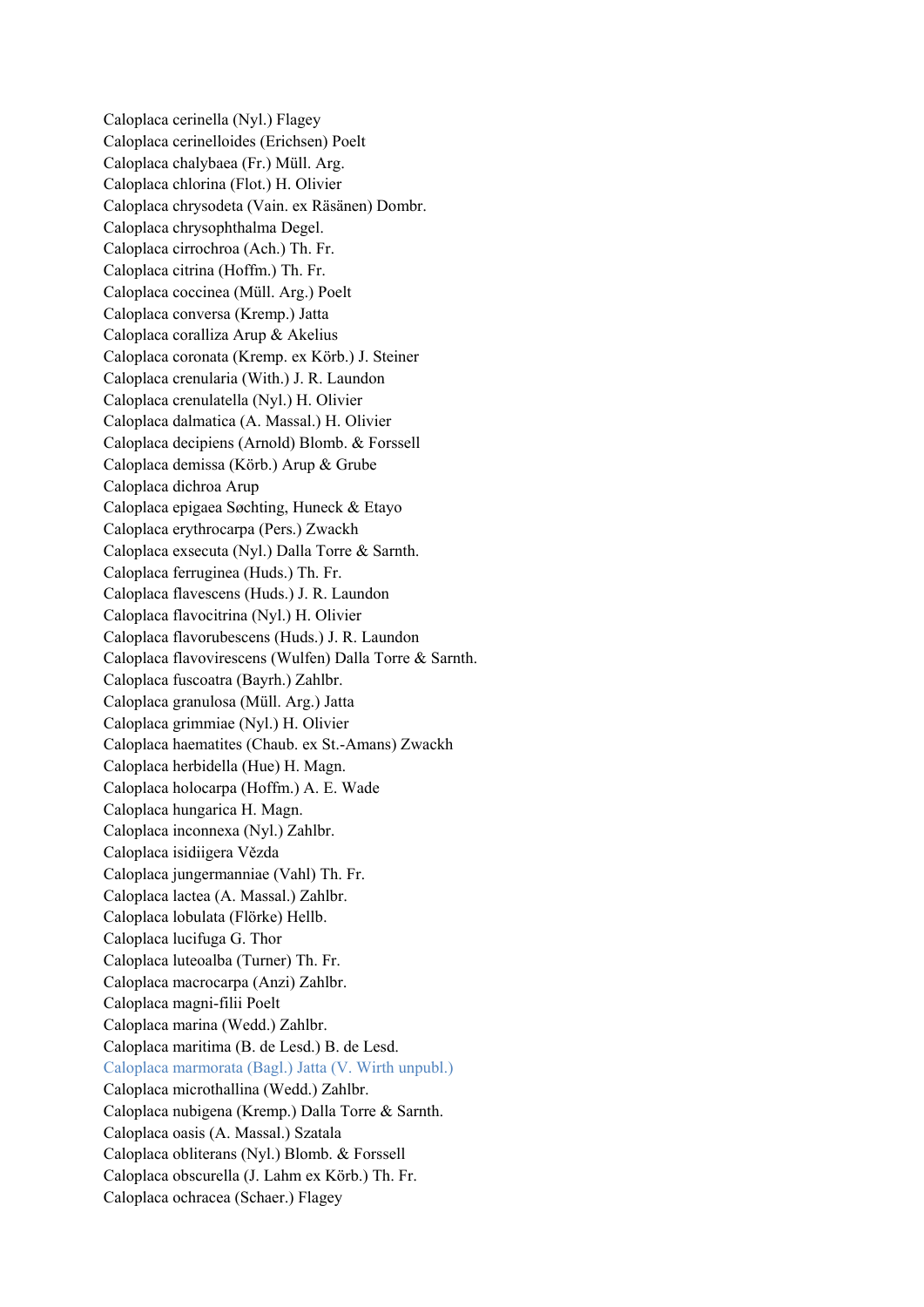Caloplaca cerinella (Nyl.) Flagey
Caloplaca cerinelloides (Erichsen) Poelt
Caloplaca chalybaea (Fr.) Müll. Arg.
Caloplaca chlorina (Flot.) H. Olivier
Caloplaca chrysodeta (Vain. ex Räsänen) Dombr.
Caloplaca chrysophthalma Degel.
Caloplaca cirrochroa (Ach.) Th. Fr.
Caloplaca citrina (Hoffm.) Th. Fr.
Caloplaca coccinea (Müll. Arg.) Poelt
Caloplaca conversa (Kremp.) Jatta
Caloplaca coralliza Arup & Akelius
Caloplaca coronata (Kremp. ex Körb.) J. Steiner
Caloplaca crenularia (With.) J. R. Laundon
Caloplaca crenulatella (Nyl.) H. Olivier
Caloplaca dalmatica (A. Massal.) H. Olivier
Caloplaca decipiens (Arnold) Blomb. & Forssell
Caloplaca demissa (Körb.) Arup & Grube
Caloplaca dichroa Arup
Caloplaca epigaea Søchting, Huneck & Etayo
Caloplaca erythrocarpa (Pers.) Zwackh
Caloplaca exsecuta (Nyl.) Dalla Torre & Sarnth.
Caloplaca ferruginea (Huds.) Th. Fr.
Caloplaca flavescens (Huds.) J. R. Laundon
Caloplaca flavocitrina (Nyl.) H. Olivier
Caloplaca flavorubescens (Huds.) J. R. Laundon
Caloplaca flavovirescens (Wulfen) Dalla Torre & Sarnth.
Caloplaca fuscoatra (Bayrh.) Zahlbr.
Caloplaca granulosa (Müll. Arg.) Jatta
Caloplaca grimmiae (Nyl.) H. Olivier
Caloplaca haematites (Chaub. ex St.-Amans) Zwackh
Caloplaca herbidella (Hue) H. Magn.
Caloplaca holocarpa (Hoffm.) A. E. Wade
Caloplaca hungarica H. Magn.
Caloplaca inconnexa (Nyl.) Zahlbr.
Caloplaca isidiigera Vězda
Caloplaca jungermanniae (Vahl) Th. Fr.
Caloplaca lactea (A. Massal.) Zahlbr.
Caloplaca lobulata (Flörke) Hellb.
Caloplaca lucifuga G. Thor
Caloplaca luteoalba (Turner) Th. Fr.
Caloplaca macrocarpa (Anzi) Zahlbr.
Caloplaca magni-filii Poelt
Caloplaca marina (Wedd.) Zahlbr.
Caloplaca maritima (B. de Lesd.) B. de Lesd.
Caloplaca marmorata (Bagl.) Jatta (V. Wirth unpubl.)
Caloplaca microthallina (Wedd.) Zahlbr.
Caloplaca nubigena (Kremp.) Dalla Torre & Sarnth.
Caloplaca oasis (A. Massal.) Szatala
Caloplaca obliterans (Nyl.) Blomb. & Forssell
Caloplaca obscurella (J. Lahm ex Körb.) Th. Fr.
Caloplaca ochracea (Schaer.) Flagey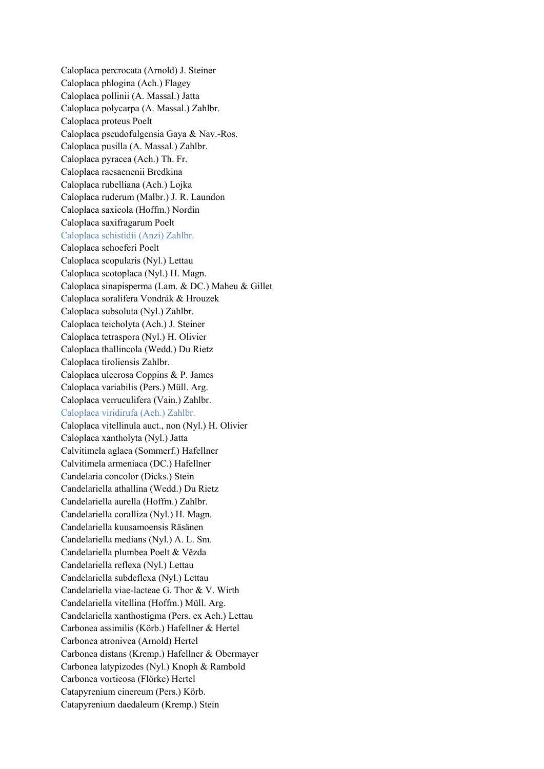Caloplaca percrocata (Arnold) J. Steiner
Caloplaca phlogina (Ach.) Flagey
Caloplaca pollinii (A. Massal.) Jatta
Caloplaca polycarpa (A. Massal.) Zahlbr.
Caloplaca proteus Poelt
Caloplaca pseudofulgensia Gaya & Nav.-Ros.
Caloplaca pusilla (A. Massal.) Zahlbr.
Caloplaca pyracea (Ach.) Th. Fr.
Caloplaca raesaenenii Bredkina
Caloplaca rubelliana (Ach.) Lojka
Caloplaca ruderum (Malbr.) J. R. Laundon
Caloplaca saxicola (Hoffm.) Nordin
Caloplaca saxifragarum Poelt
Caloplaca schistidii (Anzi) Zahlbr.
Caloplaca schoeferi Poelt
Caloplaca scopularis (Nyl.) Lettau
Caloplaca scotoplaca (Nyl.) H. Magn.
Caloplaca sinapisperma (Lam. & DC.) Maheu & Gillet
Caloplaca soralifera Vondrák & Hrouzek
Caloplaca subsoluta (Nyl.) Zahlbr.
Caloplaca teicholyta (Ach.) J. Steiner
Caloplaca tetraspora (Nyl.) H. Olivier
Caloplaca thallincola (Wedd.) Du Rietz
Caloplaca tiroliensis Zahlbr.
Caloplaca ulcerosa Coppins & P. James
Caloplaca variabilis (Pers.) Müll. Arg.
Caloplaca verruculifera (Vain.) Zahlbr.
Caloplaca viridirufa (Ach.) Zahlbr.
Caloplaca vitellinula auct., non (Nyl.) H. Olivier
Caloplaca xantholyta (Nyl.) Jatta
Calvitimela aglaea (Sommerf.) Hafellner
Calvitimela armeniaca (DC.) Hafellner
Candelaria concolor (Dicks.) Stein
Candelariella athallina (Wedd.) Du Rietz
Candelariella aurella (Hoffm.) Zahlbr.
Candelariella coralliza (Nyl.) H. Magn.
Candelariella kuusamoensis Räsänen
Candelariella medians (Nyl.) A. L. Sm.
Candelariella plumbea Poelt & Vězda
Candelariella reflexa (Nyl.) Lettau
Candelariella subdeflexa (Nyl.) Lettau
Candelariella viae-lacteae G. Thor & V. Wirth
Candelariella vitellina (Hoffm.) Müll. Arg.
Candelariella xanthostigma (Pers. ex Ach.) Lettau
Carbonea assimilis (Körb.) Hafellner & Hertel
Carbonea atronivea (Arnold) Hertel
Carbonea distans (Kremp.) Hafellner & Obermayer
Carbonea latypizodes (Nyl.) Knoph & Rambold
Carbonea vorticosa (Flörke) Hertel
Catapyrenium cinereum (Pers.) Körb.
Catapyrenium daedaleum (Kremp.) Stein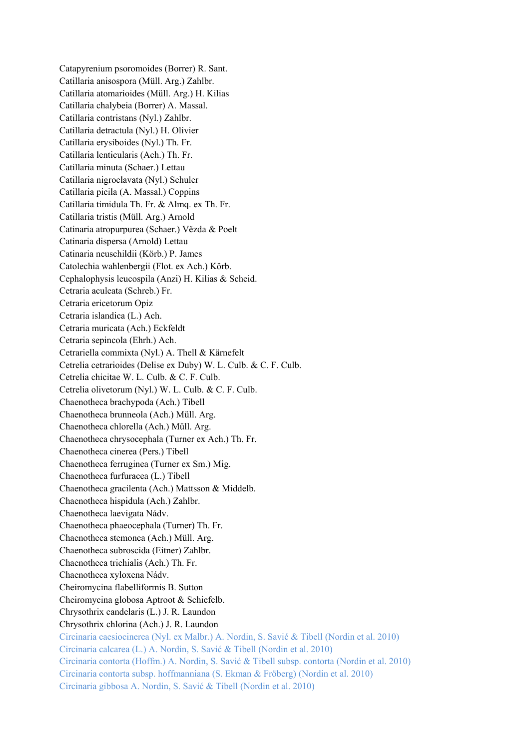Catapyrenium psoromoides (Borrer) R. Sant.
Catillaria anisospora (Müll. Arg.) Zahlbr.
Catillaria atomarioides (Müll. Arg.) H. Kilias
Catillaria chalybeia (Borrer) A. Massal.
Catillaria contristans (Nyl.) Zahlbr.
Catillaria detractula (Nyl.) H. Olivier
Catillaria erysiboides (Nyl.) Th. Fr.
Catillaria lenticularis (Ach.) Th. Fr.
Catillaria minuta (Schaer.) Lettau
Catillaria nigroclavata (Nyl.) Schuler
Catillaria picila (A. Massal.) Coppins
Catillaria timidula Th. Fr. & Almq. ex Th. Fr.
Catillaria tristis (Müll. Arg.) Arnold
Catinaria atropurpurea (Schaer.) Vězda & Poelt
Catinaria dispersa (Arnold) Lettau
Catinaria neuschildii (Körb.) P. James
Catolechia wahlenbergii (Flot. ex Ach.) Körb.
Cephalophysis leucospila (Anzi) H. Kilias & Scheid.
Cetraria aculeata (Schreb.) Fr.
Cetraria ericetorum Opiz
Cetraria islandica (L.) Ach.
Cetraria muricata (Ach.) Eckfeldt
Cetraria sepincola (Ehrh.) Ach.
Cetrariella commixta (Nyl.) A. Thell & Kärnefelt
Cetrelia cetrarioides (Delise ex Duby) W. L. Culb. & C. F. Culb.
Cetrelia chicitae W. L. Culb. & C. F. Culb.
Cetrelia olivetorum (Nyl.) W. L. Culb. & C. F. Culb.
Chaenotheca brachypoda (Ach.) Tibell
Chaenotheca brunneola (Ach.) Müll. Arg.
Chaenotheca chlorella (Ach.) Müll. Arg.
Chaenotheca chrysocephala (Turner ex Ach.) Th. Fr.
Chaenotheca cinerea (Pers.) Tibell
Chaenotheca ferruginea (Turner ex Sm.) Mig.
Chaenotheca furfuracea (L.) Tibell
Chaenotheca gracilenta (Ach.) Mattsson & Middelb.
Chaenotheca hispidula (Ach.) Zahlbr.
Chaenotheca laevigata Nádv.
Chaenotheca phaeocephala (Turner) Th. Fr.
Chaenotheca stemonea (Ach.) Müll. Arg.
Chaenotheca subroscida (Eitner) Zahlbr.
Chaenotheca trichialis (Ach.) Th. Fr.
Chaenotheca xyloxena Nádv.
Cheiromycina flabelliformis B. Sutton
Cheiromycina globosa Aptroot & Schiefelb.
Chrysothrix candelaris (L.) J. R. Laundon
Chrysothrix chlorina (Ach.) J. R. Laundon
Circinaria caesiocinerea (Nyl. ex Malbr.) A. Nordin, S. Savić & Tibell (Nordin et al. 2010)
Circinaria calcarea (L.) A. Nordin, S. Savić & Tibell (Nordin et al. 2010)
Circinaria contorta (Hoffm.) A. Nordin, S. Savić & Tibell subsp. contorta (Nordin et al. 2010)
Circinaria contorta subsp. hoffmanniana (S. Ekman & Fröberg) (Nordin et al. 2010)
Circinaria gibbosa A. Nordin, S. Savić & Tibell (Nordin et al. 2010)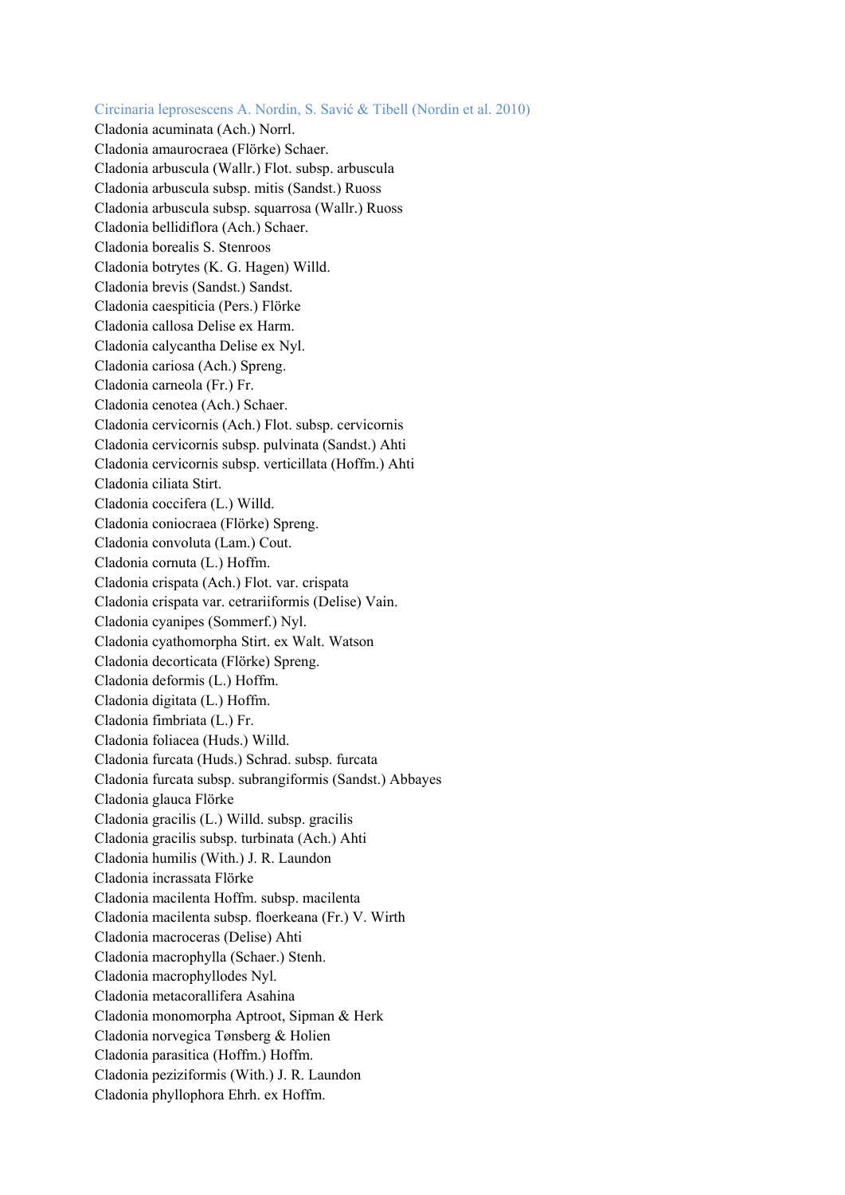Circinaria leprosescens A. Nordin, S. Savić & Tibell (Nordin et al. 2010)
Cladonia acuminata (Ach.) Norrl.
Cladonia amaurocraea (Flörke) Schaer.
Cladonia arbuscula (Wallr.) Flot. subsp. arbuscula
Cladonia arbuscula subsp. mitis (Sandst.) Ruoss
Cladonia arbuscula subsp. squarrosa (Wallr.) Ruoss
Cladonia bellidiflora (Ach.) Schaer.
Cladonia borealis S. Stenroos
Cladonia botrytes (K. G. Hagen) Willd.
Cladonia brevis (Sandst.) Sandst.
Cladonia caespiticia (Pers.) Flörke
Cladonia callosa Delise ex Harm.
Cladonia calycantha Delise ex Nyl.
Cladonia cariosa (Ach.) Spreng.
Cladonia carneola (Fr.) Fr.
Cladonia cenotea (Ach.) Schaer.
Cladonia cervicornis (Ach.) Flot. subsp. cervicornis
Cladonia cervicornis subsp. pulvinata (Sandst.) Ahti
Cladonia cervicornis subsp. verticillata (Hoffm.) Ahti
Cladonia ciliata Stirt.
Cladonia coccifera (L.) Willd.
Cladonia coniocraea (Flörke) Spreng.
Cladonia convoluta (Lam.) Cout.
Cladonia cornuta (L.) Hoffm.
Cladonia crispata (Ach.) Flot. var. crispata
Cladonia crispata var. cetrariiformis (Delise) Vain.
Cladonia cyanipes (Sommerf.) Nyl.
Cladonia cyathomorpha Stirt. ex Walt. Watson
Cladonia decorticata (Flörke) Spreng.
Cladonia deformis (L.) Hoffm.
Cladonia digitata (L.) Hoffm.
Cladonia fimbriata (L.) Fr.
Cladonia foliacea (Huds.) Willd.
Cladonia furcata (Huds.) Schrad. subsp. furcata
Cladonia furcata subsp. subrangiformis (Sandst.) Abbayes
Cladonia glauca Flörke
Cladonia gracilis (L.) Willd. subsp. gracilis
Cladonia gracilis subsp. turbinata (Ach.) Ahti
Cladonia humilis (With.) J. R. Laundon
Cladonia incrassata Flörke
Cladonia macilenta Hoffm. subsp. macilenta
Cladonia macilenta subsp. floerkeana (Fr.) V. Wirth
Cladonia macroceras (Delise) Ahti
Cladonia macrophylla (Schaer.) Stenh.
Cladonia macrophyllodes Nyl.
Cladonia metacorallifera Asahina
Cladonia monomorpha Aptroot, Sipman & Herk
Cladonia norvegica Tønsberg & Holien
Cladonia parasitica (Hoffm.) Hoffm.
Cladonia peziziformis (With.) J. R. Laundon
Cladonia phyllophora Ehrh. ex Hoffm.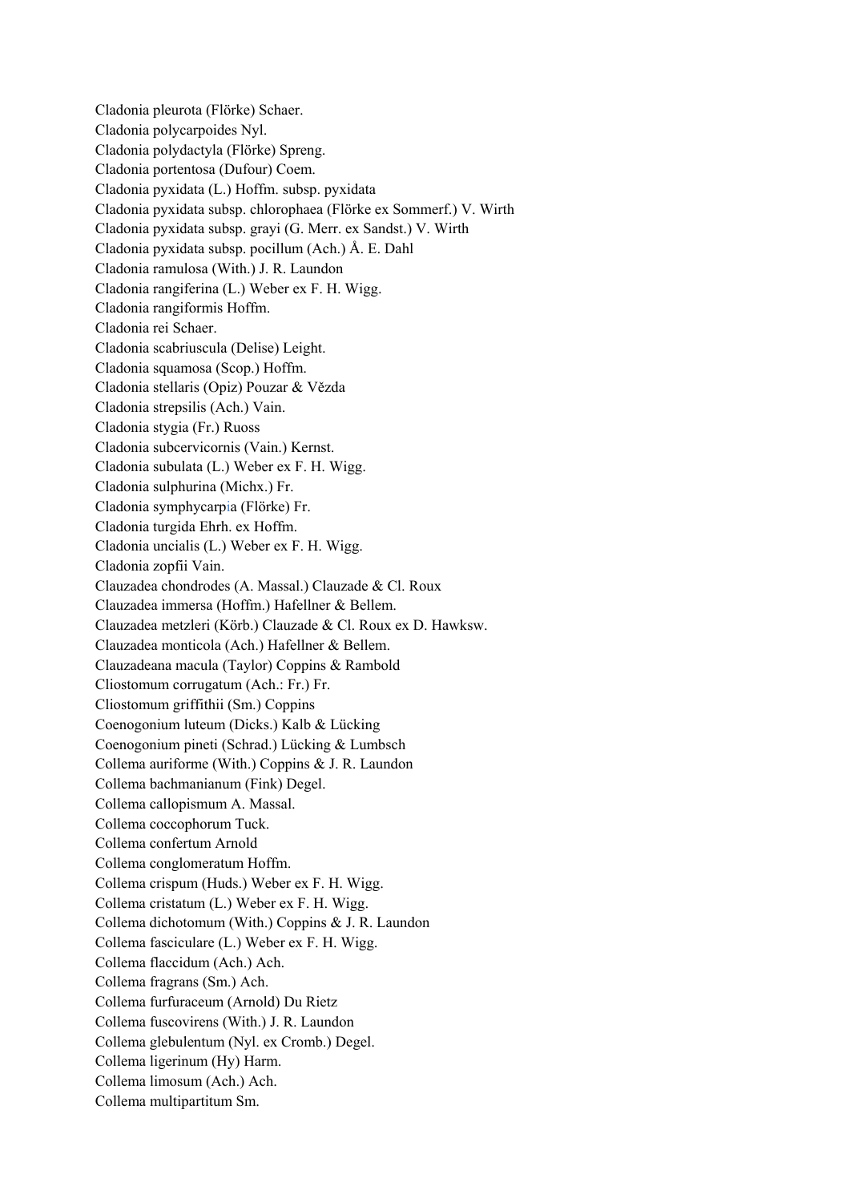Cladonia pleurota (Flörke) Schaer.  
Cladonia polycarpoides Nyl.  
Cladonia polydactyla (Flörke) Spreng.  
Cladonia portentosa (Dufour) Coem.  
Cladonia pyxidata (L.) Hoffm. subsp. pyxidata  
Cladonia pyxidata subsp. chlorophaea (Flörke ex Sommerf.) V. Wirth  
Cladonia pyxidata subsp. grayi (G. Merr. ex Sandst.) V. Wirth  
Cladonia pyxidata subsp. pocillum (Ach.) Å. E. Dahl  
Cladonia ramulosa (With.) J. R. Laundon  
Cladonia rangiferina (L.) Weber ex F. H. Wigg.  
Cladonia rangiformis Hoffm.  
Cladonia rei Schaer.  
Cladonia scabriuscula (Delise) Leight.  
Cladonia squamosa (Scop.) Hoffm.  
Cladonia stellaris (Opiz) Pouzar & Vězda  
Cladonia strepsilis (Ach.) Vain.  
Cladonia stygia (Fr.) Ruoss  
Cladonia subcervicornis (Vain.) Kernst.  
Cladonia subulata (L.) Weber ex F. H. Wigg.  
Cladonia sulphurina (Michx.) Fr.  
Cladonia symphycarpia (Flörke) Fr.  
Cladonia turgida Ehrh. ex Hoffm.  
Cladonia uncialis (L.) Weber ex F. H. Wigg.  
Cladonia zopfii Vain.  
Clauzadea chondrodes (A. Massal.) Clauzade & Cl. Roux  
Clauzadea immersa (Hoffm.) Hafellner & Bellem.  
Clauzadea metzleri (Körb.) Clauzade & Cl. Roux ex D. Hawksw.  
Clauzadea monticola (Ach.) Hafellner & Bellem.  
Clauzadeana macula (Taylor) Coppins & Rambold  
Cliostomum corrugatum (Ach.: Fr.) Fr.  
Cliostomum griffithii (Sm.) Coppins  
Coenogonium luteum (Dicks.) Kalb & Lücking  
Coenogonium pineti (Schrad.) Lücking & Lumbsch  
Collema auriforme (With.) Coppins & J. R. Laundon  
Collema bachmanianum (Fink) Degel.  
Collema callopismum A. Massal.  
Collema coccophorum Tuck.  
Collema confertum Arnold  
Collema conglomeratum Hoffm.  
Collema crispum (Huds.) Weber ex F. H. Wigg.  
Collema cristatum (L.) Weber ex F. H. Wigg.  
Collema dichotomum (With.) Coppins & J. R. Laundon  
Collema fasciculare (L.) Weber ex F. H. Wigg.  
Collema flaccidum (Ach.) Ach.  
Collema fragrans (Sm.) Ach.  
Collema furfuraceum (Arnold) Du Rietz  
Collema fuscovirens (With.) J. R. Laundon  
Collema glebulentum (Nyl. ex Cromb.) Degel.  
Collema ligerinum (Hy) Harm.  
Collema limosum (Ach.) Ach.  
Collema multipartitum Sm.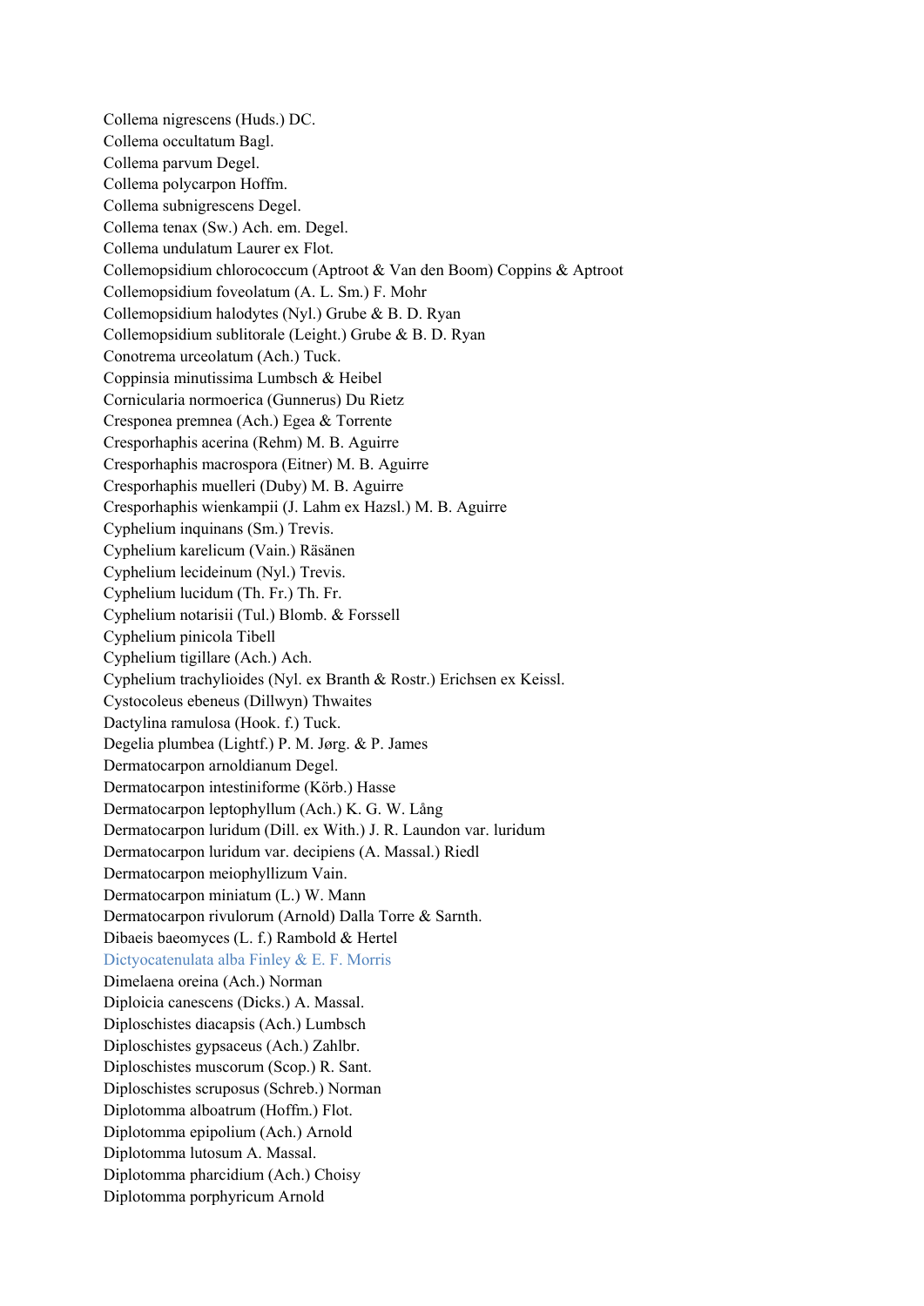Collema nigrescens (Huds.) DC.
Collema occultatum Bagl.
Collema parvum Degel.
Collema polycarpon Hoffm.
Collema subnigrescens Degel.
Collema tenax (Sw.) Ach. em. Degel.
Collema undulatum Laurer ex Flot.
Collemopsidium chlorococcum (Aptroot & Van den Boom) Coppins & Aptroot
Collemopsidium foveolatum (A. L. Sm.) F. Mohr
Collemopsidium halodytes (Nyl.) Grube & B. D. Ryan
Collemopsidium sublitorale (Leight.) Grube & B. D. Ryan
Conotrema urceolatum (Ach.) Tuck.
Coppinsia minutissima Lumbsch & Heibel
Cornicularia normoerica (Gunnerus) Du Rietz
Cresponea premnea (Ach.) Egea & Torrente
Cresporhaphis acerina (Rehm) M. B. Aguirre
Cresporhaphis macrospora (Eitner) M. B. Aguirre
Cresporhaphis muelleri (Duby) M. B. Aguirre
Cresporhaphis wienkampii (J. Lahm ex Hazsl.) M. B. Aguirre
Cyphelium inquinans (Sm.) Trevis.
Cyphelium karelicum (Vain.) Räsänen
Cyphelium lecideinum (Nyl.) Trevis.
Cyphelium lucidum (Th. Fr.) Th. Fr.
Cyphelium notarisii (Tul.) Blomb. & Forssell
Cyphelium pinicola Tibell
Cyphelium tigillare (Ach.) Ach.
Cyphelium trachylioides (Nyl. ex Branth & Rostr.) Erichsen ex Keissl.
Cystocoleus ebeneus (Dillwyn) Thwaites
Dactylina ramulosa (Hook. f.) Tuck.
Degelia plumbea (Lightf.) P. M. Jørg. & P. James
Dermatocarpon arnoldianum Degel.
Dermatocarpon intestiniforme (Körb.) Hasse
Dermatocarpon leptophyllum (Ach.) K. G. W. Lång
Dermatocarpon luridum (Dill. ex With.) J. R. Laundon var. luridum
Dermatocarpon luridum var. decipiens (A. Massal.) Riedl
Dermatocarpon meiophyllizum Vain.
Dermatocarpon miniatum (L.) W. Mann
Dermatocarpon rivulorum (Arnold) Dalla Torre & Sarnth.
Dibaeis baeomyces (L. f.) Rambold & Hertel
Dictyocatenulata alba Finley & E. F. Morris
Dimelaena oreina (Ach.) Norman
Diploicia canescens (Dicks.) A. Massal.
Diploschistes diacapsis (Ach.) Lumbsch
Diploschistes gypsaceus (Ach.) Zahlbr.
Diploschistes muscorum (Scop.) R. Sant.
Diploschistes scruposus (Schreb.) Norman
Diplotomma alboatrum (Hoffm.) Flot.
Diplotomma epipolium (Ach.) Arnold
Diplotomma lutosum A. Massal.
Diplotomma pharcidium (Ach.) Choisy
Diplotomma porphyricum Arnold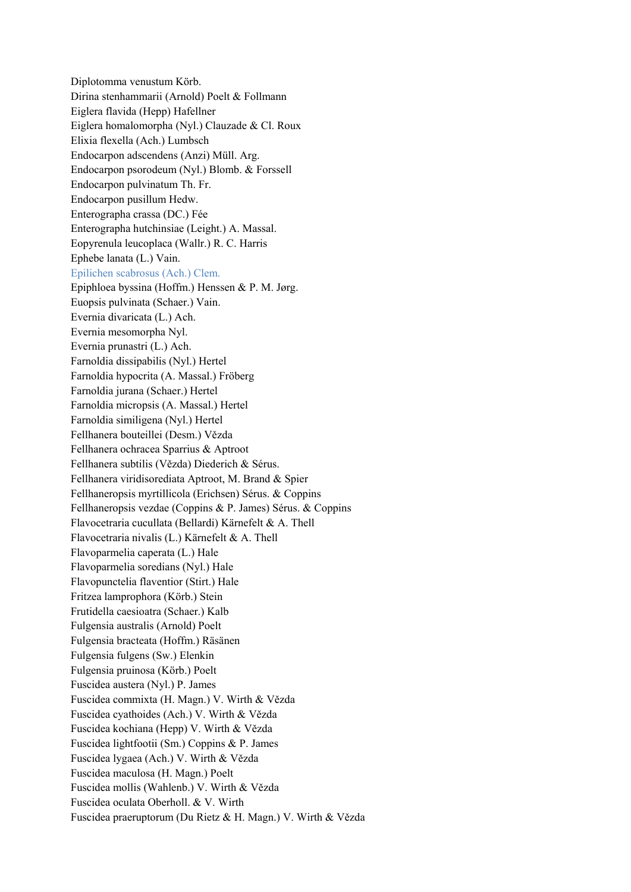Diplotomma venustum Körb.
Dirina stenhammarii (Arnold) Poelt & Follmann
Eiglera flavida (Hepp) Hafellner
Eiglera homalomorpha (Nyl.) Clauzade & Cl. Roux
Elixia flexella (Ach.) Lumbsch
Endocarpon adscendens (Anzi) Müll. Arg.
Endocarpon psorodeum (Nyl.) Blomb. & Forssell
Endocarpon pulvinatum Th. Fr.
Endocarpon pusillum Hedw.
Enterographa crassa (DC.) Fée
Enterographa hutchinsiae (Leight.) A. Massal.
Eopyrenula leucoplaca (Wallr.) R. C. Harris
Ephebe lanata (L.) Vain.
Epilichen scabrosus (Ach.) Clem.
Epiphloea byssina (Hoffm.) Henssen & P. M. Jørg.
Euopsis pulvinata (Schaer.) Vain.
Evernia divaricata (L.) Ach.
Evernia mesomorpha Nyl.
Evernia prunastri (L.) Ach.
Farnoldia dissipabilis (Nyl.) Hertel
Farnoldia hypocrita (A. Massal.) Fröberg
Farnoldia jurana (Schaer.) Hertel
Farnoldia micropsis (A. Massal.) Hertel
Farnoldia similigena (Nyl.) Hertel
Fellhanera bouteillei (Desm.) Vězda
Fellhanera ochracea Sparrius & Aptroot
Fellhanera subtilis (Vězda) Diederich & Sérus.
Fellhanera viridisorediata Aptroot, M. Brand & Spier
Fellhaneropsis myrtillicola (Erichsen) Sérus. & Coppins
Fellhaneropsis vezdae (Coppins & P. James) Sérus. & Coppins
Flavocetraria cucullata (Bellardi) Kärnefelt & A. Thell
Flavocetraria nivalis (L.) Kärnefelt & A. Thell
Flavoparmelia caperata (L.) Hale
Flavoparmelia soredians (Nyl.) Hale
Flavopunctelia flaventior (Stirt.) Hale
Fritzea lamprophora (Körb.) Stein
Frutidella caesioatra (Schaer.) Kalb
Fulgensia australis (Arnold) Poelt
Fulgensia bracteata (Hoffm.) Räsänen
Fulgensia fulgens (Sw.) Elenkin
Fulgensia pruinosa (Körb.) Poelt
Fuscidea austera (Nyl.) P. James
Fuscidea commixta (H. Magn.) V. Wirth & Vězda
Fuscidea cyathoides (Ach.) V. Wirth & Vězda
Fuscidea kochiana (Hepp) V. Wirth & Vězda
Fuscidea lightfootii (Sm.) Coppins & P. James
Fuscidea lygaea (Ach.) V. Wirth & Vězda
Fuscidea maculosa (H. Magn.) Poelt
Fuscidea mollis (Wahlenb.) V. Wirth & Vězda
Fuscidea oculata Oberholl. & V. Wirth
Fuscidea praeruptorum (Du Rietz & H. Magn.) V. Wirth & Vězda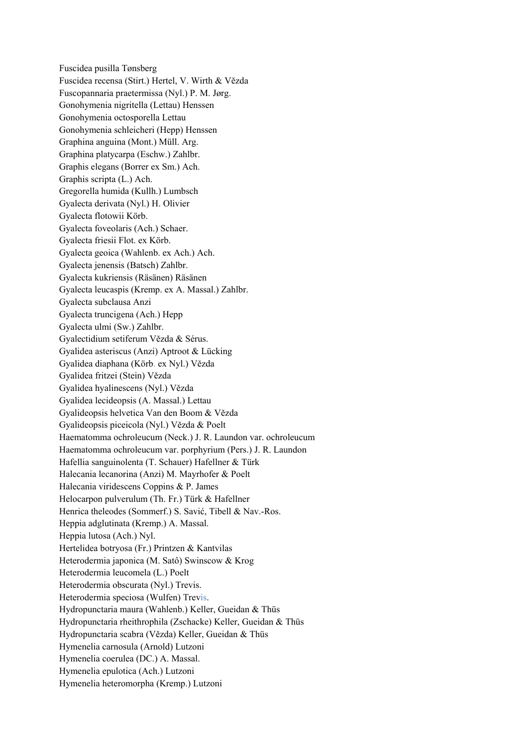Fuscidea pusilla Tønsberg
Fuscidea recensa (Stirt.) Hertel, V. Wirth & Vězda
Fuscopannaria praetermissa (Nyl.) P. M. Jørg.
Gonohymenia nigritella (Lettau) Henssen
Gonohymenia octosporella Lettau
Gonohymenia schleicheri (Hepp) Henssen
Graphina anguina (Mont.) Müll. Arg.
Graphina platycarpa (Eschw.) Zahlbr.
Graphis elegans (Borrer ex Sm.) Ach.
Graphis scripta (L.) Ach.
Gregorella humida (Kullh.) Lumbsch
Gyalecta derivata (Nyl.) H. Olivier
Gyalecta flotowii Körb.
Gyalecta foveolaris (Ach.) Schaer.
Gyalecta friesii Flot. ex Körb.
Gyalecta geoica (Wahlenb. ex Ach.) Ach.
Gyalecta jenensis (Batsch) Zahlbr.
Gyalecta kukriensis (Räsänen) Räsänen
Gyalecta leucaspis (Kremp. ex A. Massal.) Zahlbr.
Gyalecta subclausa Anzi
Gyalecta truncigena (Ach.) Hepp
Gyalecta ulmi (Sw.) Zahlbr.
Gyalectidium setiferum Vězda & Sérus.
Gyalidea asteriscus (Anzi) Aptroot & Lücking
Gyalidea diaphana (Körb. ex Nyl.) Vězda
Gyalidea fritzei (Stein) Vězda
Gyalidea hyalinescens (Nyl.) Vězda
Gyalidea lecideopsis (A. Massal.) Lettau
Gyalideopsis helvetica Van den Boom & Vězda
Gyalideopsis piceicola (Nyl.) Vězda & Poelt
Haematomma ochroleucum (Neck.) J. R. Laundon var. ochroleucum
Haematomma ochroleucum var. porphyrium (Pers.) J. R. Laundon
Hafellia sanguinolenta (T. Schauer) Hafellner & Türk
Halecania lecanorina (Anzi) M. Mayrhofer & Poelt
Halecania viridescens Coppins & P. James
Helocarpon pulverulum (Th. Fr.) Türk & Hafellner
Henrica theleodes (Sommerf.) S. Savić, Tibell & Nav.-Ros.
Heppia adglutinata (Kremp.) A. Massal.
Heppia lutosa (Ach.) Nyl.
Hertelidea botryosa (Fr.) Printzen & Kantvilas
Heterodermia japonica (M. Satô) Swinscow & Krog
Heterodermia leucomela (L.) Poelt
Heterodermia obscurata (Nyl.) Trevis.
Heterodermia speciosa (Wulfen) Trevis.
Hydropunctaria maura (Wahlenb.) Keller, Gueidan & Thüs
Hydropunctaria rheithrophila (Zschacke) Keller, Gueidan & Thüs
Hydropunctaria scabra (Vězda) Keller, Gueidan & Thüs
Hymenelia carnosula (Arnold) Lutzoni
Hymenelia coerulea (DC.) A. Massal.
Hymenelia epulotica (Ach.) Lutzoni
Hymenelia heteromorpha (Kremp.) Lutzoni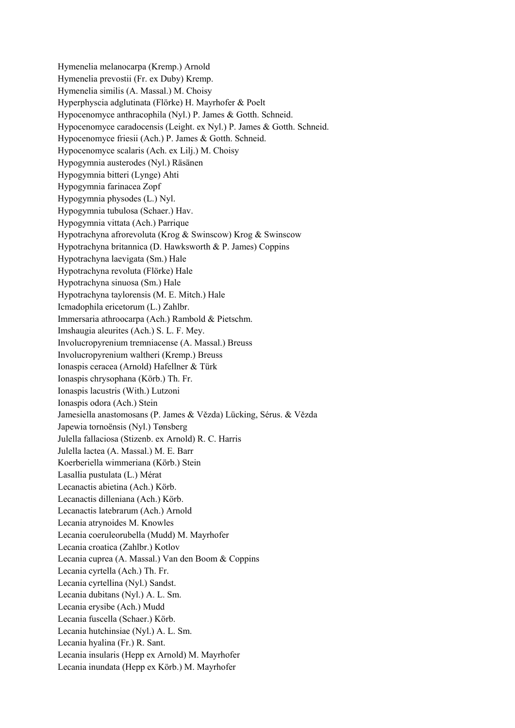Hymenelia melanocarpa (Kremp.) Arnold
Hymenelia prevostii (Fr. ex Duby) Kremp.
Hymenelia similis (A. Massal.) M. Choisy
Hyperphyscia adglutinata (Flörke) H. Mayrhofer & Poelt
Hypocenomyce anthracophila (Nyl.) P. James & Gotth. Schneid.
Hypocenomyce caradocensis (Leight. ex Nyl.) P. James & Gotth. Schneid.
Hypocenomyce friesii (Ach.) P. James & Gotth. Schneid.
Hypocenomyce scalaris (Ach. ex Lilj.) M. Choisy
Hypogymnia austerodes (Nyl.) Räsänen
Hypogymnia bitteri (Lynge) Ahti
Hypogymnia farinacea Zopf
Hypogymnia physodes (L.) Nyl.
Hypogymnia tubulosa (Schaer.) Hav.
Hypogymnia vittata (Ach.) Parrique
Hypotrachyna afrorevoluta (Krog & Swinscow) Krog & Swinscow
Hypotrachyna britannica (D. Hawksworth & P. James) Coppins
Hypotrachyna laevigata (Sm.) Hale
Hypotrachyna revoluta (Flörke) Hale
Hypotrachyna sinuosa (Sm.) Hale
Hypotrachyna taylorensis (M. E. Mitch.) Hale
Icmadophila ericetorum (L.) Zahlbr.
Immersaria athroocarpa (Ach.) Rambold & Pietschm.
Imshaugia aleurites (Ach.) S. L. F. Mey.
Involucropyrenium tremniacense (A. Massal.) Breuss
Involucropyrenium waltheri (Kremp.) Breuss
Ionaspis ceracea (Arnold) Hafellner & Türk
Ionaspis chrysophana (Körb.) Th. Fr.
Ionaspis lacustris (With.) Lutzoni
Ionaspis odora (Ach.) Stein
Jamesiella anastomosans (P. James & Vězda) Lücking, Sérus. & Vězda
Japewia tornoënsis (Nyl.) Tønsberg
Julella fallaciosa (Stizenb. ex Arnold) R. C. Harris
Julella lactea (A. Massal.) M. E. Barr
Koerberiella wimmeriana (Körb.) Stein
Lasallia pustulata (L.) Mérat
Lecanactis abietina (Ach.) Körb.
Lecanactis dilleniana (Ach.) Körb.
Lecanactis latebrarum (Ach.) Arnold
Lecania atrynoides M. Knowles
Lecania coeruleorubella (Mudd) M. Mayrhofer
Lecania croatica (Zahlbr.) Kotlov
Lecania cuprea (A. Massal.) Van den Boom & Coppins
Lecania cyrtella (Ach.) Th. Fr.
Lecania cyrtellina (Nyl.) Sandst.
Lecania dubitans (Nyl.) A. L. Sm.
Lecania erysibe (Ach.) Mudd
Lecania fuscella (Schaer.) Körb.
Lecania hutchinsiae (Nyl.) A. L. Sm.
Lecania hyalina (Fr.) R. Sant.
Lecania insularis (Hepp ex Arnold) M. Mayrhofer
Lecania inundata (Hepp ex Körb.) M. Mayrhofer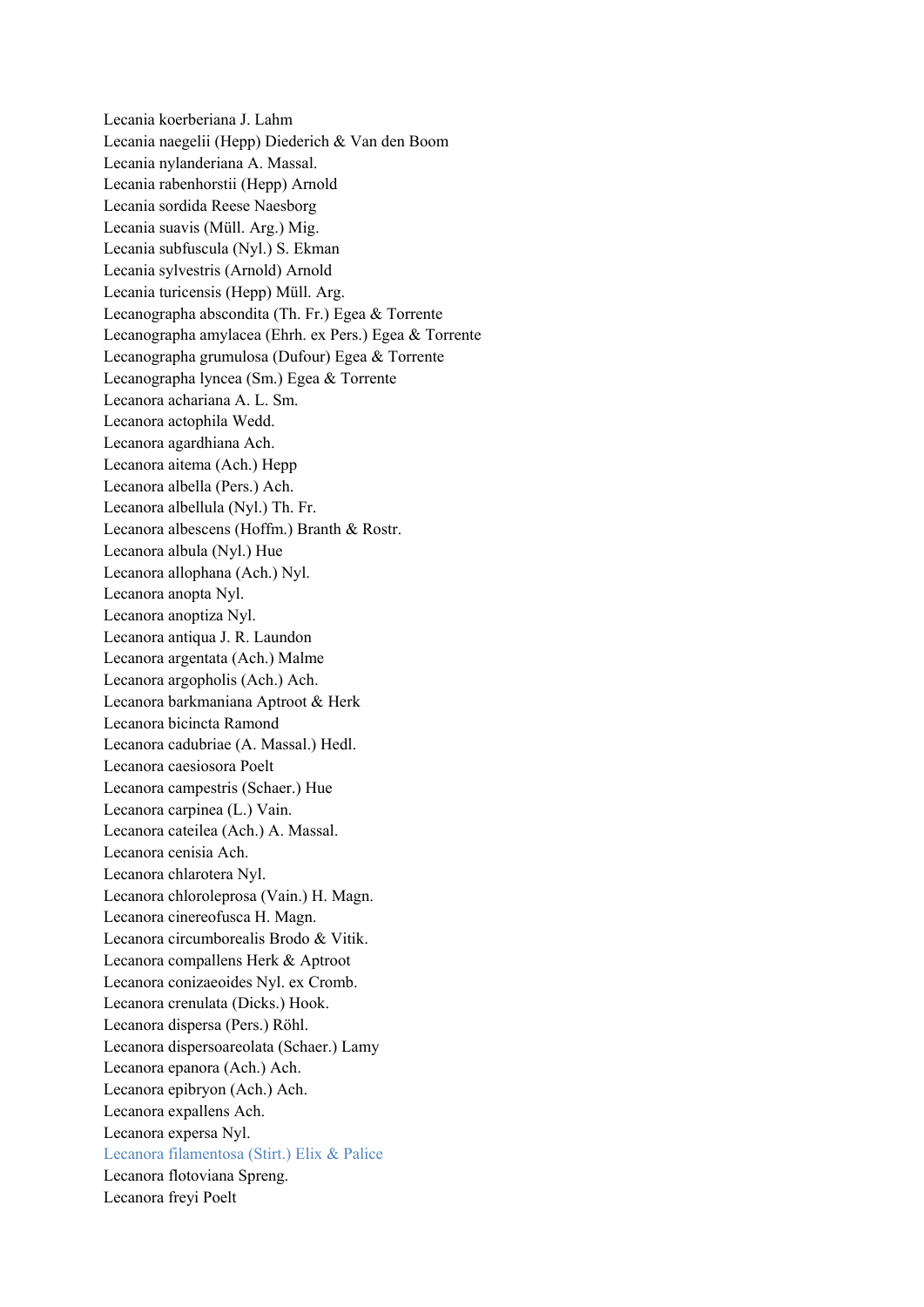Lecania koerberiana J. Lahm
Lecania naegelii (Hepp) Diederich & Van den Boom
Lecania nylanderiana A. Massal.
Lecania rabenhorstii (Hepp) Arnold
Lecania sordida Reese Naesborg
Lecania suavis (Müll. Arg.) Mig.
Lecania subfuscula (Nyl.) S. Ekman
Lecania sylvestris (Arnold) Arnold
Lecania turicensis (Hepp) Müll. Arg.
Lecanographa abscondita (Th. Fr.) Egea & Torrente
Lecanographa amylacea (Ehrh. ex Pers.) Egea & Torrente
Lecanographa grumulosa (Dufour) Egea & Torrente
Lecanographa lyncea (Sm.) Egea & Torrente
Lecanora achariana A. L. Sm.
Lecanora actophila Wedd.
Lecanora agardhiana Ach.
Lecanora aitema (Ach.) Hepp
Lecanora albella (Pers.) Ach.
Lecanora albellula (Nyl.) Th. Fr.
Lecanora albescens (Hoffm.) Branth & Rostr.
Lecanora albula (Nyl.) Hue
Lecanora allophana (Ach.) Nyl.
Lecanora anopta Nyl.
Lecanora anoptiza Nyl.
Lecanora antiqua J. R. Laundon
Lecanora argentata (Ach.) Malme
Lecanora argopholis (Ach.) Ach.
Lecanora barkmaniana Aptroot & Herk
Lecanora bicincta Ramond
Lecanora cadubriae (A. Massal.) Hedl.
Lecanora caesiosora Poelt
Lecanora campestris (Schaer.) Hue
Lecanora carpinea (L.) Vain.
Lecanora cateilea (Ach.) A. Massal.
Lecanora cenisia Ach.
Lecanora chlarotera Nyl.
Lecanora chloroleprosa (Vain.) H. Magn.
Lecanora cinereofusca H. Magn.
Lecanora circumborealis Brodo & Vitik.
Lecanora compallens Herk & Aptroot
Lecanora conizaeoides Nyl. ex Cromb.
Lecanora crenulata (Dicks.) Hook.
Lecanora dispersa (Pers.) Röhl.
Lecanora dispersoareolata (Schaer.) Lamy
Lecanora epanora (Ach.) Ach.
Lecanora epibryon (Ach.) Ach.
Lecanora expallens Ach.
Lecanora expersa Nyl.
Lecanora filamentosa (Stirt.) Elix & Palice
Lecanora flotoviana Spreng.
Lecanora freyi Poelt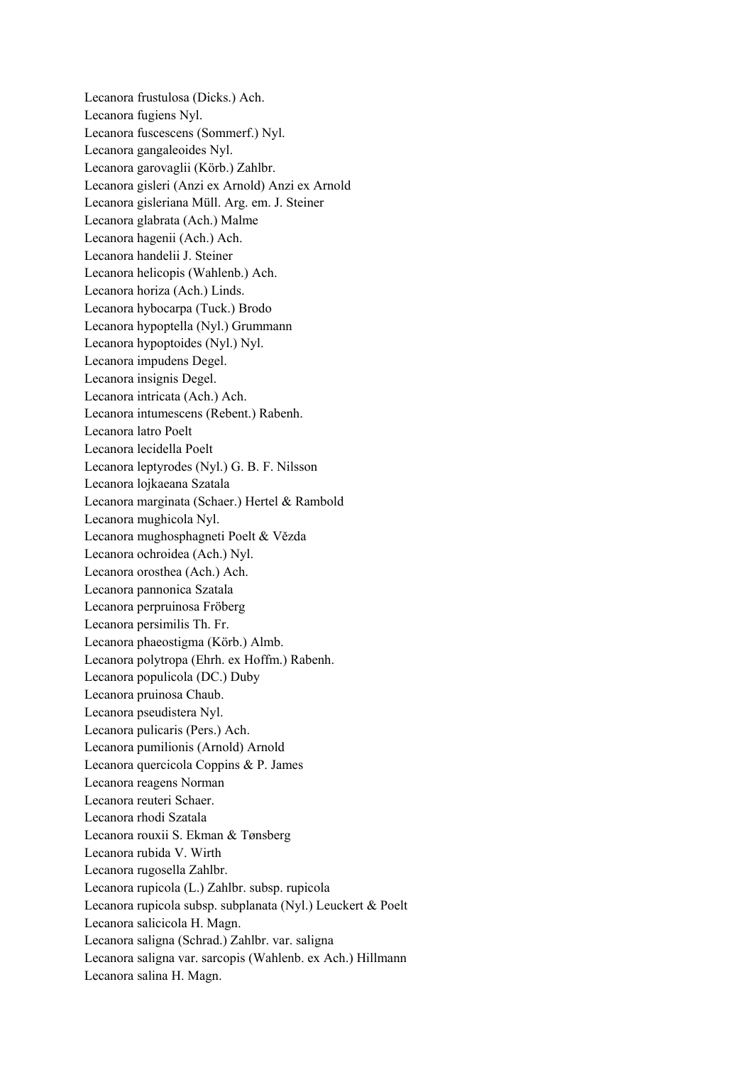Lecanora frustulosa (Dicks.) Ach.
Lecanora fugiens Nyl.
Lecanora fuscescens (Sommerf.) Nyl.
Lecanora gangaleoides Nyl.
Lecanora garovaglii (Körb.) Zahlbr.
Lecanora gisleri (Anzi ex Arnold) Anzi ex Arnold
Lecanora gisleriana Müll. Arg. em. J. Steiner
Lecanora glabrata (Ach.) Malme
Lecanora hagenii (Ach.) Ach.
Lecanora handelii J. Steiner
Lecanora helicopis (Wahlenb.) Ach.
Lecanora horiza (Ach.) Linds.
Lecanora hybocarpa (Tuck.) Brodo
Lecanora hypoptella (Nyl.) Grummann
Lecanora hypoptoides (Nyl.) Nyl.
Lecanora impudens Degel.
Lecanora insignis Degel.
Lecanora intricata (Ach.) Ach.
Lecanora intumescens (Rebent.) Rabenh.
Lecanora latro Poelt
Lecanora lecidella Poelt
Lecanora leptyrodes (Nyl.) G. B. F. Nilsson
Lecanora lojkaeana Szatala
Lecanora marginata (Schaer.) Hertel & Rambold
Lecanora mughicola Nyl.
Lecanora mughosphagneti Poelt & Vězda
Lecanora ochroidea (Ach.) Nyl.
Lecanora orosthea (Ach.) Ach.
Lecanora pannonica Szatala
Lecanora perpruinosa Fröberg
Lecanora persimilis Th. Fr.
Lecanora phaeostigma (Körb.) Almb.
Lecanora polytropa (Ehrh. ex Hoffm.) Rabenh.
Lecanora populicola (DC.) Duby
Lecanora pruinosa Chaub.
Lecanora pseudistera Nyl.
Lecanora pulicaris (Pers.) Ach.
Lecanora pumilionis (Arnold) Arnold
Lecanora quercicola Coppins & P. James
Lecanora reagens Norman
Lecanora reuteri Schaer.
Lecanora rhodi Szatala
Lecanora rouxii S. Ekman & Tønsberg
Lecanora rubida V. Wirth
Lecanora rugosella Zahlbr.
Lecanora rupicola (L.) Zahlbr. subsp. rupicola
Lecanora rupicola subsp. subplanata (Nyl.) Leuckert & Poelt
Lecanora salicicola H. Magn.
Lecanora saligna (Schrad.) Zahlbr. var. saligna
Lecanora saligna var. sarcopis (Wahlenb. ex Ach.) Hillmann
Lecanora salina H. Magn.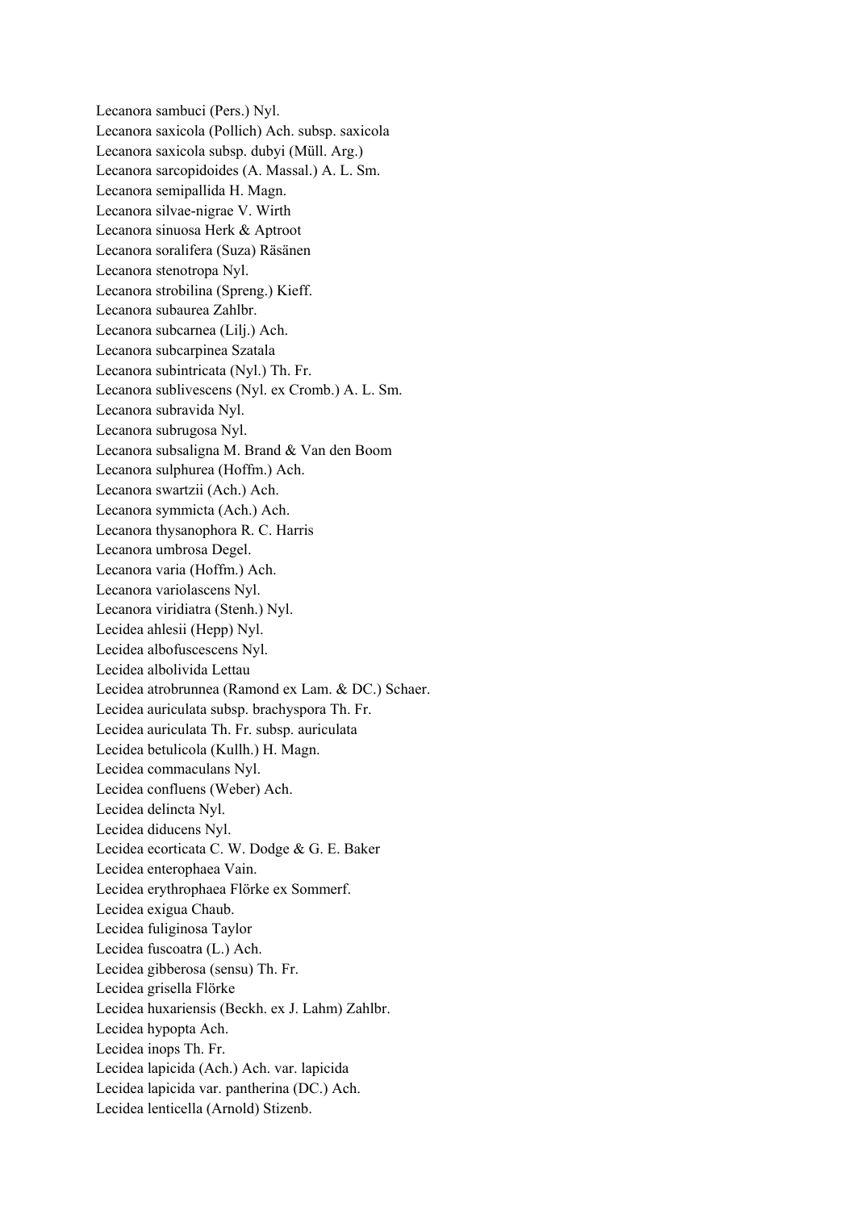Lecanora sambuci (Pers.) Nyl.
Lecanora saxicola (Pollich) Ach. subsp. saxicola
Lecanora saxicola subsp. dubyi (Müll. Arg.)
Lecanora sarcopidoides (A. Massal.) A. L. Sm.
Lecanora semipallida H. Magn.
Lecanora silvae-nigrae V. Wirth
Lecanora sinuosa Herk & Aptroot
Lecanora soralifera (Suza) Räsänen
Lecanora stenotropa Nyl.
Lecanora strobilina (Spreng.) Kieff.
Lecanora subaurea Zahlbr.
Lecanora subcarnea (Lilj.) Ach.
Lecanora subcarpinea Szatala
Lecanora subintricata (Nyl.) Th. Fr.
Lecanora sublivescens (Nyl. ex Cromb.) A. L. Sm.
Lecanora subravida Nyl.
Lecanora subrugosa Nyl.
Lecanora subsaligna M. Brand & Van den Boom
Lecanora sulphurea (Hoffm.) Ach.
Lecanora swartzii (Ach.) Ach.
Lecanora symmicta (Ach.) Ach.
Lecanora thysanophora R. C. Harris
Lecanora umbrosa Degel.
Lecanora varia (Hoffm.) Ach.
Lecanora variolascens Nyl.
Lecanora viridiatra (Stenh.) Nyl.
Lecidea ahlesii (Hepp) Nyl.
Lecidea albofuscescens Nyl.
Lecidea albolivida Lettau
Lecidea atrobrunnea (Ramond ex Lam. & DC.) Schaer.
Lecidea auriculata subsp. brachyspora Th. Fr.
Lecidea auriculata Th. Fr. subsp. auriculata
Lecidea betulicola (Kullh.) H. Magn.
Lecidea commaculans Nyl.
Lecidea confluens (Weber) Ach.
Lecidea delincta Nyl.
Lecidea diducens Nyl.
Lecidea ecorticata C. W. Dodge & G. E. Baker
Lecidea enterophaea Vain.
Lecidea erythrophaea Flörke ex Sommerf.
Lecidea exigua Chaub.
Lecidea fuliginosa Taylor
Lecidea fuscoatra (L.) Ach.
Lecidea gibberosa (sensu) Th. Fr.
Lecidea grisella Flörke
Lecidea huxariensis (Beckh. ex J. Lahm) Zahlbr.
Lecidea hypopta Ach.
Lecidea inops Th. Fr.
Lecidea lapicida (Ach.) Ach. var. lapicida
Lecidea lapicida var. pantherina (DC.) Ach.
Lecidea lenticella (Arnold) Stizenb.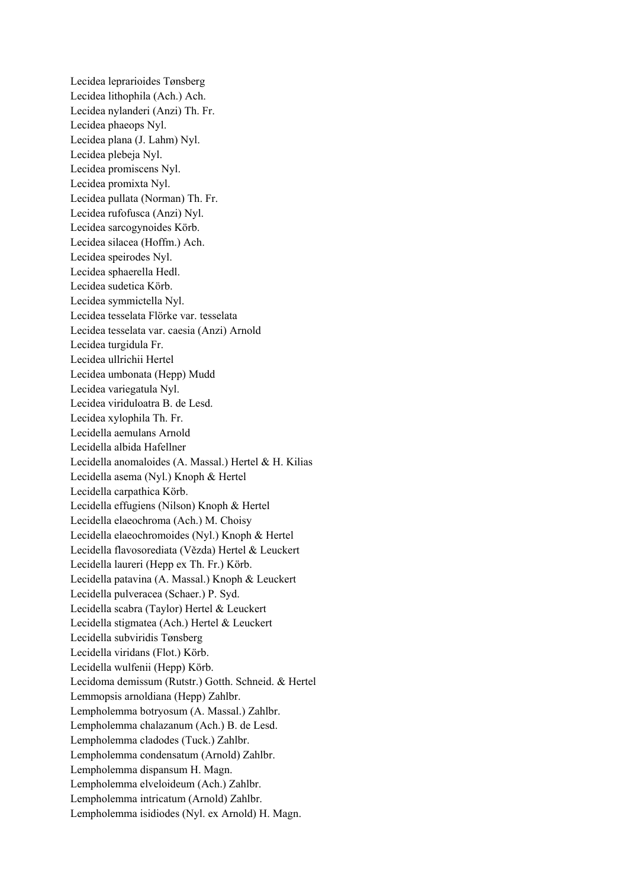Lecidea leprarioides Tønsberg
Lecidea lithophila (Ach.) Ach.
Lecidea nylanderi (Anzi) Th. Fr.
Lecidea phaeops Nyl.
Lecidea plana (J. Lahm) Nyl.
Lecidea plebeja Nyl.
Lecidea promiscens Nyl.
Lecidea promixta Nyl.
Lecidea pullata (Norman) Th. Fr.
Lecidea rufofusca (Anzi) Nyl.
Lecidea sarcogynoides Körb.
Lecidea silacea (Hoffm.) Ach.
Lecidea speirodes Nyl.
Lecidea sphaerella Hedl.
Lecidea sudetica Körb.
Lecidea symmictella Nyl.
Lecidea tesselata Flörke var. tesselata
Lecidea tesselata var. caesia (Anzi) Arnold
Lecidea turgidula Fr.
Lecidea ullrichii Hertel
Lecidea umbonata (Hepp) Mudd
Lecidea variegatula Nyl.
Lecidea viriduloatra B. de Lesd.
Lecidea xylophila Th. Fr.
Lecidella aemulans Arnold
Lecidella albida Hafellner
Lecidella anomaloides (A. Massal.) Hertel & H. Kilias
Lecidella asema (Nyl.) Knoph & Hertel
Lecidella carpathica Körb.
Lecidella effugiens (Nilson) Knoph & Hertel
Lecidella elaeochroma (Ach.) M. Choisy
Lecidella elaeochromoides (Nyl.) Knoph & Hertel
Lecidella flavosorediata (Vězda) Hertel & Leuckert
Lecidella laureri (Hepp ex Th. Fr.) Körb.
Lecidella patavina (A. Massal.) Knoph & Leuckert
Lecidella pulveracea (Schaer.) P. Syd.
Lecidella scabra (Taylor) Hertel & Leuckert
Lecidella stigmatea (Ach.) Hertel & Leuckert
Lecidella subviridis Tønsberg
Lecidella viridans (Flot.) Körb.
Lecidella wulfenii (Hepp) Körb.
Lecidoma demissum (Rutstr.) Gotth. Schneid. & Hertel
Lemmopsis arnoldiana (Hepp) Zahlbr.
Lempholemma botryosum (A. Massal.) Zahlbr.
Lempholemma chalazanum (Ach.) B. de Lesd.
Lempholemma cladodes (Tuck.) Zahlbr.
Lempholemma condensatum (Arnold) Zahlbr.
Lempholemma dispansum H. Magn.
Lempholemma elveloideum (Ach.) Zahlbr.
Lempholemma intricatum (Arnold) Zahlbr.
Lempholemma isidiodes (Nyl. ex Arnold) H. Magn.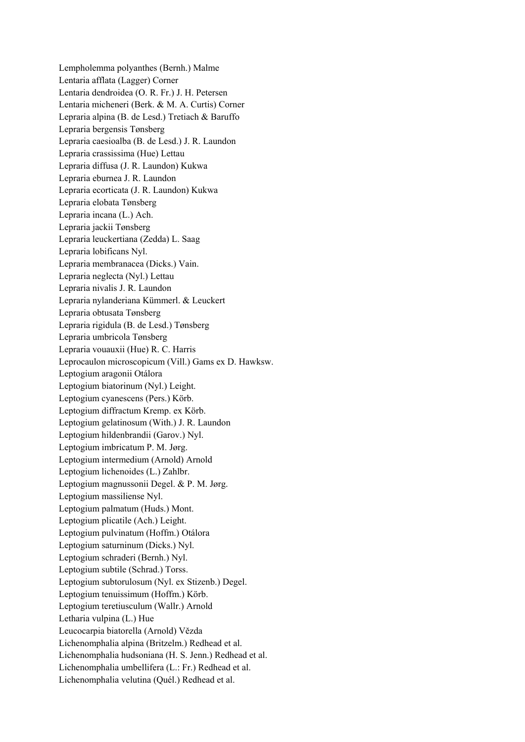Lempholemma polyanthes (Bernh.) Malme
Lentaria afflata (Lagger) Corner
Lentaria dendroidea (O. R. Fr.) J. H. Petersen
Lentaria micheneri (Berk. & M. A. Curtis) Corner
Lepraria alpina (B. de Lesd.) Tretiach & Baruffo
Lepraria bergensis Tønsberg
Lepraria caesioalba (B. de Lesd.) J. R. Laundon
Lepraria crassissima (Hue) Lettau
Lepraria diffusa (J. R. Laundon) Kukwa
Lepraria eburnea J. R. Laundon
Lepraria ecorticata (J. R. Laundon) Kukwa
Lepraria elobata Tønsberg
Lepraria incana (L.) Ach.
Lepraria jackii Tønsberg
Lepraria leuckertiana (Zedda) L. Saag
Lepraria lobificans Nyl.
Lepraria membranacea (Dicks.) Vain.
Lepraria neglecta (Nyl.) Lettau
Lepraria nivalis J. R. Laundon
Lepraria nylanderiana Kümmerl. & Leuckert
Lepraria obtusata Tønsberg
Lepraria rigidula (B. de Lesd.) Tønsberg
Lepraria umbricola Tønsberg
Lepraria vouauxii (Hue) R. C. Harris
Leprocaulon microscopicum (Vill.) Gams ex D. Hawksw.
Leptogium aragonii Otálora
Leptogium biatorinum (Nyl.) Leight.
Leptogium cyanescens (Pers.) Körb.
Leptogium diffractum Kremp. ex Körb.
Leptogium gelatinosum (With.) J. R. Laundon
Leptogium hildenbrandii (Garov.) Nyl.
Leptogium imbricatum P. M. Jørg.
Leptogium intermedium (Arnold) Arnold
Leptogium lichenoides (L.) Zahlbr.
Leptogium magnussonii Degel. & P. M. Jørg.
Leptogium massiliense Nyl.
Leptogium palmatum (Huds.) Mont.
Leptogium plicatile (Ach.) Leight.
Leptogium pulvinatum (Hoffm.) Otálora
Leptogium saturninum (Dicks.) Nyl.
Leptogium schraderi (Bernh.) Nyl.
Leptogium subtile (Schrad.) Torss.
Leptogium subtorulosum (Nyl. ex Stizenb.) Degel.
Leptogium tenuissimum (Hoffm.) Körb.
Leptogium teretiusculum (Wallr.) Arnold
Letharia vulpina (L.) Hue
Leucocarpia biatorella (Arnold) Vězda
Lichenomphalia alpina (Britzelm.) Redhead et al.
Lichenomphalia hudsoniana (H. S. Jenn.) Redhead et al.
Lichenomphalia umbellifera (L.: Fr.) Redhead et al.
Lichenomphalia velutina (Quél.) Redhead et al.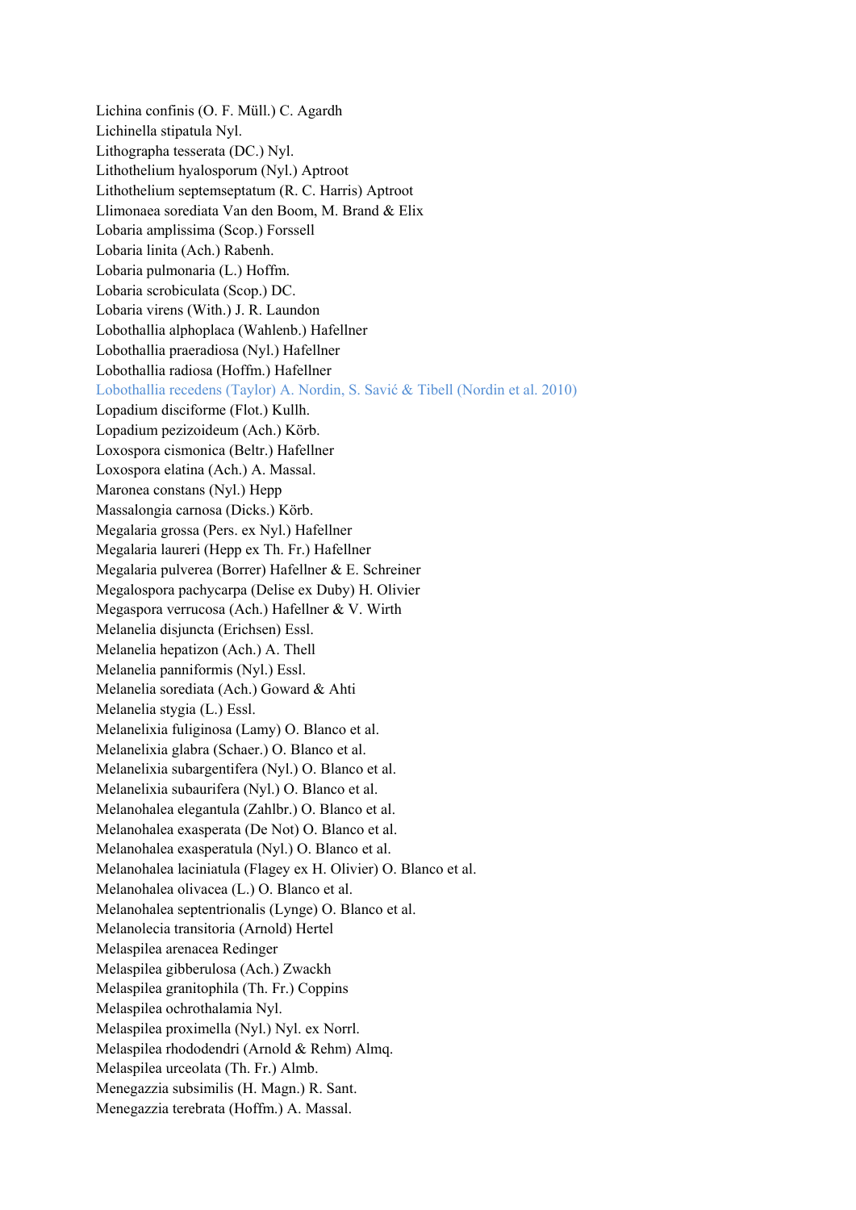Lichina confinis (O. F. Müll.) C. Agardh
Lichinella stipatula Nyl.
Lithographa tesserata (DC.) Nyl.
Lithothelium hyalosporum (Nyl.) Aptroot
Lithothelium septemseptatum (R. C. Harris) Aptroot
Llimonaea sorediata Van den Boom, M. Brand & Elix
Lobaria amplissima (Scop.) Forssell
Lobaria linita (Ach.) Rabenh.
Lobaria pulmonaria (L.) Hoffm.
Lobaria scrobiculata (Scop.) DC.
Lobaria virens (With.) J. R. Laundon
Lobothallia alphoplaca (Wahlenb.) Hafellner
Lobothallia praeradiosa (Nyl.) Hafellner
Lobothallia radiosa (Hoffm.) Hafellner
Lobothallia recedens (Taylor) A. Nordin, S. Savić & Tibell (Nordin et al. 2010)
Lopadium disciforme (Flot.) Kullh.
Lopadium pezizoideum (Ach.) Körb.
Loxospora cismonica (Beltr.) Hafellner
Loxospora elatina (Ach.) A. Massal.
Maronea constans (Nyl.) Hepp
Massalongia carnosa (Dicks.) Körb.
Megalaria grossa (Pers. ex Nyl.) Hafellner
Megalaria laureri (Hepp ex Th. Fr.) Hafellner
Megalaria pulverea (Borrer) Hafellner & E. Schreiner
Megalospora pachycarpa (Delise ex Duby) H. Olivier
Megaspora verrucosa (Ach.) Hafellner & V. Wirth
Melanelia disjuncta (Erichsen) Essl.
Melanelia hepatizon (Ach.) A. Thell
Melanelia panniformis (Nyl.) Essl.
Melanelia sorediata (Ach.) Goward & Ahti
Melanelia stygia (L.) Essl.
Melanelixia fuliginosa (Lamy) O. Blanco et al.
Melanelixia glabra (Schaer.) O. Blanco et al.
Melanelixia subargentifera (Nyl.) O. Blanco et al.
Melanelixia subaurifera (Nyl.) O. Blanco et al.
Melanohalea elegantula (Zahlbr.) O. Blanco et al.
Melanohalea exasperata (De Not) O. Blanco et al.
Melanohalea exasperatula (Nyl.) O. Blanco et al.
Melanohalea laciniatula (Flagey ex H. Olivier) O. Blanco et al.
Melanohalea olivacea (L.) O. Blanco et al.
Melanohalea septentrionalis (Lynge) O. Blanco et al.
Melanolecia transitoria (Arnold) Hertel
Melaspilea arenacea Redinger
Melaspilea gibberulosa (Ach.) Zwackh
Melaspilea granitophila (Th. Fr.) Coppins
Melaspilea ochrothalamia Nyl.
Melaspilea proximella (Nyl.) Nyl. ex Norrl.
Melaspilea rhododendri (Arnold & Rehm) Almq.
Melaspilea urceolata (Th. Fr.) Almb.
Menegazzia subsimilis (H. Magn.) R. Sant.
Menegazzia terebrata (Hoffm.) A. Massal.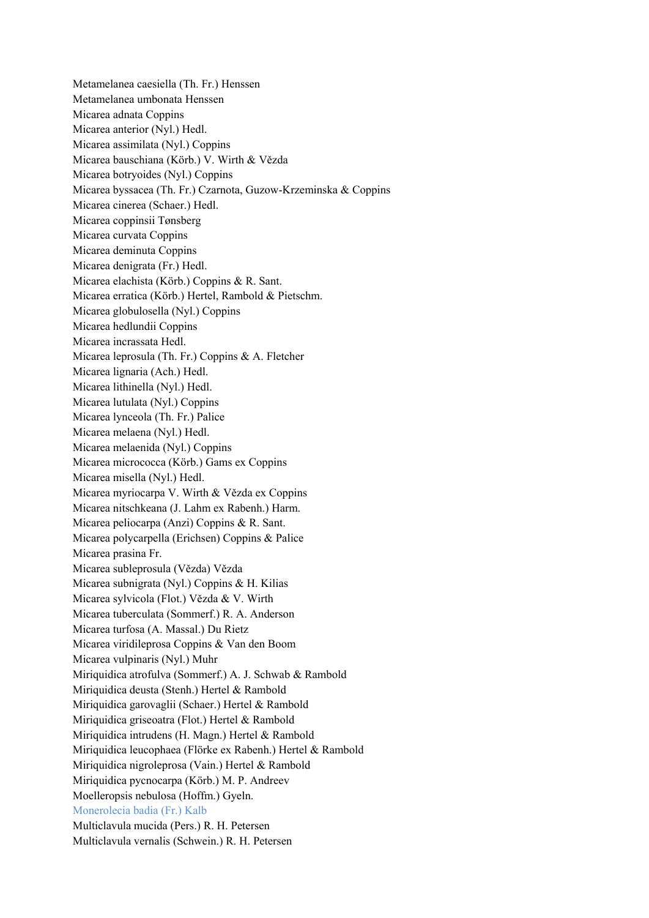Metamelanea caesiella (Th. Fr.) Henssen
Metamelanea umbonata Henssen
Micarea adnata Coppins
Micarea anterior (Nyl.) Hedl.
Micarea assimilata (Nyl.) Coppins
Micarea bauschiana (Körb.) V. Wirth & Vězda
Micarea botryoides (Nyl.) Coppins
Micarea byssacea (Th. Fr.) Czarnota, Guzow-Krzeminska & Coppins
Micarea cinerea (Schaer.) Hedl.
Micarea coppinsii Tønsberg
Micarea curvata Coppins
Micarea deminuta Coppins
Micarea denigrata (Fr.) Hedl.
Micarea elachista (Körb.) Coppins & R. Sant.
Micarea erratica (Körb.) Hertel, Rambold & Pietschm.
Micarea globulosella (Nyl.) Coppins
Micarea hedlundii Coppins
Micarea incrassata Hedl.
Micarea leprosula (Th. Fr.) Coppins & A. Fletcher
Micarea lignaria (Ach.) Hedl.
Micarea lithinella (Nyl.) Hedl.
Micarea lutulata (Nyl.) Coppins
Micarea lynceola (Th. Fr.) Palice
Micarea melaena (Nyl.) Hedl.
Micarea melaenida (Nyl.) Coppins
Micarea micrococca (Körb.) Gams ex Coppins
Micarea misella (Nyl.) Hedl.
Micarea myriocarpa V. Wirth & Vězda ex Coppins
Micarea nitschkeana (J. Lahm ex Rabenh.) Harm.
Micarea peliocarpa (Anzi) Coppins & R. Sant.
Micarea polycarpella (Erichsen) Coppins & Palice
Micarea prasina Fr.
Micarea subleprosula (Vězda) Vězda
Micarea subnigrata (Nyl.) Coppins & H. Kilias
Micarea sylvicola (Flot.) Vězda & V. Wirth
Micarea tuberculata (Sommerf.) R. A. Anderson
Micarea turfosa (A. Massal.) Du Rietz
Micarea viridileprosa Coppins & Van den Boom
Micarea vulpinaris (Nyl.) Muhr
Miriquidica atrofulva (Sommerf.) A. J. Schwab & Rambold
Miriquidica deusta (Stenh.) Hertel & Rambold
Miriquidica garovaglii (Schaer.) Hertel & Rambold
Miriquidica griseoatra (Flot.) Hertel & Rambold
Miriquidica intrudens (H. Magn.) Hertel & Rambold
Miriquidica leucophaea (Flörke ex Rabenh.) Hertel & Rambold
Miriquidica nigroleprosa (Vain.) Hertel & Rambold
Miriquidica pycnocarpa (Körb.) M. P. Andreev
Moelleropsis nebulosa (Hoffm.) Gyeln.
Monerolecia badia (Fr.) Kalb
Multiclavula mucida (Pers.) R. H. Petersen
Multiclavula vernalis (Schwein.) R. H. Petersen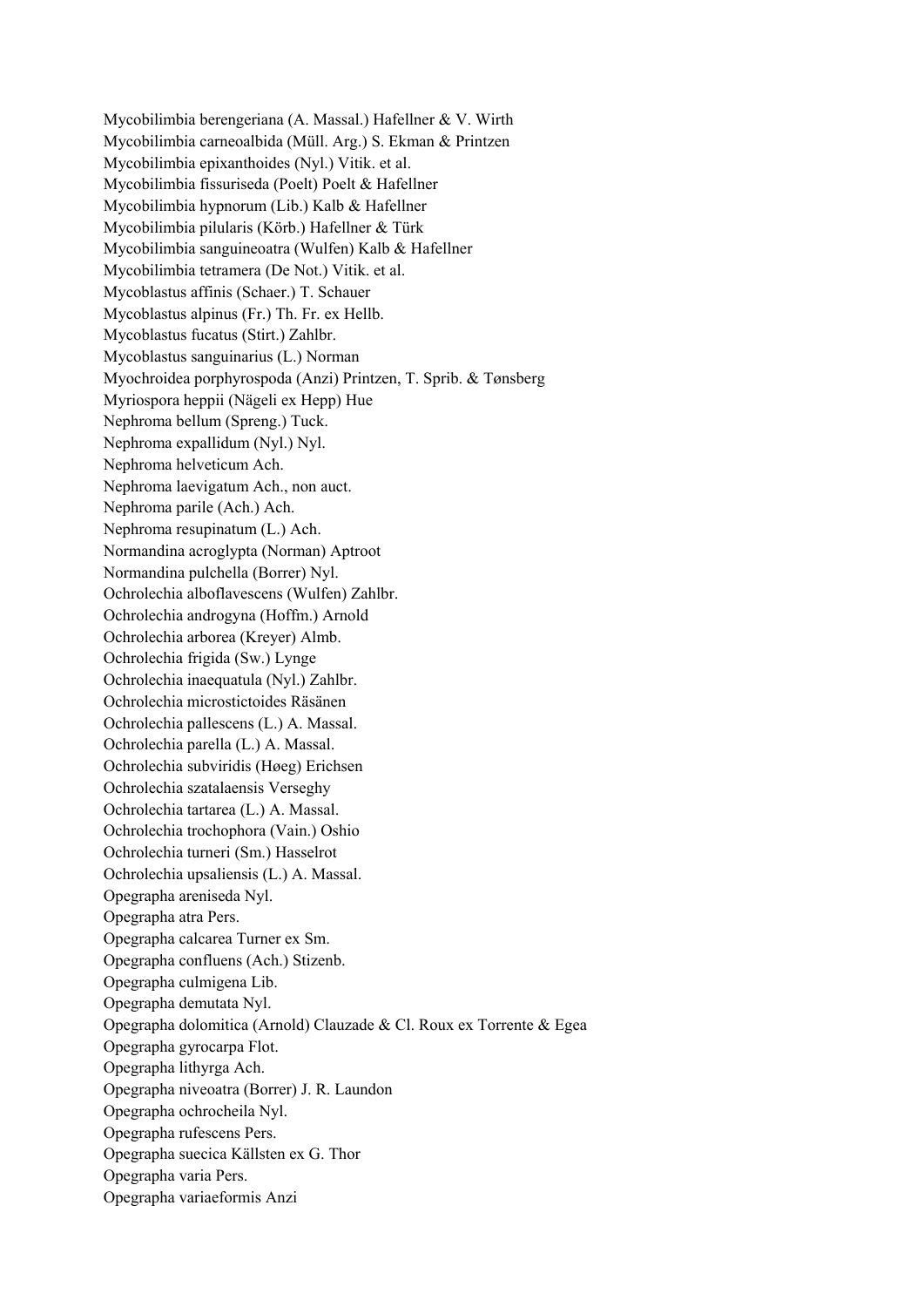Mycobilimbia berengeriana (A. Massal.) Hafellner & V. Wirth
Mycobilimbia carneoalbida (Müll. Arg.) S. Ekman & Printzen
Mycobilimbia epixanthoides (Nyl.) Vitik. et al.
Mycobilimbia fissuriseda (Poelt) Poelt & Hafellner
Mycobilimbia hypnorum (Lib.) Kalb & Hafellner
Mycobilimbia pilularis (Körb.) Hafellner & Türk
Mycobilimbia sanguineoatra (Wulfen) Kalb & Hafellner
Mycobilimbia tetramera (De Not.) Vitik. et al.
Mycoblastus affinis (Schaer.) T. Schauer
Mycoblastus alpinus (Fr.) Th. Fr. ex Hellb.
Mycoblastus fucatus (Stirt.) Zahlbr.
Mycoblastus sanguinarius (L.) Norman
Myochroidea porphyrospoda (Anzi) Printzen, T. Sprib. & Tønsberg
Myriospora heppii (Nägeli ex Hepp) Hue
Nephroma bellum (Spreng.) Tuck.
Nephroma expallidum (Nyl.) Nyl.
Nephroma helveticum Ach.
Nephroma laevigatum Ach., non auct.
Nephroma parile (Ach.) Ach.
Nephroma resupinatum (L.) Ach.
Normandina acroglypta (Norman) Aptroot
Normandina pulchella (Borrer) Nyl.
Ochrolechia alboflavescens (Wulfen) Zahlbr.
Ochrolechia androgyna (Hoffm.) Arnold
Ochrolechia arborea (Kreyer) Almb.
Ochrolechia frigida (Sw.) Lynge
Ochrolechia inaequatula (Nyl.) Zahlbr.
Ochrolechia microstictoides Räsänen
Ochrolechia pallescens (L.) A. Massal.
Ochrolechia parella (L.) A. Massal.
Ochrolechia subviridis (Høeg) Erichsen
Ochrolechia szatalaensis Verseghy
Ochrolechia tartarea (L.) A. Massal.
Ochrolechia trochophora (Vain.) Oshio
Ochrolechia turneri (Sm.) Hasselrot
Ochrolechia upsaliensis (L.) A. Massal.
Opegrapha areniseda Nyl.
Opegrapha atra Pers.
Opegrapha calcarea Turner ex Sm.
Opegrapha confluens (Ach.) Stizenb.
Opegrapha culmigena Lib.
Opegrapha demutata Nyl.
Opegrapha dolomitica (Arnold) Clauzade & Cl. Roux ex Torrente & Egea
Opegrapha gyrocarpa Flot.
Opegrapha lithyrga Ach.
Opegrapha niveoatra (Borrer) J. R. Laundon
Opegrapha ochrocheila Nyl.
Opegrapha rufescens Pers.
Opegrapha suecica Källsten ex G. Thor
Opegrapha varia Pers.
Opegrapha variaeformis Anzi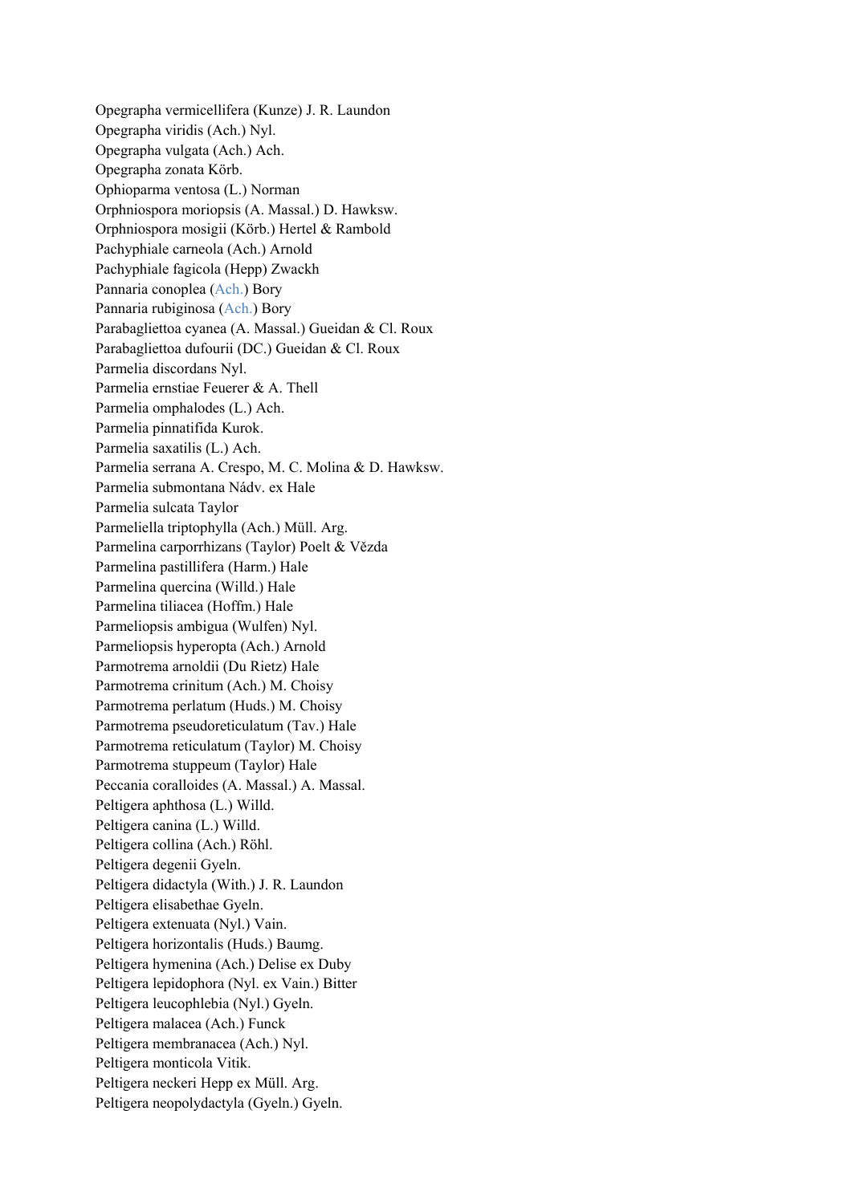Opegrapha vermicellifera (Kunze) J. R. Laundon
Opegrapha viridis (Ach.) Nyl.
Opegrapha vulgata (Ach.) Ach.
Opegrapha zonata Körb.
Ophioparma ventosa (L.) Norman
Orphniospora moriopsis (A. Massal.) D. Hawksw.
Orphniospora mosigii (Körb.) Hertel & Rambold
Pachyphiale carneola (Ach.) Arnold
Pachyphiale fagicola (Hepp) Zwackh
Pannaria conoplea (Ach.) Bory
Pannaria rubiginosa (Ach.) Bory
Parabagliettoa cyanea (A. Massal.) Gueidan & Cl. Roux
Parabagliettoa dufourii (DC.) Gueidan & Cl. Roux
Parmelia discordans Nyl.
Parmelia ernstiae Feuerer & A. Thell
Parmelia omphalodes (L.) Ach.
Parmelia pinnatifida Kurok.
Parmelia saxatilis (L.) Ach.
Parmelia serrana A. Crespo, M. C. Molina & D. Hawksw.
Parmelia submontana Nádv. ex Hale
Parmelia sulcata Taylor
Parmeliella triptophylla (Ach.) Müll. Arg.
Parmelina carporrhizans (Taylor) Poelt & Vězda
Parmelina pastillifera (Harm.) Hale
Parmelina quercina (Willd.) Hale
Parmelina tiliacea (Hoffm.) Hale
Parmeliopsis ambigua (Wulfen) Nyl.
Parmeliopsis hyperopta (Ach.) Arnold
Parmotrema arnoldii (Du Rietz) Hale
Parmotrema crinitum (Ach.) M. Choisy
Parmotrema perlatum (Huds.) M. Choisy
Parmotrema pseudoreticulatum (Tav.) Hale
Parmotrema reticulatum (Taylor) M. Choisy
Parmotrema stuppeum (Taylor) Hale
Peccania coralloides (A. Massal.) A. Massal.
Peltigera aphthosa (L.) Willd.
Peltigera canina (L.) Willd.
Peltigera collina (Ach.) Röhl.
Peltigera degenii Gyeln.
Peltigera didactyla (With.) J. R. Laundon
Peltigera elisabethae Gyeln.
Peltigera extenuata (Nyl.) Vain.
Peltigera horizontalis (Huds.) Baumg.
Peltigera hymenina (Ach.) Delise ex Duby
Peltigera lepidophora (Nyl. ex Vain.) Bitter
Peltigera leucophlebia (Nyl.) Gyeln.
Peltigera malacea (Ach.) Funck
Peltigera membranacea (Ach.) Nyl.
Peltigera monticola Vitik.
Peltigera neckeri Hepp ex Müll. Arg.
Peltigera neopolydactyla (Gyeln.) Gyeln.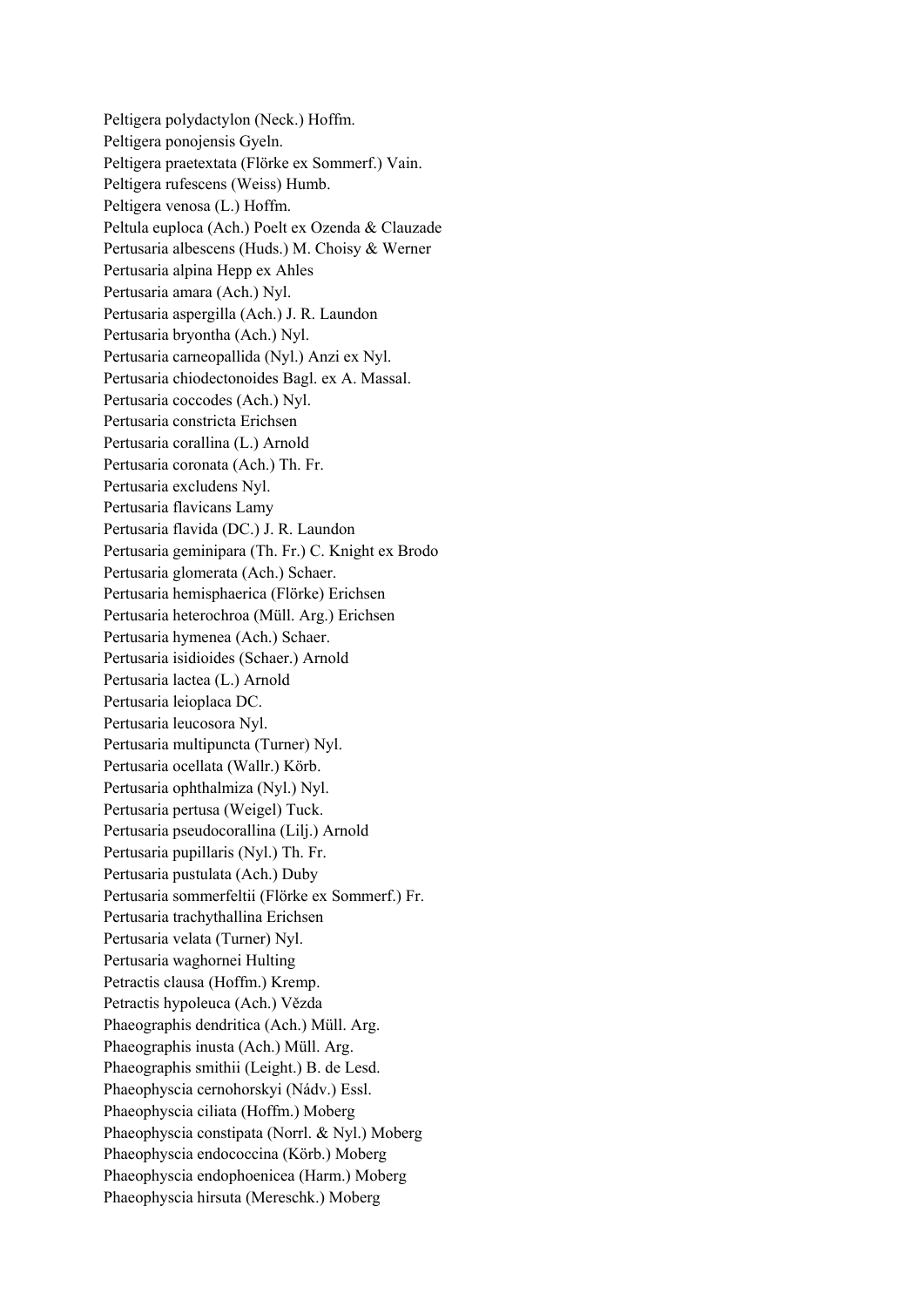Peltigera polydactylon (Neck.) Hoffm.
Peltigera ponojensis Gyeln.
Peltigera praetextata (Flörke ex Sommerf.) Vain.
Peltigera rufescens (Weiss) Humb.
Peltigera venosa (L.) Hoffm.
Peltula euploca (Ach.) Poelt ex Ozenda & Clauzade
Pertusaria albescens (Huds.) M. Choisy & Werner
Pertusaria alpina Hepp ex Ahles
Pertusaria amara (Ach.) Nyl.
Pertusaria aspergilla (Ach.) J. R. Laundon
Pertusaria bryontha (Ach.) Nyl.
Pertusaria carneopallida (Nyl.) Anzi ex Nyl.
Pertusaria chiodectonoides Bagl. ex A. Massal.
Pertusaria coccodes (Ach.) Nyl.
Pertusaria constricta Erichsen
Pertusaria corallina (L.) Arnold
Pertusaria coronata (Ach.) Th. Fr.
Pertusaria excludens Nyl.
Pertusaria flavicans Lamy
Pertusaria flavida (DC.) J. R. Laundon
Pertusaria geminipara (Th. Fr.) C. Knight ex Brodo
Pertusaria glomerata (Ach.) Schaer.
Pertusaria hemisphaerica (Flörke) Erichsen
Pertusaria heterochroa (Müll. Arg.) Erichsen
Pertusaria hymenea (Ach.) Schaer.
Pertusaria isidioides (Schaer.) Arnold
Pertusaria lactea (L.) Arnold
Pertusaria leioplaca DC.
Pertusaria leucosora Nyl.
Pertusaria multipuncta (Turner) Nyl.
Pertusaria ocellata (Wallr.) Körb.
Pertusaria ophthalmiza (Nyl.) Nyl.
Pertusaria pertusa (Weigel) Tuck.
Pertusaria pseudocorallina (Lilj.) Arnold
Pertusaria pupillaris (Nyl.) Th. Fr.
Pertusaria pustulata (Ach.) Duby
Pertusaria sommerfeltii (Flörke ex Sommerf.) Fr.
Pertusaria trachythallina Erichsen
Pertusaria velata (Turner) Nyl.
Pertusaria waghornei Hulting
Petractis clausa (Hoffm.) Kremp.
Petractis hypoleuca (Ach.) Vězda
Phaeographis dendritica (Ach.) Müll. Arg.
Phaeographis inusta (Ach.) Müll. Arg.
Phaeographis smithii (Leight.) B. de Lesd.
Phaeophyscia cernohorskyi (Nádv.) Essl.
Phaeophyscia ciliata (Hoffm.) Moberg
Phaeophyscia constipata (Norrl. & Nyl.) Moberg
Phaeophyscia endococcina (Körb.) Moberg
Phaeophyscia endophoenicea (Harm.) Moberg
Phaeophyscia hirsuta (Mereschk.) Moberg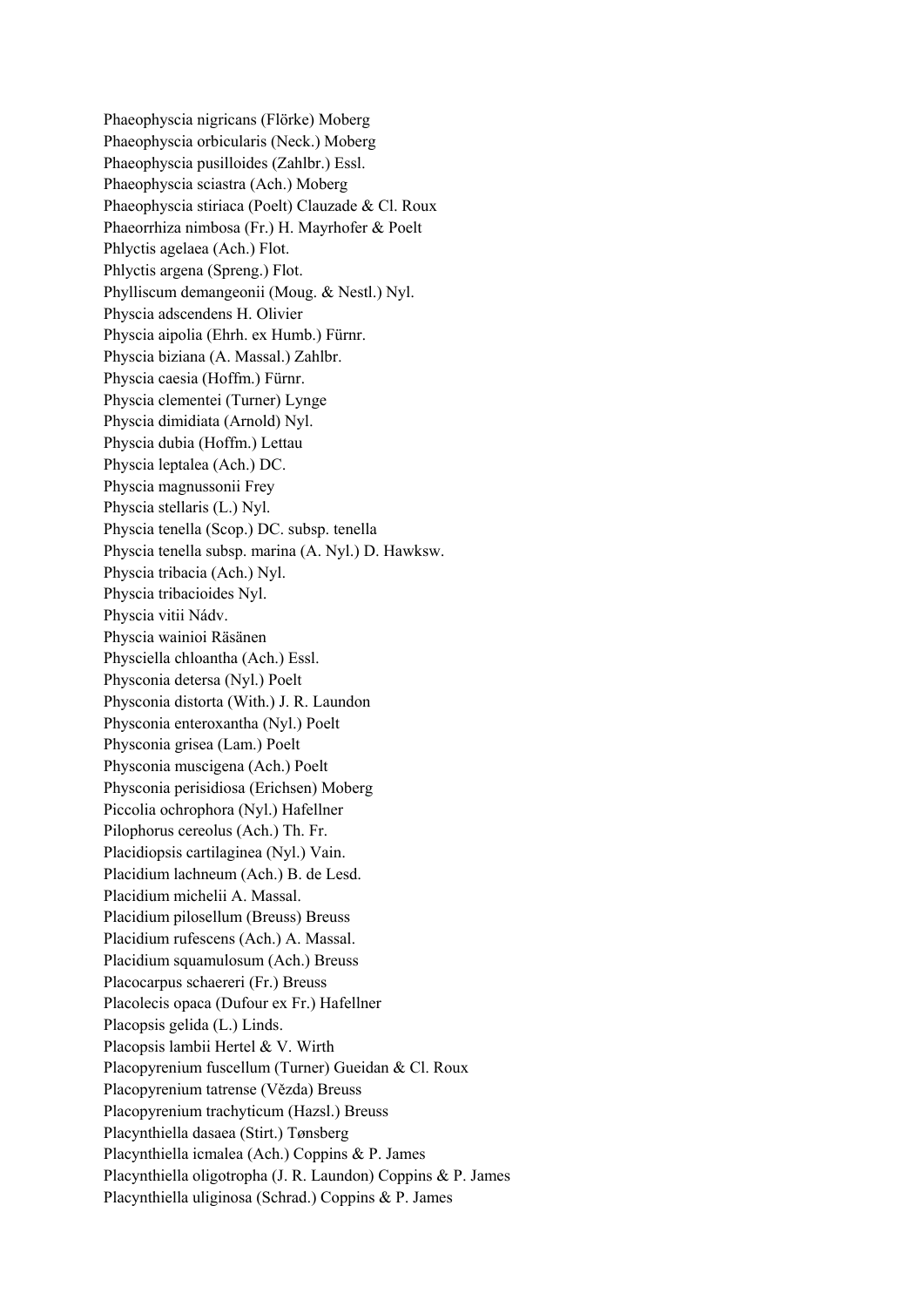Phaeophyscia nigricans (Flörke) Moberg
Phaeophyscia orbicularis (Neck.) Moberg
Phaeophyscia pusilloides (Zahlbr.) Essl.
Phaeophyscia sciastra (Ach.) Moberg
Phaeophyscia stiriaca (Poelt) Clauzade & Cl. Roux
Phaeorrhiza nimbosa (Fr.) H. Mayrhofer & Poelt
Phlyctis agelaea (Ach.) Flot.
Phlyctis argena (Spreng.) Flot.
Phylliscum demangeonii (Moug. & Nestl.) Nyl.
Physcia adscendens H. Olivier
Physcia aipolia (Ehrh. ex Humb.) Fürnr.
Physcia biziana (A. Massal.) Zahlbr.
Physcia caesia (Hoffm.) Fürnr.
Physcia clementei (Turner) Lynge
Physcia dimidiata (Arnold) Nyl.
Physcia dubia (Hoffm.) Lettau
Physcia leptalea (Ach.) DC.
Physcia magnussonii Frey
Physcia stellaris (L.) Nyl.
Physcia tenella (Scop.) DC. subsp. tenella
Physcia tenella subsp. marina (A. Nyl.) D. Hawksw.
Physcia tribacia (Ach.) Nyl.
Physcia tribacioides Nyl.
Physcia vitii Nádv.
Physcia wainioi Räsänen
Physciella chloantha (Ach.) Essl.
Physconia detersa (Nyl.) Poelt
Physconia distorta (With.) J. R. Laundon
Physconia enteroxantha (Nyl.) Poelt
Physconia grisea (Lam.) Poelt
Physconia muscigena (Ach.) Poelt
Physconia perisidiosa (Erichsen) Moberg
Piccolia ochrophora (Nyl.) Hafellner
Pilophorus cereolus (Ach.) Th. Fr.
Placidiopsis cartilaginea (Nyl.) Vain.
Placidium lachneum (Ach.) B. de Lesd.
Placidium michelii A. Massal.
Placidium pilosellum (Breuss) Breuss
Placidium rufescens (Ach.) A. Massal.
Placidium squamulosum (Ach.) Breuss
Placocarpus schaereri (Fr.) Breuss
Placolecis opaca (Dufour ex Fr.) Hafellner
Placopsis gelida (L.) Linds.
Placopsis lambii Hertel & V. Wirth
Placopyrenium fuscellum (Turner) Gueidan & Cl. Roux
Placopyrenium tatrense (Vězda) Breuss
Placopyrenium trachyticum (Hazsl.) Breuss
Placynthiella dasaea (Stirt.) Tønsberg
Placynthiella icmalea (Ach.) Coppins & P. James
Placynthiella oligotropha (J. R. Laundon) Coppins & P. James
Placynthiella uliginosa (Schrad.) Coppins & P. James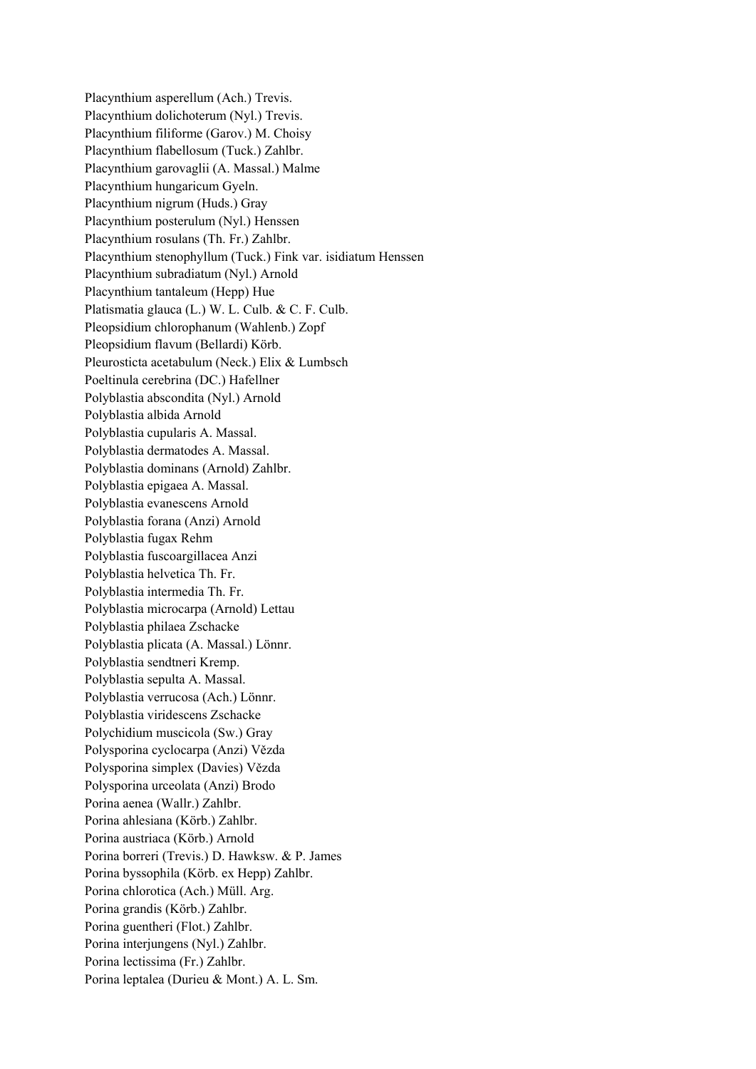Placynthium asperellum (Ach.) Trevis.
Placynthium dolichoterum (Nyl.) Trevis.
Placynthium filiforme (Garov.) M. Choisy
Placynthium flabellosum (Tuck.) Zahlbr.
Placynthium garovaglii (A. Massal.) Malme
Placynthium hungaricum Gyeln.
Placynthium nigrum (Huds.) Gray
Placynthium posterulum (Nyl.) Henssen
Placynthium rosulans (Th. Fr.) Zahlbr.
Placynthium stenophyllum (Tuck.) Fink var. isidiatum Henssen
Placynthium subradiatum (Nyl.) Arnold
Placynthium tantaleum (Hepp) Hue
Platismatia glauca (L.) W. L. Culb. & C. F. Culb.
Pleopsidium chlorophanum (Wahlenb.) Zopf
Pleopsidium flavum (Bellardi) Körb.
Pleurosticta acetabulum (Neck.) Elix & Lumbsch
Poeltinula cerebrina (DC.) Hafellner
Polyblastia abscondita (Nyl.) Arnold
Polyblastia albida Arnold
Polyblastia cupularis A. Massal.
Polyblastia dermatodes A. Massal.
Polyblastia dominans (Arnold) Zahlbr.
Polyblastia epigaea A. Massal.
Polyblastia evanescens Arnold
Polyblastia forana (Anzi) Arnold
Polyblastia fugax Rehm
Polyblastia fuscoargillacea Anzi
Polyblastia helvetica Th. Fr.
Polyblastia intermedia Th. Fr.
Polyblastia microcarpa (Arnold) Lettau
Polyblastia philaea Zschacke
Polyblastia plicata (A. Massal.) Lönnr.
Polyblastia sendtneri Kremp.
Polyblastia sepulta A. Massal.
Polyblastia verrucosa (Ach.) Lönnr.
Polyblastia viridescens Zschacke
Polychidium muscicola (Sw.) Gray
Polysporina cyclocarpa (Anzi) Vězda
Polysporina simplex (Davies) Vězda
Polysporina urceolata (Anzi) Brodo
Porina aenea (Wallr.) Zahlbr.
Porina ahlesiana (Körb.) Zahlbr.
Porina austriaca (Körb.) Arnold
Porina borreri (Trevis.) D. Hawksw. & P. James
Porina byssophila (Körb. ex Hepp) Zahlbr.
Porina chlorotica (Ach.) Müll. Arg.
Porina grandis (Körb.) Zahlbr.
Porina guentheri (Flot.) Zahlbr.
Porina interjungens (Nyl.) Zahlbr.
Porina lectissima (Fr.) Zahlbr.
Porina leptalea (Durieu & Mont.) A. L. Sm.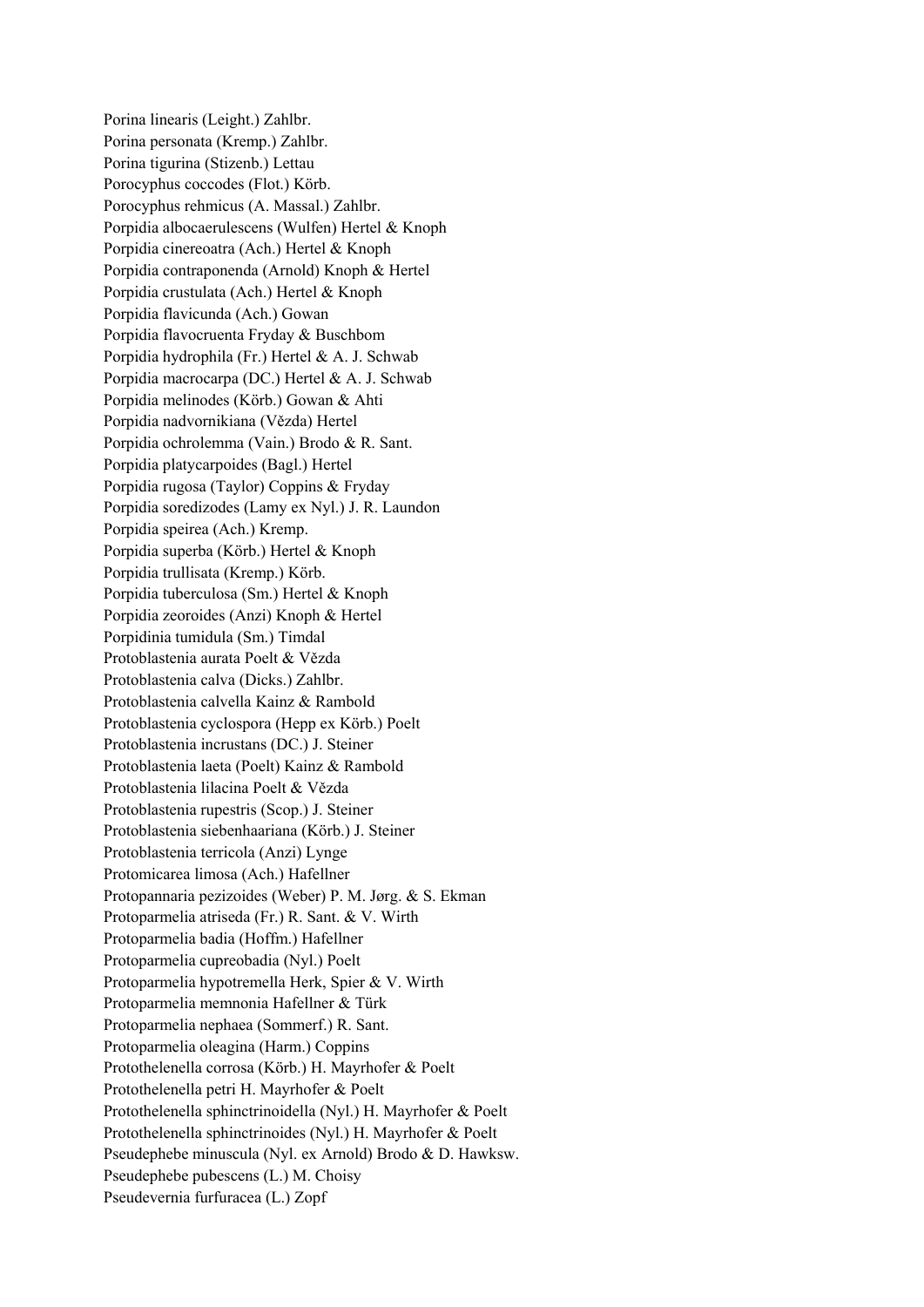Porina linearis (Leight.) Zahlbr.
Porina personata (Kremp.) Zahlbr.
Porina tigurina (Stizenb.) Lettau
Porocyphus coccodes (Flot.) Körb.
Porocyphus rehmicus (A. Massal.) Zahlbr.
Porpidia albocaerulescens (Wulfen) Hertel & Knoph
Porpidia cinereoatra (Ach.) Hertel & Knoph
Porpidia contraponenda (Arnold) Knoph & Hertel
Porpidia crustulata (Ach.) Hertel & Knoph
Porpidia flavicunda (Ach.) Gowan
Porpidia flavocruenta Fryday & Buschbom
Porpidia hydrophila (Fr.) Hertel & A. J. Schwab
Porpidia macrocarpa (DC.) Hertel & A. J. Schwab
Porpidia melinodes (Körb.) Gowan & Ahti
Porpidia nadvornikiana (Vězda) Hertel
Porpidia ochrolemma (Vain.) Brodo & R. Sant.
Porpidia platycarpoides (Bagl.) Hertel
Porpidia rugosa (Taylor) Coppins & Fryday
Porpidia soredizodes (Lamy ex Nyl.) J. R. Laundon
Porpidia speirea (Ach.) Kremp.
Porpidia superba (Körb.) Hertel & Knoph
Porpidia trullisata (Kremp.) Körb.
Porpidia tuberculosa (Sm.) Hertel & Knoph
Porpidia zeoroides (Anzi) Knoph & Hertel
Porpidinia tumidula (Sm.) Timdal
Protoblastenia aurata Poelt & Vězda
Protoblastenia calva (Dicks.) Zahlbr.
Protoblastenia calvella Kainz & Rambold
Protoblastenia cyclospora (Hepp ex Körb.) Poelt
Protoblastenia incrustans (DC.) J. Steiner
Protoblastenia laeta (Poelt) Kainz & Rambold
Protoblastenia lilacina Poelt & Vězda
Protoblastenia rupestris (Scop.) J. Steiner
Protoblastenia siebenhaariana (Körb.) J. Steiner
Protoblastenia terricola (Anzi) Lynge
Protomicarea limosa (Ach.) Hafellner
Protopannaria pezizoides (Weber) P. M. Jørg. & S. Ekman
Protoparmelia atriseda (Fr.) R. Sant. & V. Wirth
Protoparmelia badia (Hoffm.) Hafellner
Protoparmelia cupreobadia (Nyl.) Poelt
Protoparmelia hypotremella Herk, Spier & V. Wirth
Protoparmelia memnonia Hafellner & Türk
Protoparmelia nephaea (Sommerf.) R. Sant.
Protoparmelia oleagina (Harm.) Coppins
Protothelenella corrosa (Körb.) H. Mayrhofer & Poelt
Protothelenella petri H. Mayrhofer & Poelt
Protothelenella sphinctrinoidella (Nyl.) H. Mayrhofer & Poelt
Protothelenella sphinctrinoides (Nyl.) H. Mayrhofer & Poelt
Pseudephebe minuscula (Nyl. ex Arnold) Brodo & D. Hawksw.
Pseudephebe pubescens (L.) M. Choisy
Pseudevernia furfuracea (L.) Zopf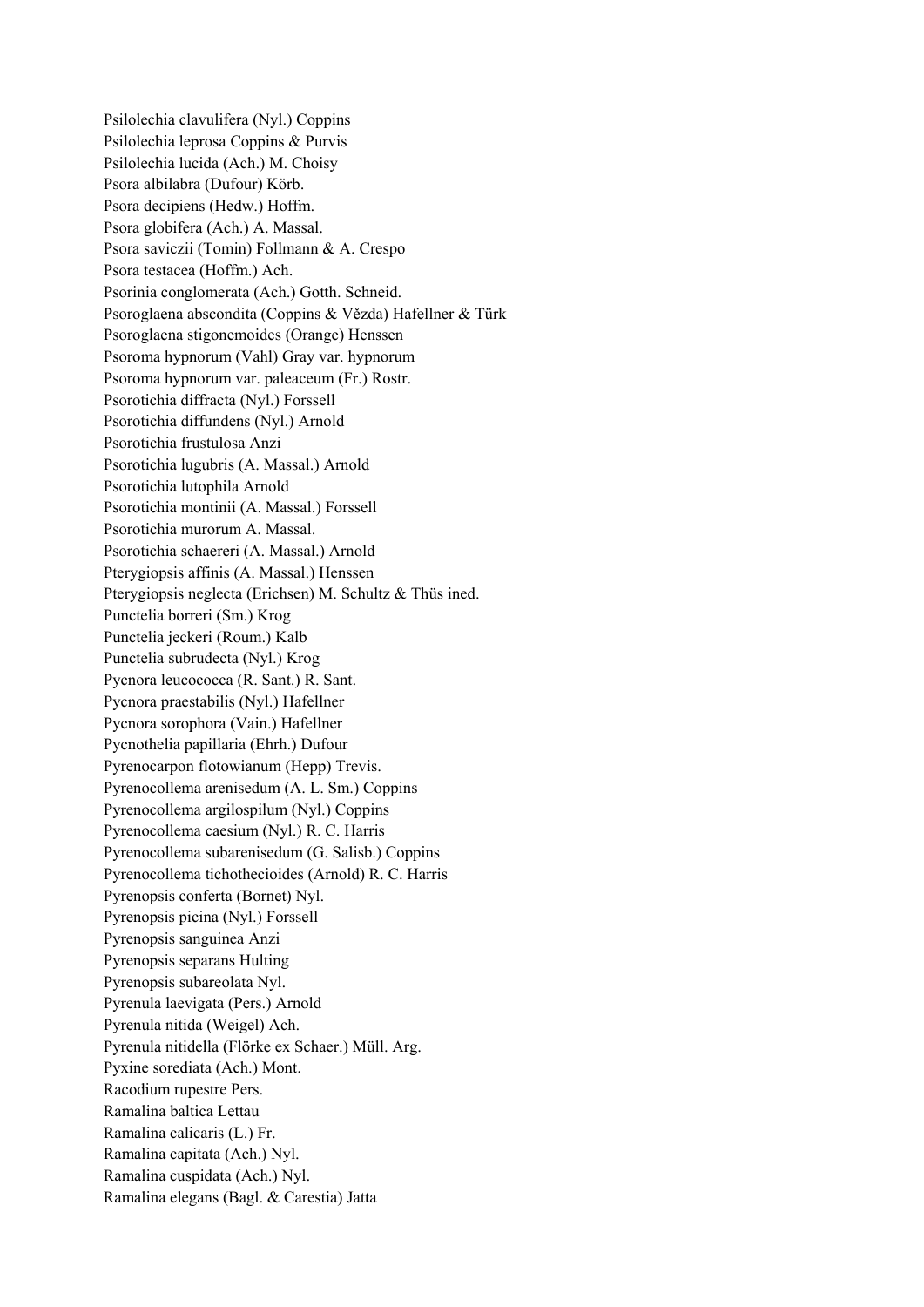Psilolechia clavulifera (Nyl.) Coppins
Psilolechia leprosa Coppins & Purvis
Psilolechia lucida (Ach.) M. Choisy
Psora albilabra (Dufour) Körb.
Psora decipiens (Hedw.) Hoffm.
Psora globifera (Ach.) A. Massal.
Psora saviczii (Tomin) Follmann & A. Crespo
Psora testacea (Hoffm.) Ach.
Psorinia conglomerata (Ach.) Gotth. Schneid.
Psoroglaena abscondita (Coppins & Vězda) Hafellner & Türk
Psoroglaena stigonemoides (Orange) Henssen
Psoroma hypnorum (Vahl) Gray var. hypnorum
Psoroma hypnorum var. paleaceum (Fr.) Rostr.
Psorotichia diffracta (Nyl.) Forssell
Psorotichia diffundens (Nyl.) Arnold
Psorotichia frustulosa Anzi
Psorotichia lugubris (A. Massal.) Arnold
Psorotichia lutophila Arnold
Psorotichia montinii (A. Massal.) Forssell
Psorotichia murorum A. Massal.
Psorotichia schaereri (A. Massal.) Arnold
Pterygiopsis affinis (A. Massal.) Henssen
Pterygiopsis neglecta (Erichsen) M. Schultz & Thüs ined.
Punctelia borreri (Sm.) Krog
Punctelia jeckeri (Roum.) Kalb
Punctelia subrudecta (Nyl.) Krog
Pycnora leucococca (R. Sant.) R. Sant.
Pycnora praestabilis (Nyl.) Hafellner
Pycnora sorophora (Vain.) Hafellner
Pycnothelia papillaria (Ehrh.) Dufour
Pyrenocarpon flotowianum (Hepp) Trevis.
Pyrenocollema arenisedum (A. L. Sm.) Coppins
Pyrenocollema argilospilum (Nyl.) Coppins
Pyrenocollema caesium (Nyl.) R. C. Harris
Pyrenocollema subarenisedum (G. Salisb.) Coppins
Pyrenocollema tichothecioides (Arnold) R. C. Harris
Pyrenopsis conferta (Bornet) Nyl.
Pyrenopsis picina (Nyl.) Forssell
Pyrenopsis sanguinea Anzi
Pyrenopsis separans Hulting
Pyrenopsis subareolata Nyl.
Pyrenula laevigata (Pers.) Arnold
Pyrenula nitida (Weigel) Ach.
Pyrenula nitidella (Flörke ex Schaer.) Müll. Arg.
Pyxine sorediata (Ach.) Mont.
Racodium rupestre Pers.
Ramalina baltica Lettau
Ramalina calicaris (L.) Fr.
Ramalina capitata (Ach.) Nyl.
Ramalina cuspidata (Ach.) Nyl.
Ramalina elegans (Bagl. & Carestia) Jatta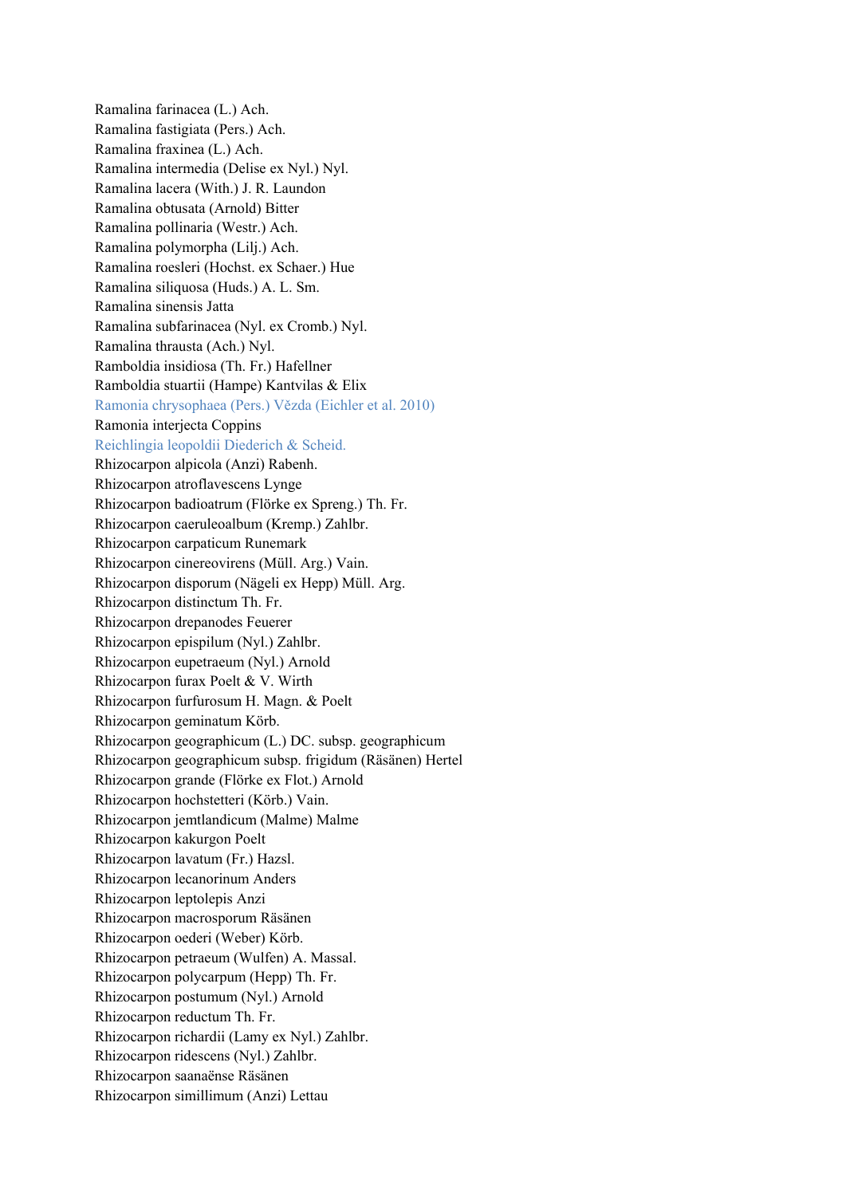Ramalina farinacea (L.) Ach.
Ramalina fastigiata (Pers.) Ach.
Ramalina fraxinea (L.) Ach.
Ramalina intermedia (Delise ex Nyl.) Nyl.
Ramalina lacera (With.) J. R. Laundon
Ramalina obtusata (Arnold) Bitter
Ramalina pollinaria (Westr.) Ach.
Ramalina polymorpha (Lilj.) Ach.
Ramalina roesleri (Hochst. ex Schaer.) Hue
Ramalina siliquosa (Huds.) A. L. Sm.
Ramalina sinensis Jatta
Ramalina subfarinacea (Nyl. ex Cromb.) Nyl.
Ramalina thrausta (Ach.) Nyl.
Ramboldia insidiosa (Th. Fr.) Hafellner
Ramboldia stuartii (Hampe) Kantvilas & Elix
Ramonia chrysophaea (Pers.) Vězda (Eichler et al. 2010)
Ramonia interjecta Coppins
Reichlingia leopoldii Diederich & Scheid.
Rhizocarpon alpicola (Anzi) Rabenh.
Rhizocarpon atroflavescens Lynge
Rhizocarpon badioatrum (Flörke ex Spreng.) Th. Fr.
Rhizocarpon caeruleoalbum (Kremp.) Zahlbr.
Rhizocarpon carpaticum Runemark
Rhizocarpon cinereovirens (Müll. Arg.) Vain.
Rhizocarpon disporum (Nägeli ex Hepp) Müll. Arg.
Rhizocarpon distinctum Th. Fr.
Rhizocarpon drepanodes Feuerer
Rhizocarpon epispilum (Nyl.) Zahlbr.
Rhizocarpon eupetraeum (Nyl.) Arnold
Rhizocarpon furax Poelt & V. Wirth
Rhizocarpon furfurosum H. Magn. & Poelt
Rhizocarpon geminatum Körb.
Rhizocarpon geographicum (L.) DC. subsp. geographicum
Rhizocarpon geographicum subsp. frigidum (Räsänen) Hertel
Rhizocarpon grande (Flörke ex Flot.) Arnold
Rhizocarpon hochstetteri (Körb.) Vain.
Rhizocarpon jemtlandicum (Malme) Malme
Rhizocarpon kakurgon Poelt
Rhizocarpon lavatum (Fr.) Hazsl.
Rhizocarpon lecanorinum Anders
Rhizocarpon leptolepis Anzi
Rhizocarpon macrosporum Räsänen
Rhizocarpon oederi (Weber) Körb.
Rhizocarpon petraeum (Wulfen) A. Massal.
Rhizocarpon polycarpum (Hepp) Th. Fr.
Rhizocarpon postumum (Nyl.) Arnold
Rhizocarpon reductum Th. Fr.
Rhizocarpon richardii (Lamy ex Nyl.) Zahlbr.
Rhizocarpon ridescens (Nyl.) Zahlbr.
Rhizocarpon saanaënse Räsänen
Rhizocarpon simillimum (Anzi) Lettau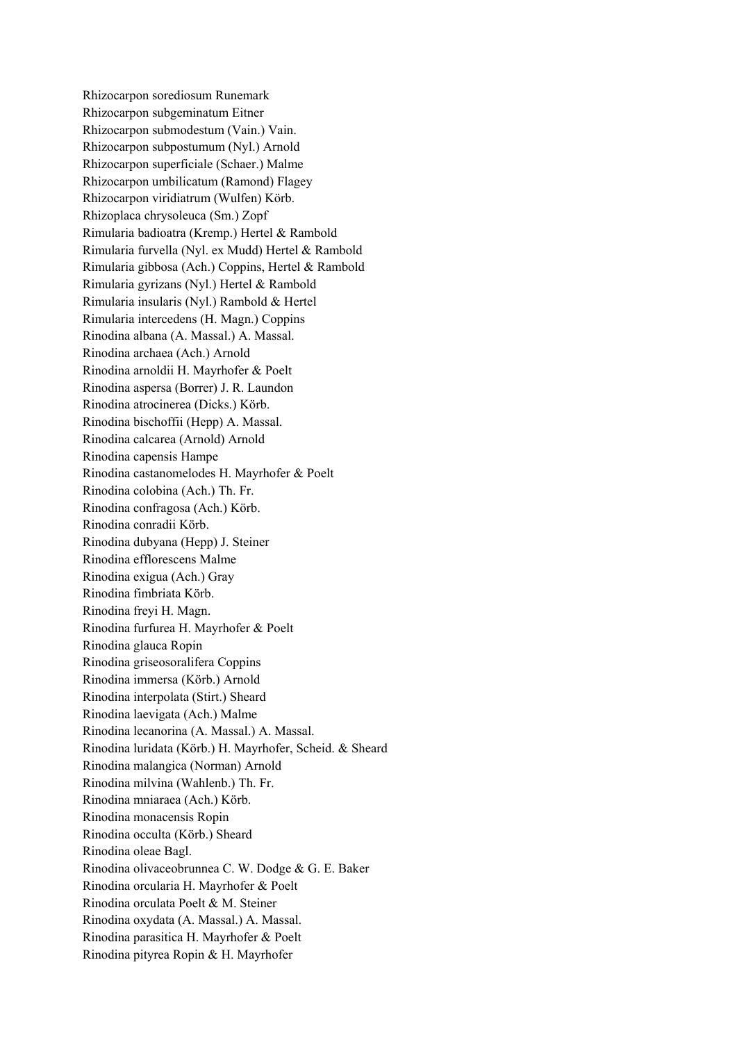Rhizocarpon sorediosum Runemark
Rhizocarpon subgeminatum Eitner
Rhizocarpon submodestum (Vain.) Vain.
Rhizocarpon subpostumum (Nyl.) Arnold
Rhizocarpon superficiale (Schaer.) Malme
Rhizocarpon umbilicatum (Ramond) Flagey
Rhizocarpon viridiatrum (Wulfen) Körb.
Rhizoplaca chrysoleuca (Sm.) Zopf
Rimularia badioatra (Kremp.) Hertel & Rambold
Rimularia furvella (Nyl. ex Mudd) Hertel & Rambold
Rimularia gibbosa (Ach.) Coppins, Hertel & Rambold
Rimularia gyrizans (Nyl.) Hertel & Rambold
Rimularia insularis (Nyl.) Rambold & Hertel
Rimularia intercedens (H. Magn.) Coppins
Rinodina albana (A. Massal.) A. Massal.
Rinodina archaea (Ach.) Arnold
Rinodina arnoldii H. Mayrhofer & Poelt
Rinodina aspersa (Borrer) J. R. Laundon
Rinodina atrocinerea (Dicks.) Körb.
Rinodina bischoffii (Hepp) A. Massal.
Rinodina calcarea (Arnold) Arnold
Rinodina capensis Hampe
Rinodina castanomelodes H. Mayrhofer & Poelt
Rinodina colobina (Ach.) Th. Fr.
Rinodina confragosa (Ach.) Körb.
Rinodina conradii Körb.
Rinodina dubyana (Hepp) J. Steiner
Rinodina efflorescens Malme
Rinodina exigua (Ach.) Gray
Rinodina fimbriata Körb.
Rinodina freyi H. Magn.
Rinodina furfurea H. Mayrhofer & Poelt
Rinodina glauca Ropin
Rinodina griseosoralifera Coppins
Rinodina immersa (Körb.) Arnold
Rinodina interpolata (Stirt.) Sheard
Rinodina laevigata (Ach.) Malme
Rinodina lecanorina (A. Massal.) A. Massal.
Rinodina luridata (Körb.) H. Mayrhofer, Scheid. & Sheard
Rinodina malangica (Norman) Arnold
Rinodina milvina (Wahlenb.) Th. Fr.
Rinodina mniaraea (Ach.) Körb.
Rinodina monacensis Ropin
Rinodina occulta (Körb.) Sheard
Rinodina oleae Bagl.
Rinodina olivaceobrunnea C. W. Dodge & G. E. Baker
Rinodina orcularia H. Mayrhofer & Poelt
Rinodina orculata Poelt & M. Steiner
Rinodina oxydata (A. Massal.) A. Massal.
Rinodina parasitica H. Mayrhofer & Poelt
Rinodina pityrea Ropin & H. Mayrhofer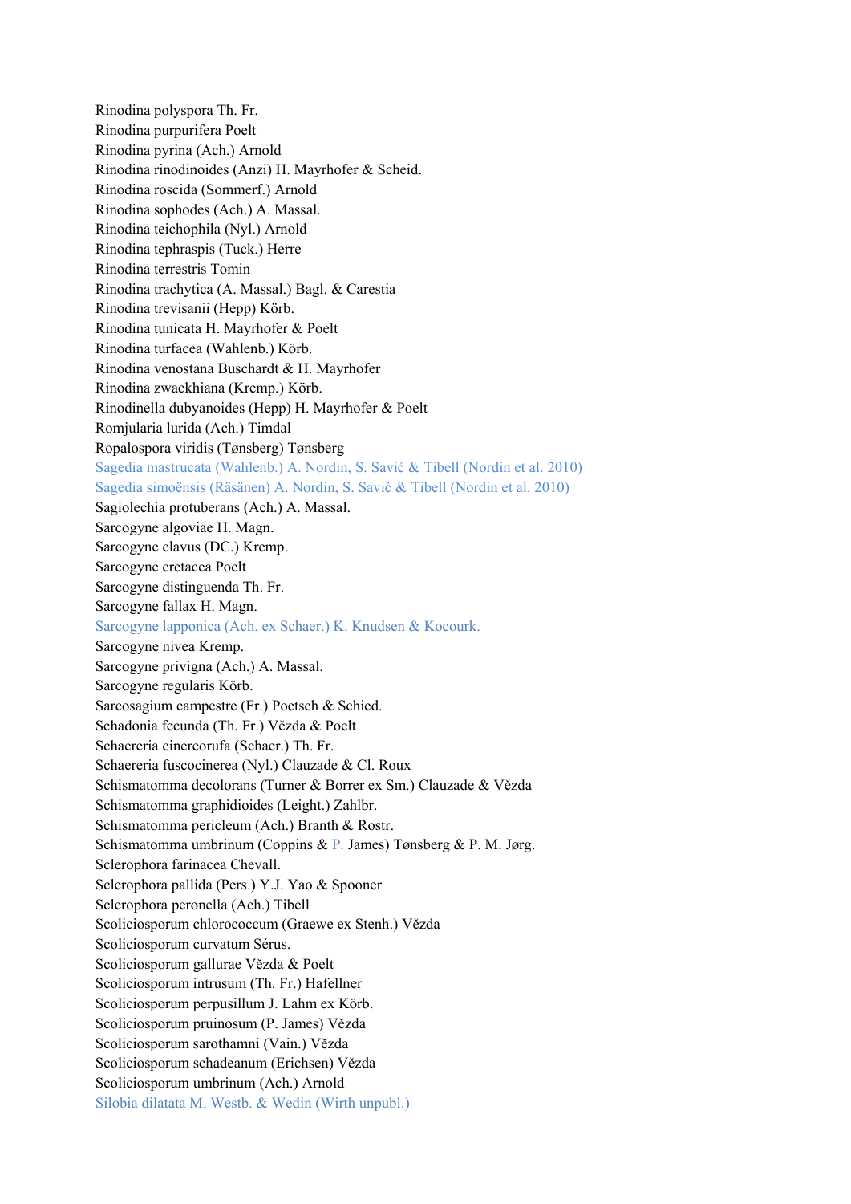Rinodina polyspora Th. Fr.
Rinodina purpurifera Poelt
Rinodina pyrina (Ach.) Arnold
Rinodina rinodinoides (Anzi) H. Mayrhofer & Scheid.
Rinodina roscida (Sommerf.) Arnold
Rinodina sophodes (Ach.) A. Massal.
Rinodina teichophila (Nyl.) Arnold
Rinodina tephraspis (Tuck.) Herre
Rinodina terrestris Tomin
Rinodina trachytica (A. Massal.) Bagl. & Carestia
Rinodina trevisanii (Hepp) Körb.
Rinodina tunicata H. Mayrhofer & Poelt
Rinodina turfacea (Wahlenb.) Körb.
Rinodina venostana Buschardt & H. Mayrhofer
Rinodina zwackhiana (Kremp.) Körb.
Rinodinella dubyanoides (Hepp) H. Mayrhofer & Poelt
Romjularia lurida (Ach.) Timdal
Ropalospora viridis (Tønsberg) Tønsberg
Sagedia mastrucata (Wahlenb.) A. Nordin, S. Savić & Tibell (Nordin et al. 2010)
Sagedia simoënsis (Räsänen) A. Nordin, S. Savić & Tibell (Nordin et al. 2010)
Sagiolechia protuberans (Ach.) A. Massal.
Sarcogyne algoviae H. Magn.
Sarcogyne clavus (DC.) Kremp.
Sarcogyne cretacea Poelt
Sarcogyne distinguenda Th. Fr.
Sarcogyne fallax H. Magn.
Sarcogyne lapponica (Ach. ex Schaer.) K. Knudsen & Kocourk.
Sarcogyne nivea Kremp.
Sarcogyne privigna (Ach.) A. Massal.
Sarcogyne regularis Körb.
Sarcosagium campestre (Fr.) Poetsch & Schied.
Schadonia fecunda (Th. Fr.) Vězda & Poelt
Schaereria cinereorufa (Schaer.) Th. Fr.
Schaereria fuscocinerea (Nyl.) Clauzade & Cl. Roux
Schismatomma decolorans (Turner & Borrer ex Sm.) Clauzade & Vězda
Schismatomma graphidioides (Leight.) Zahlbr.
Schismatomma pericleum (Ach.) Branth & Rostr.
Schismatomma umbrinum (Coppins & P. James) Tønsberg & P. M. Jørg.
Sclerophora farinacea Chevall.
Sclerophora pallida (Pers.) Y.J. Yao & Spooner
Sclerophora peronella (Ach.) Tibell
Scoliciosporum chlorococcum (Graewe ex Stenh.) Vězda
Scoliciosporum curvatum Sérus.
Scoliciosporum gallurae Vězda & Poelt
Scoliciosporum intrusum (Th. Fr.) Hafellner
Scoliciosporum perpusillum J. Lahm ex Körb.
Scoliciosporum pruinosum (P. James) Vězda
Scoliciosporum sarothamni (Vain.) Vězda
Scoliciosporum schadeanum (Erichsen) Vězda
Scoliciosporum umbrinum (Ach.) Arnold
Silobia dilatata M. Westb. & Wedin (Wirth unpubl.)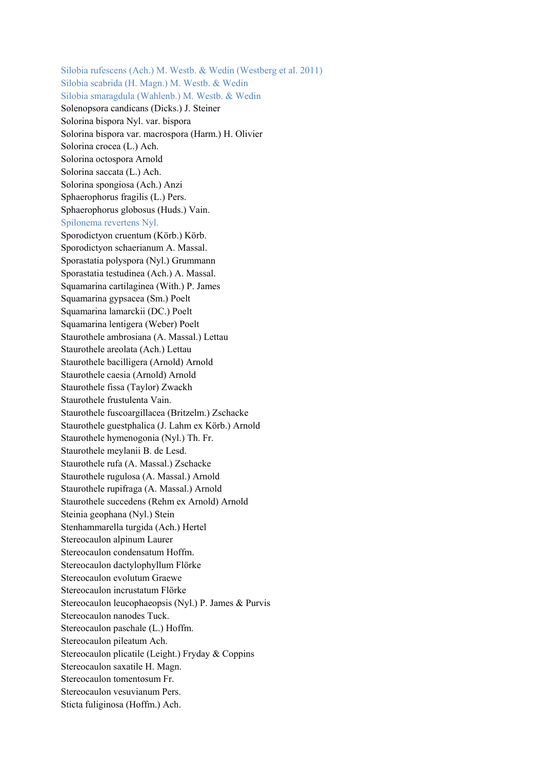Silobia rufescens (Ach.) M. Westb. & Wedin (Westberg et al. 2011)
Silobia scabrida (H. Magn.) M. Westb. & Wedin
Silobia smaragdula (Wahlenb.) M. Westb. & Wedin
Solenopsora candicans (Dicks.) J. Steiner
Solorina bispora Nyl. var. bispora
Solorina bispora var. macrospora (Harm.) H. Olivier
Solorina crocea (L.) Ach.
Solorina octospora Arnold
Solorina saccata (L.) Ach.
Solorina spongiosa (Ach.) Anzi
Sphaerophorus fragilis (L.) Pers.
Sphaerophorus globosus (Huds.) Vain.
Spilonema revertens Nyl.
Sporodictyon cruentum (Körb.) Körb.
Sporodictyon schaerianum A. Massal.
Sporastatia polyspora (Nyl.) Grummann
Sporastatia testudinea (Ach.) A. Massal.
Squamarina cartilaginea (With.) P. James
Squamarina gypsacea (Sm.) Poelt
Squamarina lamarckii (DC.) Poelt
Squamarina lentigera (Weber) Poelt
Staurothele ambrosiana (A. Massal.) Lettau
Staurothele areolata (Ach.) Lettau
Staurothele bacilligera (Arnold) Arnold
Staurothele caesia (Arnold) Arnold
Staurothele fissa (Taylor) Zwackh
Staurothele frustulenta Vain.
Staurothele fuscoargillacea (Britzelm.) Zschacke
Staurothele guestphalica (J. Lahm ex Körb.) Arnold
Staurothele hymenogonia (Nyl.) Th. Fr.
Staurothele meylanii B. de Lesd.
Staurothele rufa (A. Massal.) Zschacke
Staurothele rugulosa (A. Massal.) Arnold
Staurothele rupifraga (A. Massal.) Arnold
Staurothele succedens (Rehm ex Arnold) Arnold
Steinia geophana (Nyl.) Stein
Stenhammarella turgida (Ach.) Hertel
Stereocaulon alpinum Laurer
Stereocaulon condensatum Hoffm.
Stereocaulon dactylophyllum Flörke
Stereocaulon evolutum Graewe
Stereocaulon incrustatum Flörke
Stereocaulon leucophaeopsis (Nyl.) P. James & Purvis
Stereocaulon nanodes Tuck.
Stereocaulon paschale (L.) Hoffm.
Stereocaulon pileatum Ach.
Stereocaulon plicatile (Leight.) Fryday & Coppins
Stereocaulon saxatile H. Magn.
Stereocaulon tomentosum Fr.
Stereocaulon vesuvianum Pers.
Sticta fuliginosa (Hoffm.) Ach.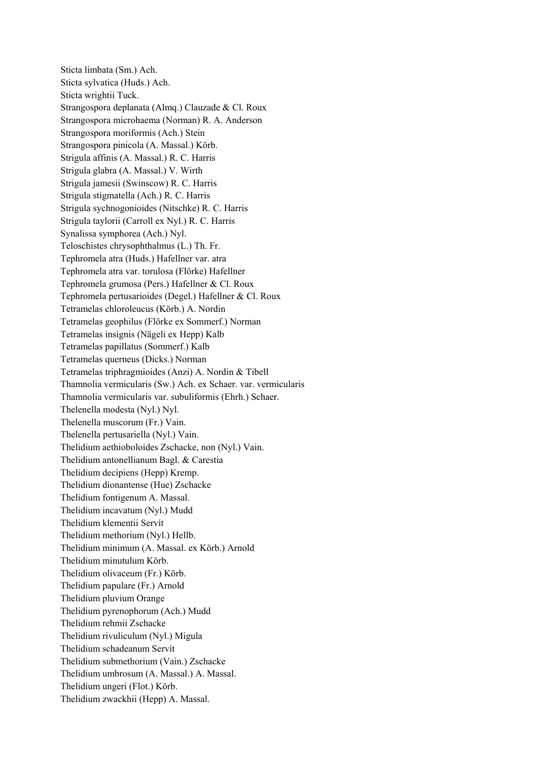Sticta limbata (Sm.) Ach.
Sticta sylvatica (Huds.) Ach.
Sticta wrightii Tuck.
Strangospora deplanata (Almq.) Clauzade & Cl. Roux
Strangospora microhaema (Norman) R. A. Anderson
Strangospora moriformis (Ach.) Stein
Strangospora pinicola (A. Massal.) Körb.
Strigula affinis (A. Massal.) R. C. Harris
Strigula glabra (A. Massal.) V. Wirth
Strigula jamesii (Swinscow) R. C. Harris
Strigula stigmatella (Ach.) R. C. Harris
Strigula sychnogonioides (Nitschke) R. C. Harris
Strigula taylorii (Carroll ex Nyl.) R. C. Harris
Synalissa symphorea (Ach.) Nyl.
Teloschistes chrysophthalmus (L.) Th. Fr.
Tephromela atra (Huds.) Hafellner var. atra
Tephromela atra var. torulosa (Flörke) Hafellner
Tephromela grumosa (Pers.) Hafellner & Cl. Roux
Tephromela pertusarioides (Degel.) Hafellner & Cl. Roux
Tetramelas chloroleucus (Körb.) A. Nordin
Tetramelas geophilus (Flörke ex Sommerf.) Norman
Tetramelas insignis (Nägeli ex Hepp) Kalb
Tetramelas papillatus (Sommerf.) Kalb
Tetramelas querneus (Dicks.) Norman
Tetramelas triphragmioides (Anzi) A. Nordin & Tibell
Thamnolia vermicularis (Sw.) Ach. ex Schaer. var. vermicularis
Thamnolia vermicularis var. subuliformis (Ehrh.) Schaer.
Thelenella modesta (Nyl.) Nyl.
Thelenella muscorum (Fr.) Vain.
Thelenella pertusariella (Nyl.) Vain.
Thelidium aethioboloides Zschacke, non (Nyl.) Vain.
Thelidium antonellianum Bagl. & Carestia
Thelidium decipiens (Hepp) Kremp.
Thelidium dionantense (Hue) Zschacke
Thelidium fontigenum A. Massal.
Thelidium incavatum (Nyl.) Mudd
Thelidium klementii Servít
Thelidium methorium (Nyl.) Hellb.
Thelidium minimum (A. Massal. ex Körb.) Arnold
Thelidium minutulum Körb.
Thelidium olivaceum (Fr.) Körb.
Thelidium papulare (Fr.) Arnold
Thelidium pluvium Orange
Thelidium pyrenophorum (Ach.) Mudd
Thelidium rehmii Zschacke
Thelidium rivuliculum (Nyl.) Migula
Thelidium schadeanum Servít
Thelidium submethorium (Vain.) Zschacke
Thelidium umbrosum (A. Massal.) A. Massal.
Thelidium ungeri (Flot.) Körb.
Thelidium zwackhii (Hepp) A. Massal.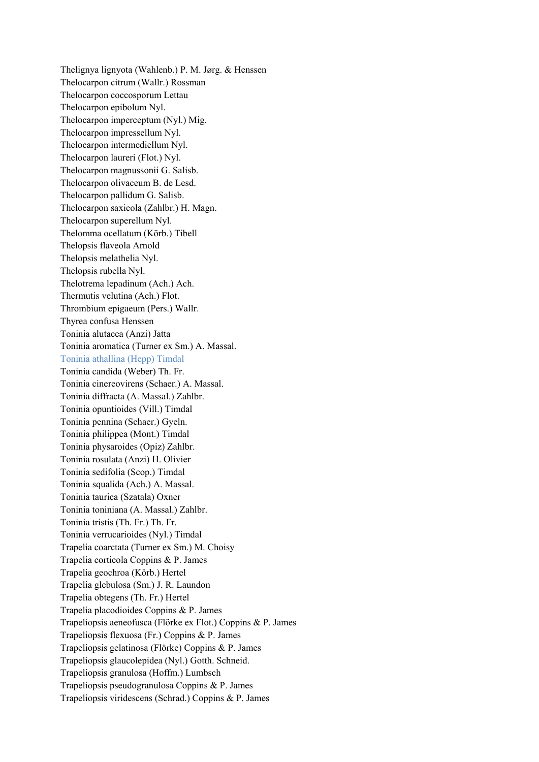Thelignya lignyota (Wahlenb.) P. M. Jørg. & Henssen
Thelocarpon citrum (Wallr.) Rossman
Thelocarpon coccosporum Lettau
Thelocarpon epibolum Nyl.
Thelocarpon imperceptum (Nyl.) Mig.
Thelocarpon impressellum Nyl.
Thelocarpon intermediellum Nyl.
Thelocarpon laureri (Flot.) Nyl.
Thelocarpon magnussonii G. Salisb.
Thelocarpon olivaceum B. de Lesd.
Thelocarpon pallidum G. Salisb.
Thelocarpon saxicola (Zahlbr.) H. Magn.
Thelocarpon superellum Nyl.
Thelomma ocellatum (Körb.) Tibell
Thelopsis flaveola Arnold
Thelopsis melathelia Nyl.
Thelopsis rubella Nyl.
Thelotrema lepadinum (Ach.) Ach.
Thermutis velutina (Ach.) Flot.
Thrombium epigaeum (Pers.) Wallr.
Thyrea confusa Henssen
Toninia alutacea (Anzi) Jatta
Toninia aromatica (Turner ex Sm.) A. Massal.
Toninia athallina (Hepp) Timdal
Toninia candida (Weber) Th. Fr.
Toninia cinereovirens (Schaer.) A. Massal.
Toninia diffracta (A. Massal.) Zahlbr.
Toninia opuntioides (Vill.) Timdal
Toninia pennina (Schaer.) Gyeln.
Toninia philippea (Mont.) Timdal
Toninia physaroides (Opiz) Zahlbr.
Toninia rosulata (Anzi) H. Olivier
Toninia sedifolia (Scop.) Timdal
Toninia squalida (Ach.) A. Massal.
Toninia taurica (Szatala) Oxner
Toninia toniniana (A. Massal.) Zahlbr.
Toninia tristis (Th. Fr.) Th. Fr.
Toninia verrucarioides (Nyl.) Timdal
Trapelia coarctata (Turner ex Sm.) M. Choisy
Trapelia corticola Coppins & P. James
Trapelia geochroa (Körb.) Hertel
Trapelia glebulosa (Sm.) J. R. Laundon
Trapelia obtegens (Th. Fr.) Hertel
Trapelia placodioides Coppins & P. James
Trapeliopsis aeneofusca (Flörke ex Flot.) Coppins & P. James
Trapeliopsis flexuosa (Fr.) Coppins & P. James
Trapeliopsis gelatinosa (Flörke) Coppins & P. James
Trapeliopsis glaucolepidea (Nyl.) Gotth. Schneid.
Trapeliopsis granulosa (Hoffm.) Lumbsch
Trapeliopsis pseudogranulosa Coppins & P. James
Trapeliopsis viridescens (Schrad.) Coppins & P. James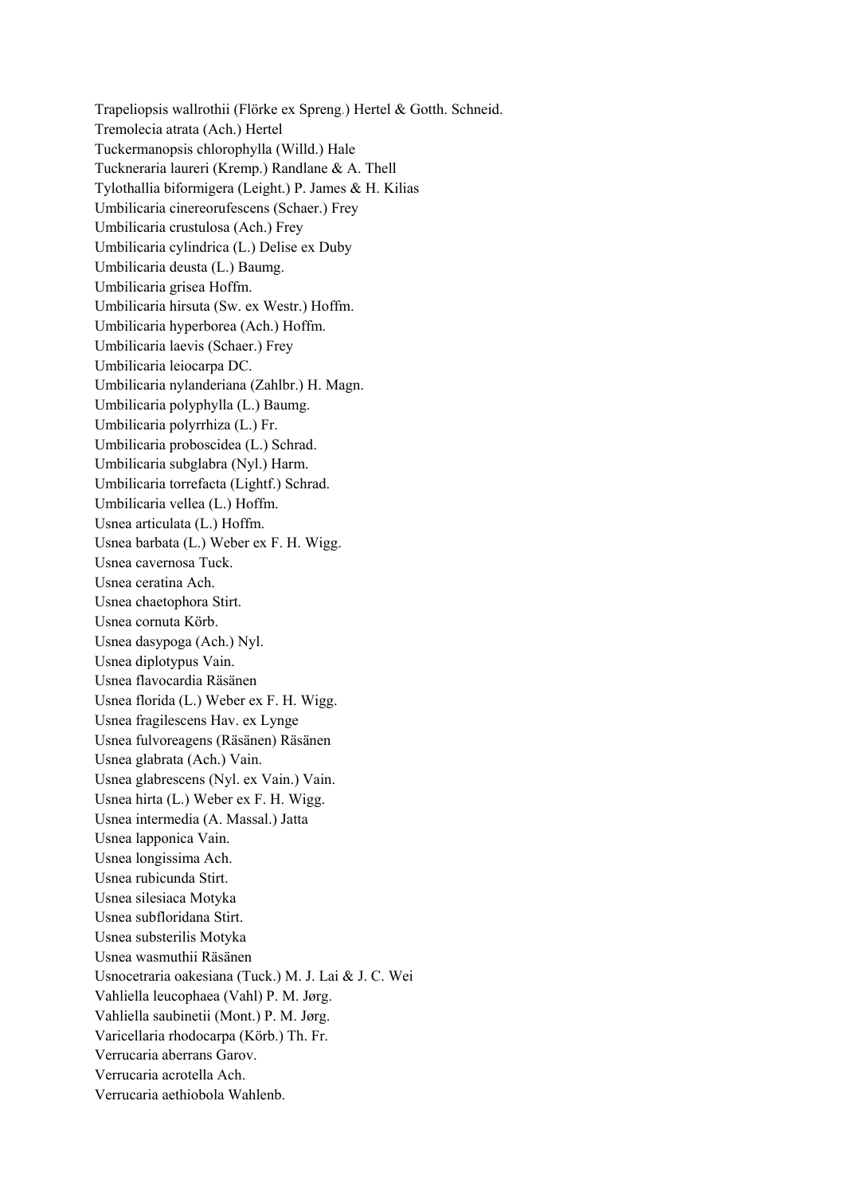Trapeliopsis wallrothii (Flörke ex Spreng.) Hertel & Gotth. Schneid.
Tremolecia atrata (Ach.) Hertel
Tuckermanopsis chlorophylla (Willd.) Hale
Tuckneraria laureri (Kremp.) Randlane & A. Thell
Tylothallia biformigera (Leight.) P. James & H. Kilias
Umbilicaria cinereorufescens (Schaer.) Frey
Umbilicaria crustulosa (Ach.) Frey
Umbilicaria cylindrica (L.) Delise ex Duby
Umbilicaria deusta (L.) Baumg.
Umbilicaria grisea Hoffm.
Umbilicaria hirsuta (Sw. ex Westr.) Hoffm.
Umbilicaria hyperborea (Ach.) Hoffm.
Umbilicaria laevis (Schaer.) Frey
Umbilicaria leiocarpa DC.
Umbilicaria nylanderiana (Zahlbr.) H. Magn.
Umbilicaria polyphylla (L.) Baumg.
Umbilicaria polyrrhiza (L.) Fr.
Umbilicaria proboscidea (L.) Schrad.
Umbilicaria subglabra (Nyl.) Harm.
Umbilicaria torrefacta (Lightf.) Schrad.
Umbilicaria vellea (L.) Hoffm.
Usnea articulata (L.) Hoffm.
Usnea barbata (L.) Weber ex F. H. Wigg.
Usnea cavernosa Tuck.
Usnea ceratina Ach.
Usnea chaetophora Stirt.
Usnea cornuta Körb.
Usnea dasypoga (Ach.) Nyl.
Usnea diplotypus Vain.
Usnea flavocardia Räsänen
Usnea florida (L.) Weber ex F. H. Wigg.
Usnea fragilescens Hav. ex Lynge
Usnea fulvoreagens (Räsänen) Räsänen
Usnea glabrata (Ach.) Vain.
Usnea glabrescens (Nyl. ex Vain.) Vain.
Usnea hirta (L.) Weber ex F. H. Wigg.
Usnea intermedia (A. Massal.) Jatta
Usnea lapponica Vain.
Usnea longissima Ach.
Usnea rubicunda Stirt.
Usnea silesiaca Motyka
Usnea subfloridana Stirt.
Usnea substerilis Motyka
Usnea wasmuthii Räsänen
Usnocetraria oakesiana (Tuck.) M. J. Lai & J. C. Wei
Vahliella leucophaea (Vahl) P. M. Jørg.
Vahliella saubinetii (Mont.) P. M. Jørg.
Varicellaria rhodocarpa (Körb.) Th. Fr.
Verrucaria aberrans Garov.
Verrucaria acrotella Ach.
Verrucaria aethiobola Wahlenb.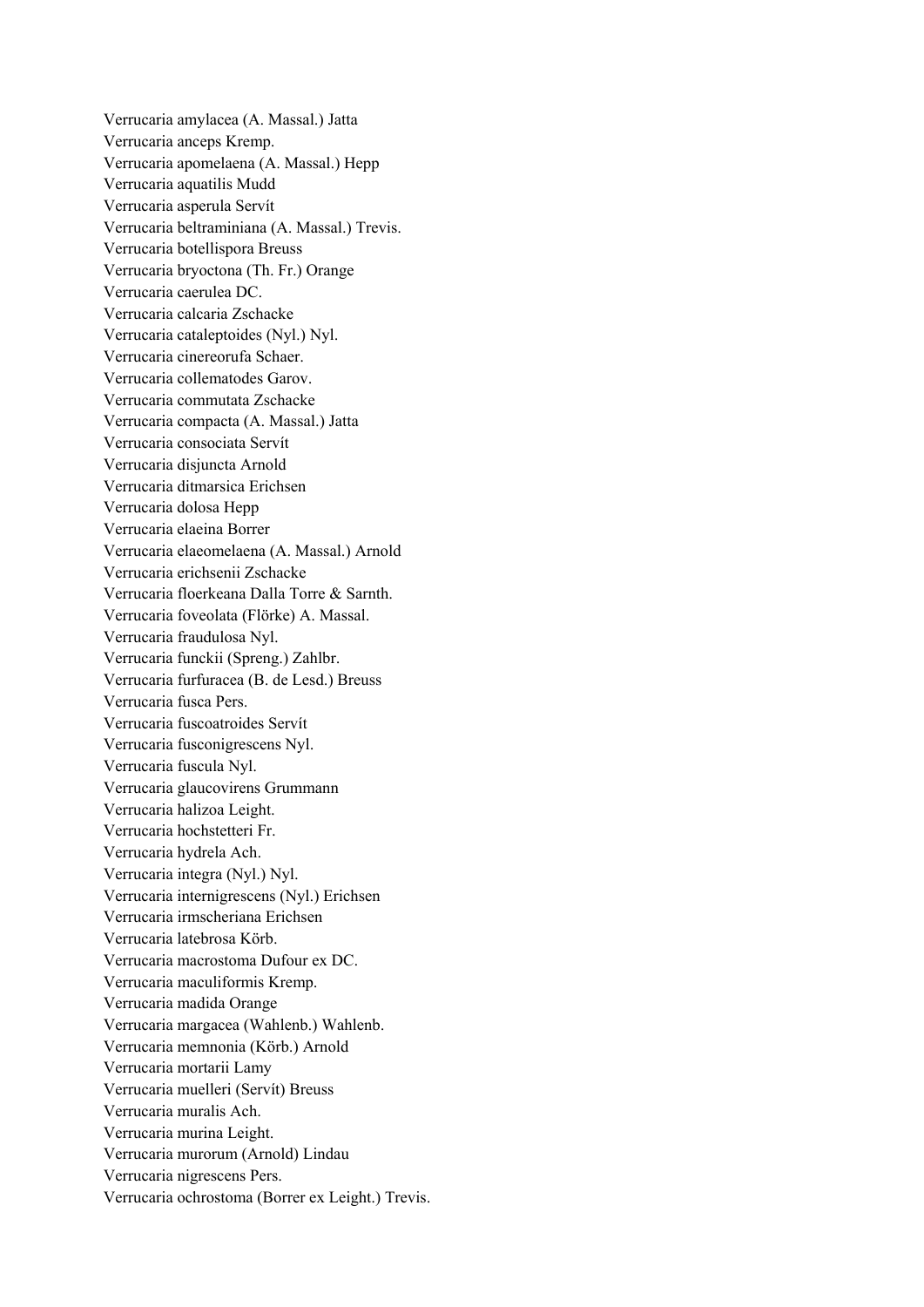Verrucaria amylacea (A. Massal.) Jatta
Verrucaria anceps Kremp.
Verrucaria apomelaena (A. Massal.) Hepp
Verrucaria aquatilis Mudd
Verrucaria asperula Servít
Verrucaria beltraminiana (A. Massal.) Trevis.
Verrucaria botellispora Breuss
Verrucaria bryoctona (Th. Fr.) Orange
Verrucaria caerulea DC.
Verrucaria calcaria Zschacke
Verrucaria cataleptoides (Nyl.) Nyl.
Verrucaria cinereorufa Schaer.
Verrucaria collematodes Garov.
Verrucaria commutata Zschacke
Verrucaria compacta (A. Massal.) Jatta
Verrucaria consociata Servít
Verrucaria disjuncta Arnold
Verrucaria ditmarsica Erichsen
Verrucaria dolosa Hepp
Verrucaria elaeina Borrer
Verrucaria elaeomelaena (A. Massal.) Arnold
Verrucaria erichsenii Zschacke
Verrucaria floerkeana Dalla Torre & Sarnth.
Verrucaria foveolata (Flörke) A. Massal.
Verrucaria fraudulosa Nyl.
Verrucaria funckii (Spreng.) Zahlbr.
Verrucaria furfuracea (B. de Lesd.) Breuss
Verrucaria fusca Pers.
Verrucaria fuscoatroides Servít
Verrucaria fusconigrescens Nyl.
Verrucaria fuscula Nyl.
Verrucaria glaucovirens Grummann
Verrucaria halizoa Leight.
Verrucaria hochstetteri Fr.
Verrucaria hydrela Ach.
Verrucaria integra (Nyl.) Nyl.
Verrucaria internigrescens (Nyl.) Erichsen
Verrucaria irmscheriana Erichsen
Verrucaria latebrosa Körb.
Verrucaria macrostoma Dufour ex DC.
Verrucaria maculiformis Kremp.
Verrucaria madida Orange
Verrucaria margacea (Wahlenb.) Wahlenb.
Verrucaria memnonia (Körb.) Arnold
Verrucaria mortarii Lamy
Verrucaria muelleri (Servít) Breuss
Verrucaria muralis Ach.
Verrucaria murina Leight.
Verrucaria murorum (Arnold) Lindau
Verrucaria nigrescens Pers.
Verrucaria ochrostoma (Borrer ex Leight.) Trevis.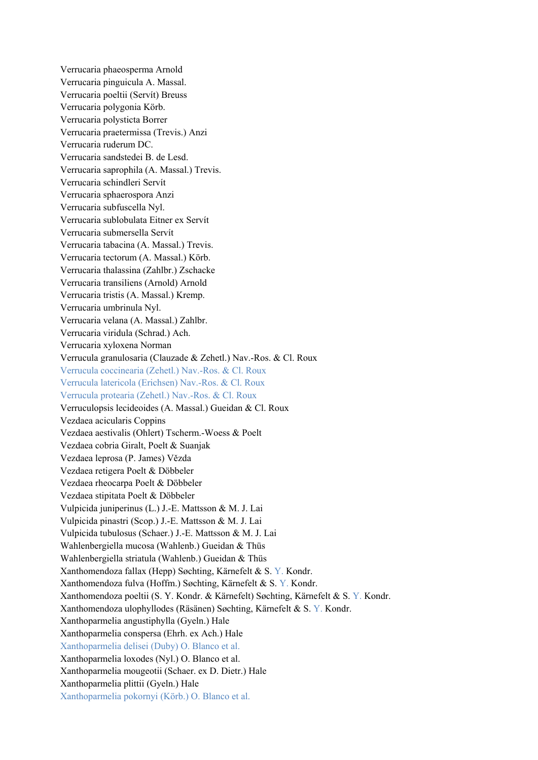Verrucaria phaeosperma Arnold
Verrucaria pinguicula A. Massal.
Verrucaria poeltii (Servít) Breuss
Verrucaria polygonia Körb.
Verrucaria polysticta Borrer
Verrucaria praetermissa (Trevis.) Anzi
Verrucaria ruderum DC.
Verrucaria sandstedei B. de Lesd.
Verrucaria saprophila (A. Massal.) Trevis.
Verrucaria schindleri Servít
Verrucaria sphaerospora Anzi
Verrucaria subfuscella Nyl.
Verrucaria sublobulata Eitner ex Servít
Verrucaria submersella Servít
Verrucaria tabacina (A. Massal.) Trevis.
Verrucaria tectorum (A. Massal.) Körb.
Verrucaria thalassina (Zahlbr.) Zschacke
Verrucaria transiliens (Arnold) Arnold
Verrucaria tristis (A. Massal.) Kremp.
Verrucaria umbrinula Nyl.
Verrucaria velana (A. Massal.) Zahlbr.
Verrucaria viridula (Schrad.) Ach.
Verrucaria xyloxena Norman
Verrucula granulosaria (Clauzade & Zehetl.) Nav.-Ros. & Cl. Roux
Verrucula coccinearia (Zehetl.) Nav.-Ros. & Cl. Roux
Verrucula latericola (Erichsen) Nav.-Ros. & Cl. Roux
Verrucula protearia (Zehetl.) Nav.-Ros. & Cl. Roux
Verruculopsis lecideoides (A. Massal.) Gueidan & Cl. Roux
Vezdaea acicularis Coppins
Vezdaea aestivalis (Ohlert) Tscherm.-Woess & Poelt
Vezdaea cobria Giralt, Poelt & Suanjak
Vezdaea leprosa (P. James) Vězda
Vezdaea retigera Poelt & Döbbeler
Vezdaea rheocarpa Poelt & Döbbeler
Vezdaea stipitata Poelt & Döbbeler
Vulpicida juniperinus (L.) J.-E. Mattsson & M. J. Lai
Vulpicida pinastri (Scop.) J.-E. Mattsson & M. J. Lai
Vulpicida tubulosus (Schaer.) J.-E. Mattsson & M. J. Lai
Wahlenbergiella mucosa (Wahlenb.) Gueidan & Thüs
Wahlenbergiella striatula (Wahlenb.) Gueidan & Thüs
Xanthomendoza fallax (Hepp) Søchting, Kärnefelt & S. Y. Kondr.
Xanthomendoza fulva (Hoffm.) Søchting, Kärnefelt & S. Y. Kondr.
Xanthomendoza poeltii (S. Y. Kondr. & Kärnefelt) Søchting, Kärnefelt & S. Y. Kondr.
Xanthomendoza ulophyllodes (Räsänen) Søchting, Kärnefelt & S. Y. Kondr.
Xanthoparmelia angustiphylla (Gyeln.) Hale
Xanthoparmelia conspersa (Ehrh. ex Ach.) Hale
Xanthoparmelia delisei (Duby) O. Blanco et al.
Xanthoparmelia loxodes (Nyl.) O. Blanco et al.
Xanthoparmelia mougeotii (Schaer. ex D. Dietr.) Hale
Xanthoparmelia plittii (Gyeln.) Hale
Xanthoparmelia pokornyi (Körb.) O. Blanco et al.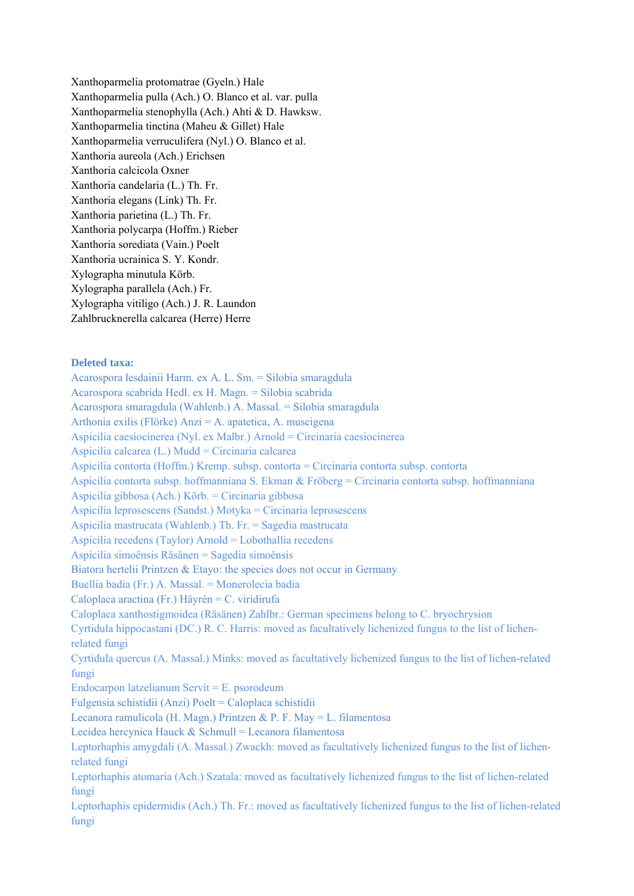Xanthoparmelia protomatrae (Gyeln.) Hale
Xanthoparmelia pulla (Ach.) O. Blanco et al. var. pulla
Xanthoparmelia stenophylla (Ach.) Ahti & D. Hawksw.
Xanthoparmelia tinctina (Maheu & Gillet) Hale
Xanthoparmelia verruculifera (Nyl.) O. Blanco et al.
Xanthoria aureola (Ach.) Erichsen
Xanthoria calcicola Oxner
Xanthoria candelaria (L.) Th. Fr.
Xanthoria elegans (Link) Th. Fr.
Xanthoria parietina (L.) Th. Fr.
Xanthoria polycarpa (Hoffm.) Rieber
Xanthoria sorediata (Vain.) Poelt
Xanthoria ucrainica S. Y. Kondr.
Xylographa minutula Körb.
Xylographa parallela (Ach.) Fr.
Xylographa vitiligo (Ach.) J. R. Laundon
Zahlbrucknerella calcarea (Herre) Herre

**Deleted taxa:**

Acarospora lesdainii Harm. ex A. L. Sm. = Silobia smaragdula
Acarospora scabrida Hedl. ex H. Magn. = Silobia scabrida
Acarospora smaragdula (Wahlenb.) A. Massal. = Silobia smaragdula
Arthonia exilis (Flörke) Anzi = A. apatetica, A. muscigena
Aspicilia caesiocinerea (Nyl. ex Malbr.) Arnold = Circinaria caesiocinerea
Aspicilia calcarea (L.) Mudd = Circinaria calcarea
Aspicilia contorta (Hoffm.) Kremp. subsp. contorta = Circinaria contorta subsp. contorta
Aspicilia contorta subsp. hoffmanniana S. Ekman & Fröberg = Circinaria contorta subsp. hoffmanniana
Aspicilia gibbosa (Ach.) Körb. = Circinaria gibbosa
Aspicilia leprosescens (Sandst.) Motyka = Circinaria leprosescens
Aspicilia mastrucata (Wahlenb.) Th. Fr. = Sagedia mastrucata
Aspicilia recedens (Taylor) Arnold = Lobothallia recedens
Aspicilia simoënsis Räsänen = Sagedia simoënsis
Biatora hertelii Printzen & Etayo: the species does not occur in Germany
Buellia badia (Fr.) A. Massal. = Monerolecia badia
Caloplaca aractina (Fr.) Häyrén = C. viridirufa
Caloplaca xanthostigmoidea (Räsänen) Zahlbr.: German specimens belong to C. bryochrysion
Cyrtidula hippocastani (DC.) R. C. Harris: moved as facultatively lichenized fungus to the list of lichen-related fungi
Cyrtidula quercus (A. Massal.) Minks: moved as facultatively lichenized fungus to the list of lichen-related fungi
Endocarpon latzelianum Servít = E. psorodeum
Fulgensia schistidii (Anzi) Poelt = Caloplaca schistidii
Lecanora ramulicola (H. Magn.) Printzen & P. F. May = L. filamentosa
Lecidea hercynica Hauck & Schmull = Lecanora filamentosa
Leptorhaphis amygdali (A. Massal.) Zwackh: moved as facultatively lichenized fungus to the list of lichen-related fungi
Leptorhaphis atomaria (Ach.) Szatala: moved as facultatively lichenized fungus to the list of lichen-related fungi
Leptorhaphis epidermidis (Ach.) Th. Fr.: moved as facultatively lichenized fungus to the list of lichen-related fungi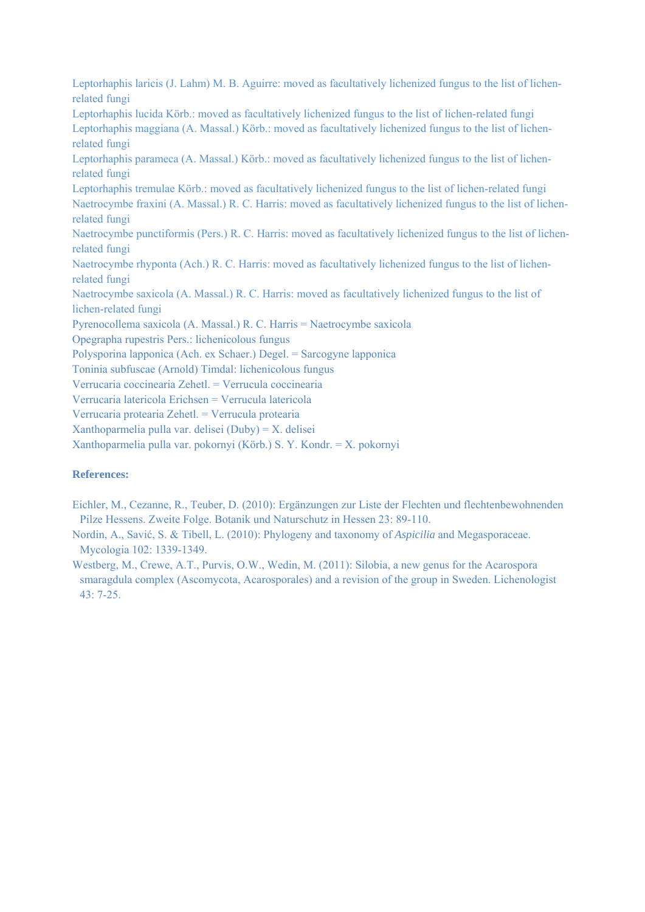Leptorhaphis laricis (J. Lahm) M. B. Aguirre: moved as facultatively lichenized fungus to the list of lichen-related fungi
Leptorhaphis lucida Körb.: moved as facultatively lichenized fungus to the list of lichen-related fungi
Leptorhaphis maggiana (A. Massal.) Körb.: moved as facultatively lichenized fungus to the list of lichen-related fungi
Leptorhaphis parameca (A. Massal.) Körb.: moved as facultatively lichenized fungus to the list of lichen-related fungi
Leptorhaphis tremulae Körb.: moved as facultatively lichenized fungus to the list of lichen-related fungi
Naetrocymbe fraxini (A. Massal.) R. C. Harris: moved as facultatively lichenized fungus to the list of lichen-related fungi
Naetrocymbe punctiformis (Pers.) R. C. Harris: moved as facultatively lichenized fungus to the list of lichen-related fungi
Naetrocymbe rhyponta (Ach.) R. C. Harris: moved as facultatively lichenized fungus to the list of lichen-related fungi
Naetrocymbe saxicola (A. Massal.) R. C. Harris: moved as facultatively lichenized fungus to the list of lichen-related fungi
Pyrenocollema saxicola (A. Massal.) R. C. Harris = Naetrocymbe saxicola
Opegrapha rupestris Pers.: lichenicolous fungus
Polysporina lapponica (Ach. ex Schaer.) Degel. = Sarcogyne lapponica
Toninia subfuscae (Arnold) Timdal: lichenicolous fungus
Verrucaria coccinearia Zehetl. = Verrucula coccinearia
Verrucaria latericola Erichsen = Verrucula latericola
Verrucaria protearia Zehetl. = Verrucula protearia
Xanthoparmelia pulla var. delisei (Duby) = X. delisei
Xanthoparmelia pulla var. pokornyi (Körb.) S. Y. Kondr. = X. pokornyi

**References:**

Eichler, M., Cezanne, R., Teuber, D. (2010): Ergänzungen zur Liste der Flechten und flechtenbewohnenden Pilze Hessens. Zweite Folge. Botanik und Naturschutz in Hessen 23: 89-110.

Nordin, A., Savić, S. & Tibell, L. (2010): Phylogeny and taxonomy of *Aspicilia* and Megasporaceae. Mycologia 102: 1339-1349.

Westberg, M., Crewe, A.T., Purvis, O.W., Wedin, M. (2011): Silobia, a new genus for the Acarospora smaragdula complex (Ascomycota, Acarosporales) and a revision of the group in Sweden. Lichenologist 43: 7-25.